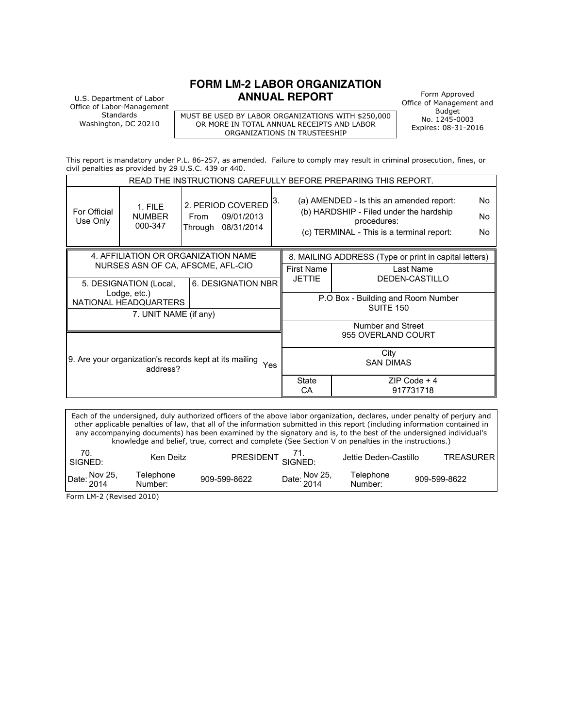U.S. Department of Labor
Office of Labor-Management Standards
Washington, DC 20210

# FORM LM-2 LABOR ORGANIZATION ANNUAL REPORT

MUST BE USED BY LABOR ORGANIZATIONS WITH $250,000 OR MORE IN TOTAL ANNUAL RECEIPTS AND LABOR ORGANIZATIONS IN TRUSTEESHIP

Form Approved
Office of Management and Budget
No. 1245-0003
Expires: 08-31-2016

This report is mandatory under P.L. 86-257, as amended. Failure to comply may result in criminal prosecution, fines, or civil penalties as provided by 29 U.S.C. 439 or 440.

READ THE INSTRUCTIONS CAREFULLY BEFORE PREPARING THIS REPORT.

| For Official Use Only | 1. FILE NUMBER | 2. PERIOD COVERED | 3. | |
|---|---|---|---|---|
| | 000-347 | From 09/01/2013 Through 08/31/2014 | (a) AMENDED - Is this an amended report: | No |
| | | | (b) HARDSHIP - Filed under the hardship procedures: | No |
| | | | (c) TERMINAL - This is a terminal report: | No |

**4. AFFILIATION OR ORGANIZATION NAME**
NURSES ASN OF CA, AFSCME, AFL-CIO

**5. DESIGNATION (Local, Lodge, etc.)**
NATIONAL HEADQUARTERS

**6. DESIGNATION NBR**

**7. UNIT NAME (if any)**

**9. Are your organization's records kept at its mailing address?** Yes

**8. MAILING ADDRESS (Type or print in capital letters)**

| First Name | Last Name |
|---|---|
| JETTIE | DEDEN-CASTILLO |

P.O Box - Building and Room Number: SUITE 150

Number and Street: 955 OVERLAND COURT

City: SAN DIMAS

| State | ZIP Code + 4 |
|---|---|
| CA | 917731718 |

Each of the undersigned, duly authorized officers of the above labor organization, declares, under penalty of perjury and other applicable penalties of law, that all of the information submitted in this report (including information contained in any accompanying documents) has been examined by the signatory and is, to the best of the undersigned individual's knowledge and belief, true, correct and complete (See Section V on penalties in the instructions.)

| 70. SIGNED: | Ken Deitz | PRESIDENT | 71. SIGNED: | Jettie Deden-Castillo | TREASURER |
|---|---|---|---|---|---|
| Date: Nov 25, 2014 | Telephone Number: | 909-599-8622 | Date: Nov 25, 2014 | Telephone Number: | 909-599-8622 |

Form LM-2 (Revised 2010)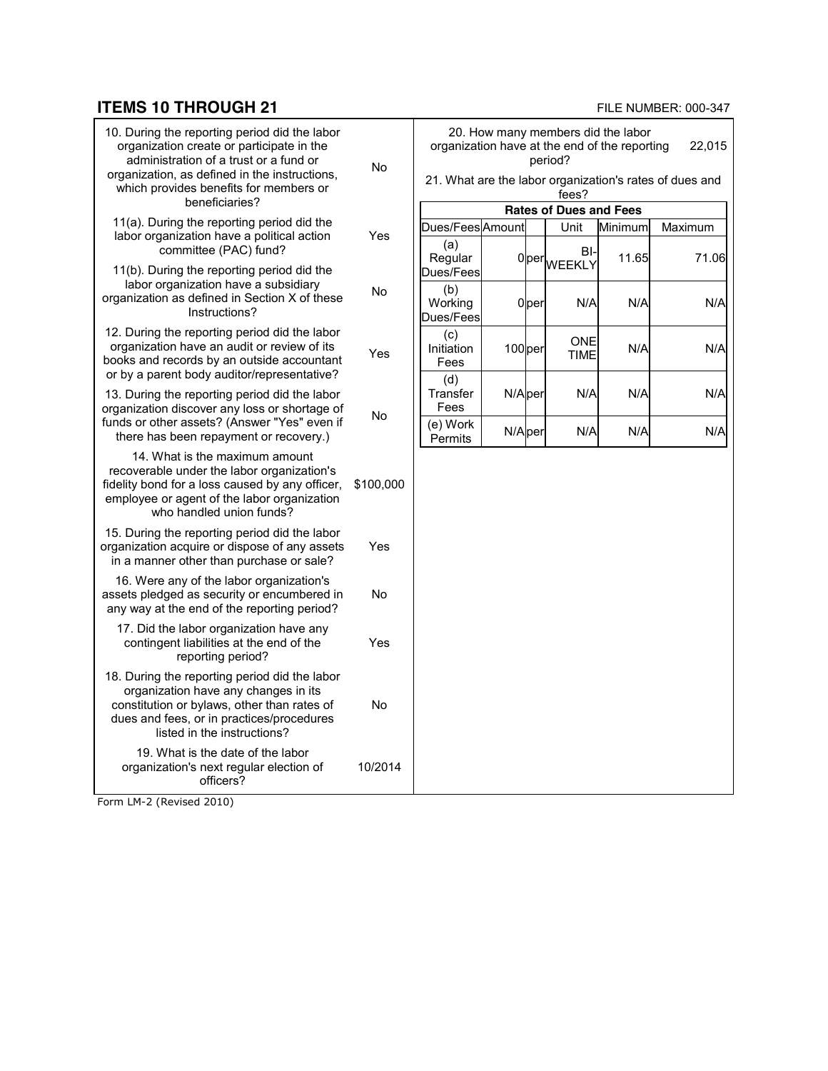## ITEMS 10 THROUGH 21

FILE NUMBER: 000-347

| Question | Answer |
|---|---|
| 10. During the reporting period did the labor organization create or participate in the administration of a trust or a fund or organization, as defined in the instructions, which provides benefits for members or beneficiaries? | No |
| 11(a). During the reporting period did the labor organization have a political action committee (PAC) fund? | Yes |
| 11(b). During the reporting period did the labor organization have a subsidiary organization as defined in Section X of these Instructions? | No |
| 12. During the reporting period did the labor organization have an audit or review of its books and records by an outside accountant or by a parent body auditor/representative? | Yes |
| 13. During the reporting period did the labor organization discover any loss or shortage of funds or other assets? (Answer "Yes" even if there has been repayment or recovery.) | No |
| 14. What is the maximum amount recoverable under the labor organization's fidelity bond for a loss caused by any officer, employee or agent of the labor organization who handled union funds? | $100,000 |
| 15. During the reporting period did the labor organization acquire or dispose of any assets in a manner other than purchase or sale? | Yes |
| 16. Were any of the labor organization's assets pledged as security or encumbered in any way at the end of the reporting period? | No |
| 17. Did the labor organization have any contingent liabilities at the end of the reporting period? | Yes |
| 18. During the reporting period did the labor organization have any changes in its constitution or bylaws, other than rates of dues and fees, or in practices/procedures listed in the instructions? | No |
| 19. What is the date of the labor organization's next regular election of officers? | 10/2014 |
| 20. How many members did the labor organization have at the end of the reporting period? | 22,015 |

21. What are the labor organization's rates of dues and fees?

**Rates of Dues and Fees**

| Dues/Fees | Amount | | Unit | Minimum | Maximum |
|---|---|---|---|---|---|
| (a) Regular Dues/Fees | 0 | per | BI-WEEKLY | 11.65 | 71.06 |
| (b) Working Dues/Fees | 0 | per | N/A | N/A | N/A |
| (c) Initiation Fees | 100 | per | ONE TIME | N/A | N/A |
| (d) Transfer Fees | N/A | per | N/A | N/A | N/A |
| (e) Work Permits | N/A | per | N/A | N/A | N/A |

Form LM-2 (Revised 2010)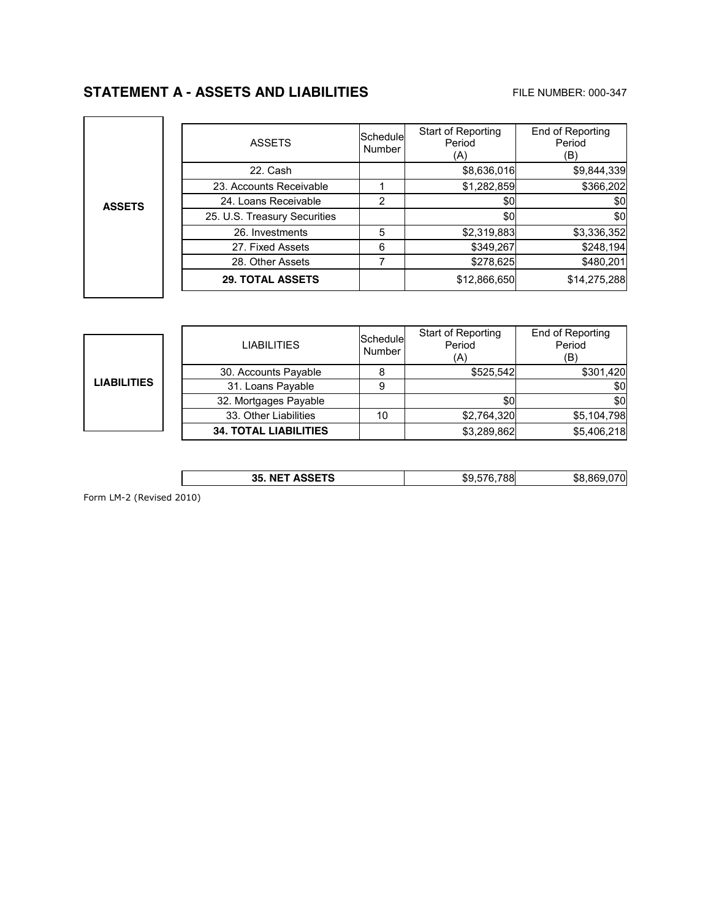## STATEMENT A - ASSETS AND LIABILITIES

FILE NUMBER: 000-347

**ASSETS**

| ASSETS | Schedule Number | Start of Reporting Period (A) | End of Reporting Period (B) |
|---|---|---|---|
| 22. Cash | | $8,636,016 | $9,844,339 |
| 23. Accounts Receivable | 1 | $1,282,859 | $366,202 |
| 24. Loans Receivable | 2 | $0 | $0 |
| 25. U.S. Treasury Securities | | $0 | $0 |
| 26. Investments | 5 | $2,319,883 | $3,336,352 |
| 27. Fixed Assets | 6 | $349,267 | $248,194 |
| 28. Other Assets | 7 | $278,625 | $480,201 |
| **29. TOTAL ASSETS** | | $12,866,650 | $14,275,288 |

**LIABILITIES**

| LIABILITIES | Schedule Number | Start of Reporting Period (A) | End of Reporting Period (B) |
|---|---|---|---|
| 30. Accounts Payable | 8 | $525,542 | $301,420 |
| 31. Loans Payable | 9 | | $0 |
| 32. Mortgages Payable | | $0 | $0 |
| 33. Other Liabilities | 10 | $2,764,320 | $5,104,798 |
| **34. TOTAL LIABILITIES** | | $3,289,862 | $5,406,218 |

| | Start of Reporting Period (A) | End of Reporting Period (B) |
|---|---|---|
| **35. NET ASSETS** | $9,576,788 | $8,869,070 |

Form LM-2 (Revised 2010)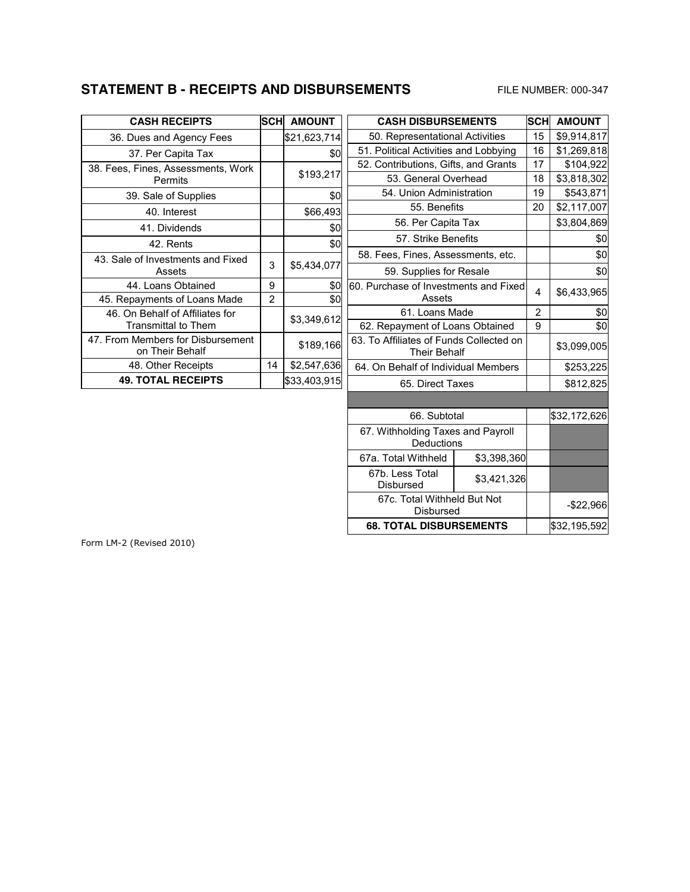## STATEMENT B - RECEIPTS AND DISBURSEMENTS

FILE NUMBER: 000-347

| CASH RECEIPTS | SCH | AMOUNT |
|---|---|---|
| 36. Dues and Agency Fees | | $21,623,714 |
| 37. Per Capita Tax | | $0 |
| 38. Fees, Fines, Assessments, Work Permits | | $193,217 |
| 39. Sale of Supplies | | $0 |
| 40. Interest | | $66,493 |
| 41. Dividends | | $0 |
| 42. Rents | | $0 |
| 43. Sale of Investments and Fixed Assets | 3 | $5,434,077 |
| 44. Loans Obtained | 9 | $0 |
| 45. Repayments of Loans Made | 2 | $0 |
| 46. On Behalf of Affiliates for Transmittal to Them | | $3,349,612 |
| 47. From Members for Disbursement on Their Behalf | | $189,166 |
| 48. Other Receipts | 14 | $2,547,636 |
| **49. TOTAL RECEIPTS** | | $33,403,915 |

| CASH DISBURSEMENTS | | SCH | AMOUNT |
|---|---|---|---|
| 50. Representational Activities | | 15 | $9,914,817 |
| 51. Political Activities and Lobbying | | 16 | $1,269,818 |
| 52. Contributions, Gifts, and Grants | | 17 | $104,922 |
| 53. General Overhead | | 18 | $3,818,302 |
| 54. Union Administration | | 19 | $543,871 |
| 55. Benefits | | 20 | $2,117,007 |
| 56. Per Capita Tax | | | $3,804,869 |
| 57. Strike Benefits | | | $0 |
| 58. Fees, Fines, Assessments, etc. | | | $0 |
| 59. Supplies for Resale | | | $0 |
| 60. Purchase of Investments and Fixed Assets | | 4 | $6,433,965 |
| 61. Loans Made | | 2 | $0 |
| 62. Repayment of Loans Obtained | | 9 | $0 |
| 63. To Affiliates of Funds Collected on Their Behalf | | | $3,099,005 |
| 64. On Behalf of Individual Members | | | $253,225 |
| 65. Direct Taxes | | | $812,825 |
| | | | |
| 66. Subtotal | | | $32,172,626 |
| 67. Withholding Taxes and Payroll Deductions | | | |
| 67a. Total Withheld | $3,398,360 | | |
| 67b. Less Total Disbursed | $3,421,326 | | |
| 67c. Total Withheld But Not Disbursed | | | -$22,966 |
| **68. TOTAL DISBURSEMENTS** | | | $32,195,592 |

Form LM-2 (Revised 2010)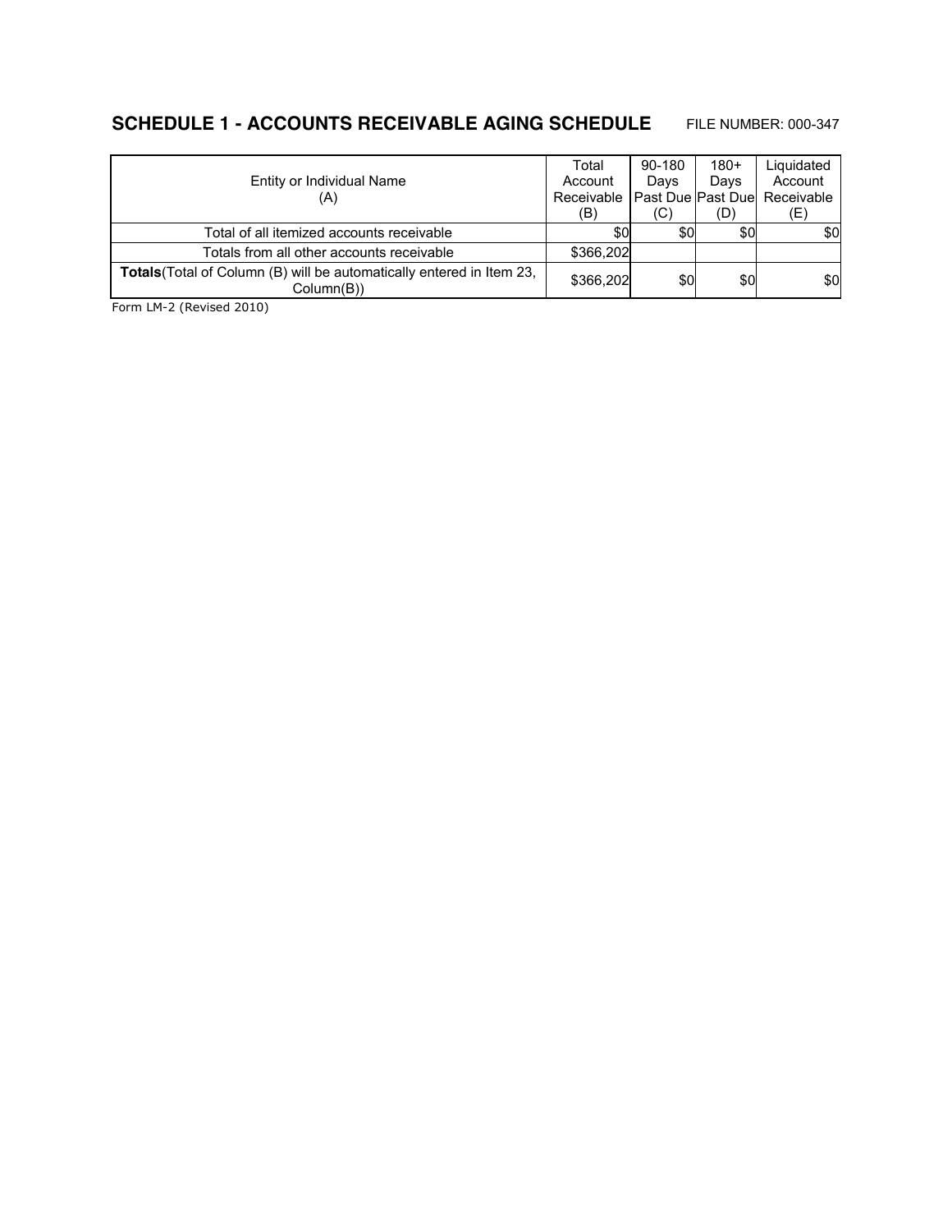## SCHEDULE 1 - ACCOUNTS RECEIVABLE AGING SCHEDULE

FILE NUMBER: 000-347

| Entity or Individual Name (A) | Total Account Receivable (B) | 90-180 Days Past Due (C) | 180+ Days Past Due (D) | Liquidated Account Receivable (E) |
|---|---|---|---|---|
| Total of all itemized accounts receivable | $0 | $0 | $0 | $0 |
| Totals from all other accounts receivable | $366,202 | | | |
| **Totals**(Total of Column (B) will be automatically entered in Item 23, Column(B)) | $366,202 | $0 | $0 | $0 |

Form LM-2 (Revised 2010)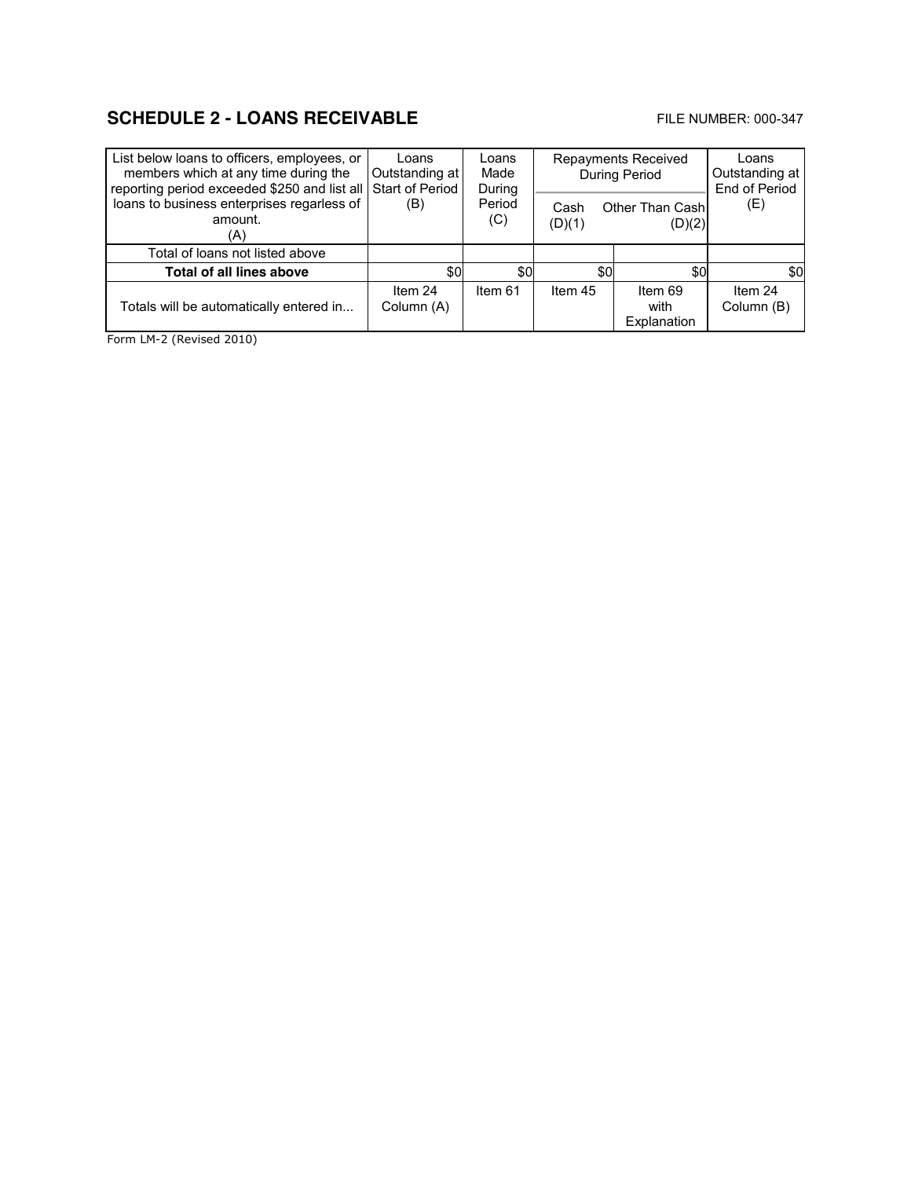## SCHEDULE 2 - LOANS RECEIVABLE

FILE NUMBER: 000-347

| List below loans to officers, employees, or members which at any time during the reporting period exceeded $250 and list all loans to business enterprises regarless of amount. (A) | Loans Outstanding at Start of Period (B) | Loans Made During Period (C) | Repayments Received During Period | | Loans Outstanding at End of Period (E) |
|---|---|---|---|---|---|
| | | | Cash (D)(1) | Other Than Cash (D)(2) | |
| Total of loans not listed above | | | | | |
| **Total of all lines above** | $0 | $0 | $0 | $0 | $0 |
| Totals will be automatically entered in... | Item 24 Column (A) | Item 61 | Item 45 | Item 69 with Explanation | Item 24 Column (B) |

Form LM-2 (Revised 2010)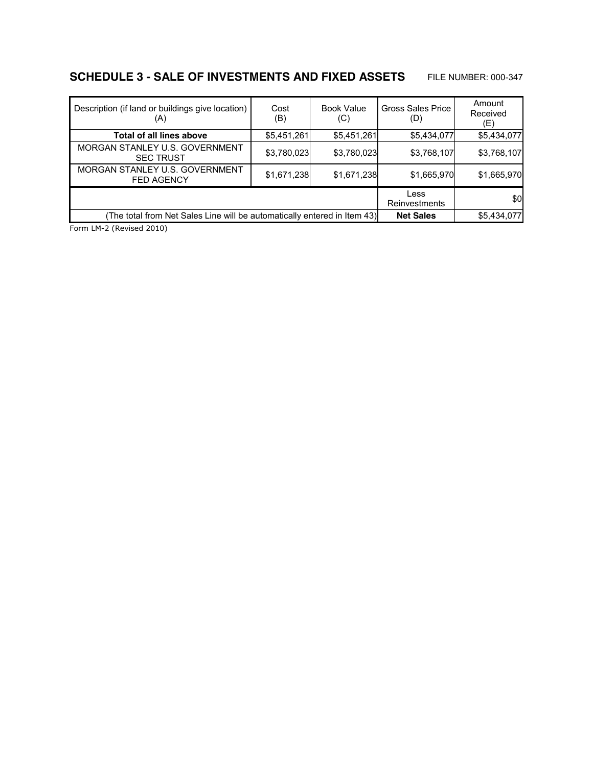## SCHEDULE 3 - SALE OF INVESTMENTS AND FIXED ASSETS

FILE NUMBER: 000-347

| Description (if land or buildings give location) (A) | Cost (B) | Book Value (C) | Gross Sales Price (D) | Amount Received (E) |
|---|---|---|---|---|
| **Total of all lines above** | $5,451,261 | $5,451,261 | $5,434,077 | $5,434,077 |
| MORGAN STANLEY U.S. GOVERNMENT SEC TRUST | $3,780,023 | $3,780,023 | $3,768,107 | $3,768,107 |
| MORGAN STANLEY U.S. GOVERNMENT FED AGENCY | $1,671,238 | $1,671,238 | $1,665,970 | $1,665,970 |
| | | | Less Reinvestments | $0 |
| (The total from Net Sales Line will be automatically entered in Item 43) | | | **Net Sales** | $5,434,077 |

Form LM-2 (Revised 2010)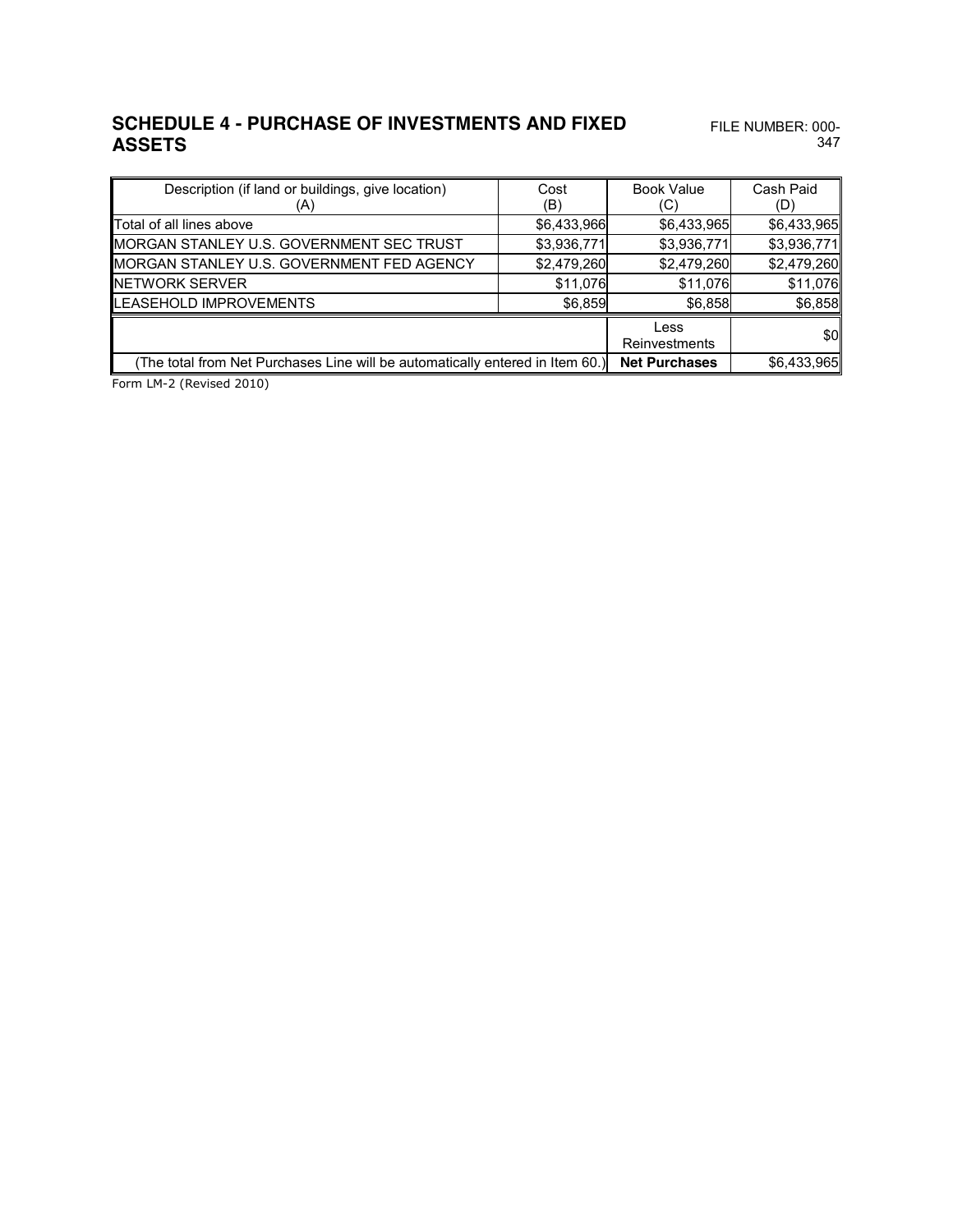## SCHEDULE 4 - PURCHASE OF INVESTMENTS AND FIXED ASSETS

FILE NUMBER: 000-347

| Description (if land or buildings, give location) (A) | Cost (B) | Book Value (C) | Cash Paid (D) |
|---|---|---|---|
| Total of all lines above | $6,433,966 | $6,433,965 | $6,433,965 |
| MORGAN STANLEY U.S. GOVERNMENT SEC TRUST | $3,936,771 | $3,936,771 | $3,936,771 |
| MORGAN STANLEY U.S. GOVERNMENT FED AGENCY | $2,479,260 | $2,479,260 | $2,479,260 |
| NETWORK SERVER | $11,076 | $11,076 | $11,076 |
| LEASEHOLD IMPROVEMENTS | $6,859 | $6,858 | $6,858 |
| | | Less Reinvestments | $0 |
| (The total from Net Purchases Line will be automatically entered in Item 60.) | | **Net Purchases** | $6,433,965 |

Form LM-2 (Revised 2010)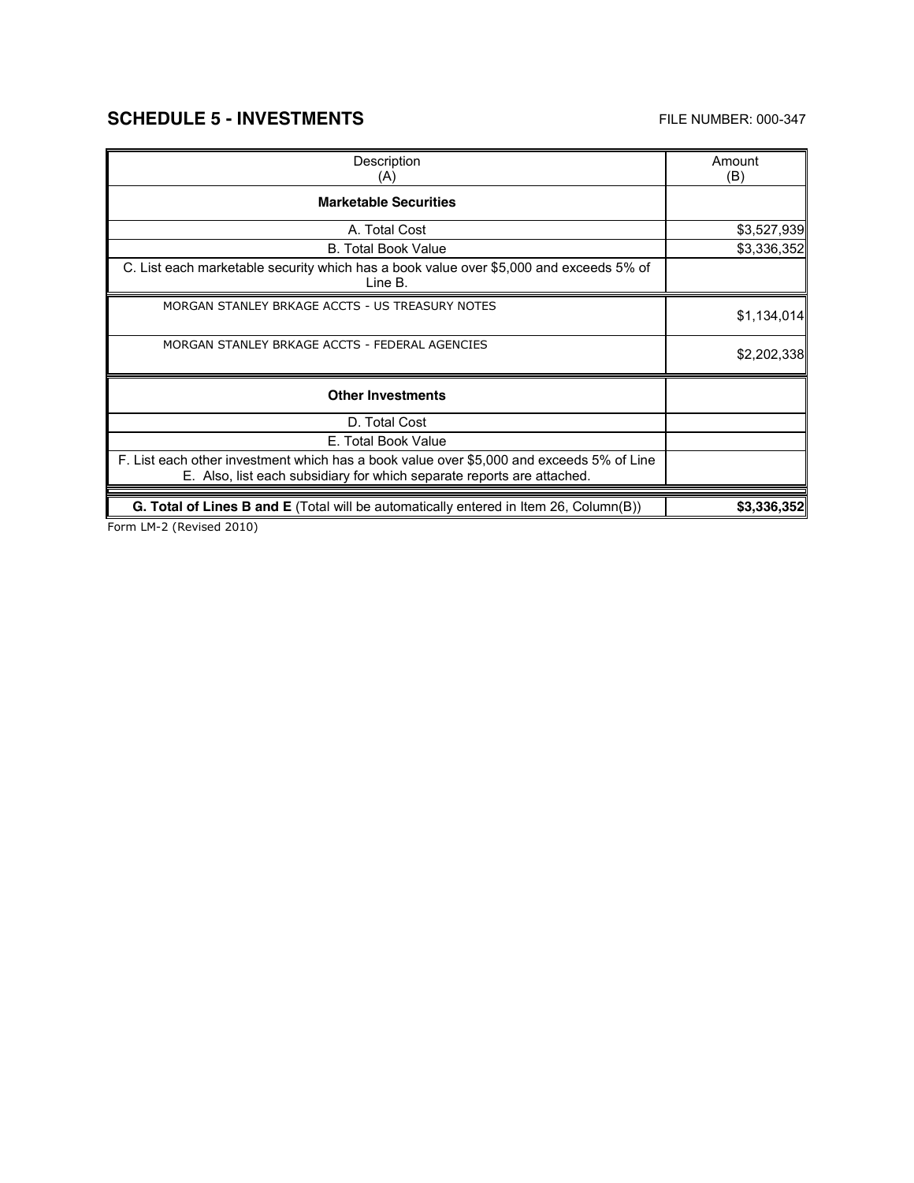## SCHEDULE 5 - INVESTMENTS

FILE NUMBER: 000-347

| Description (A) | Amount (B) |
|---|---|
| **Marketable Securities** | |
| A. Total Cost | $3,527,939 |
| B. Total Book Value | $3,336,352 |
| C. List each marketable security which has a book value over $5,000 and exceeds 5% of Line B. | |
| MORGAN STANLEY BRKAGE ACCTS - US TREASURY NOTES | $1,134,014 |
| MORGAN STANLEY BRKAGE ACCTS - FEDERAL AGENCIES | $2,202,338 |
| **Other Investments** | |
| D. Total Cost | |
| E. Total Book Value | |
| F. List each other investment which has a book value over $5,000 and exceeds 5% of Line E. Also, list each subsidiary for which separate reports are attached. | |
| **G. Total of Lines B and E** (Total will be automatically entered in Item 26, Column(B)) | **$3,336,352** |

Form LM-2 (Revised 2010)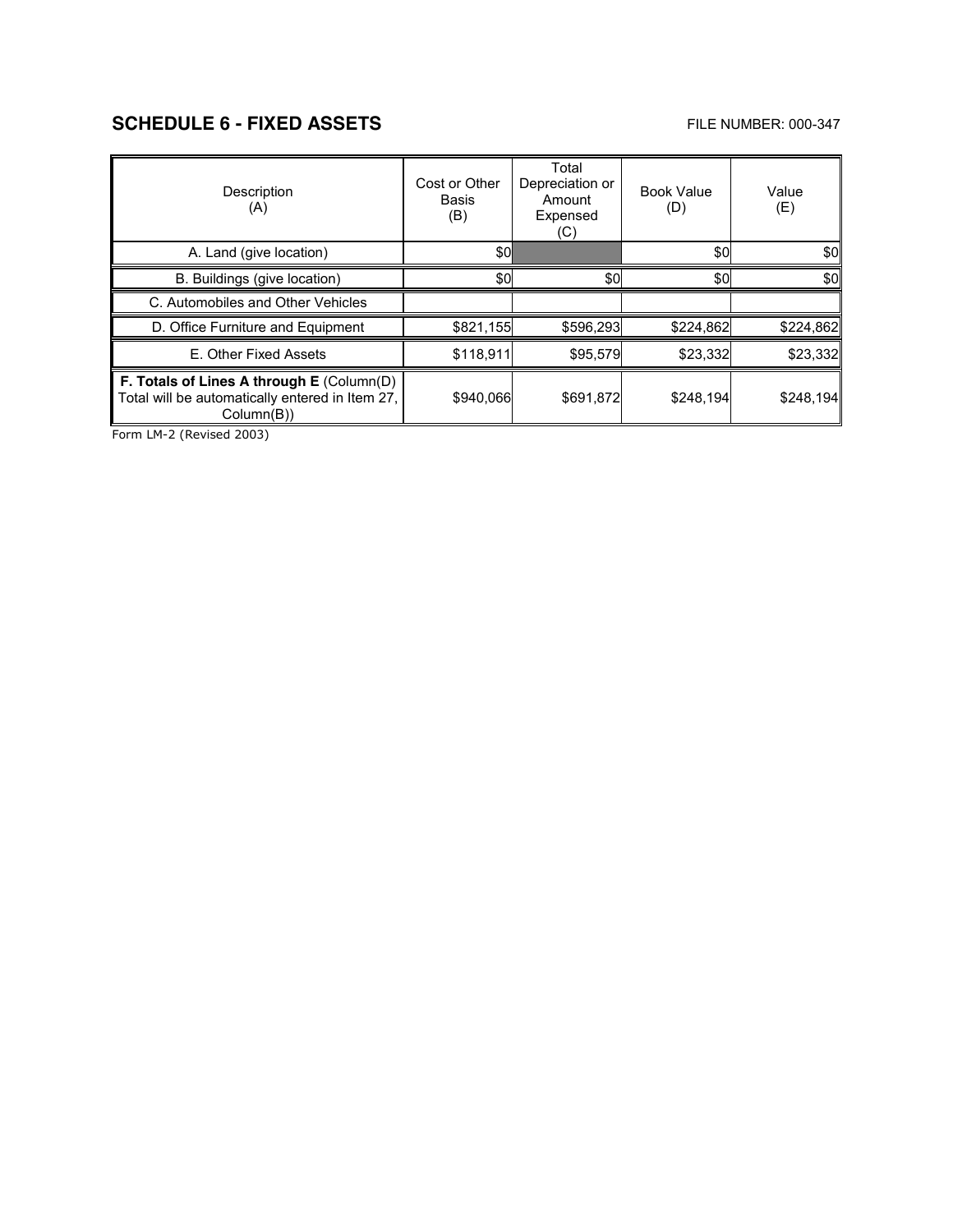## SCHEDULE 6 - FIXED ASSETS

FILE NUMBER: 000-347

| Description (A) | Cost or Other Basis (B) | Total Depreciation or Amount Expensed (C) | Book Value (D) | Value (E) |
|---|---|---|---|---|
| A. Land (give location) | $0 | | $0 | $0 |
| B. Buildings (give location) | $0 | $0 | $0 | $0 |
| C. Automobiles and Other Vehicles | | | | |
| D. Office Furniture and Equipment | $821,155 | $596,293 | $224,862 | $224,862 |
| E. Other Fixed Assets | $118,911 | $95,579 | $23,332 | $23,332 |
| **F. Totals of Lines A through E** (Column(D) Total will be automatically entered in Item 27, Column(B)) | $940,066 | $691,872 | $248,194 | $248,194 |

Form LM-2 (Revised 2003)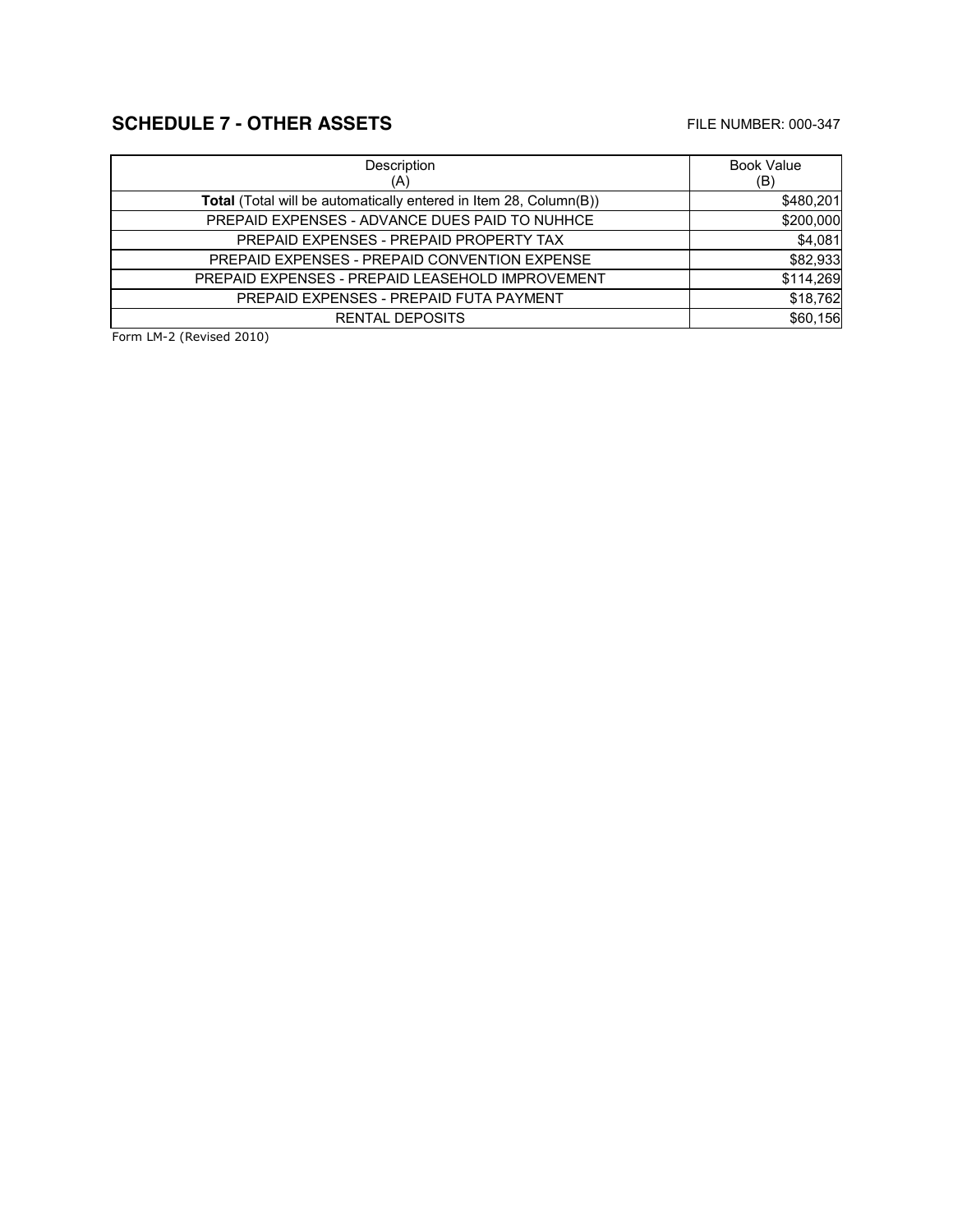## SCHEDULE 7 - OTHER ASSETS

FILE NUMBER: 000-347

| Description (A) | Book Value (B) |
| --- | --- |
| **Total** (Total will be automatically entered in Item 28, Column(B)) | $480,201 |
| PREPAID EXPENSES - ADVANCE DUES PAID TO NUHHCE | $200,000 |
| PREPAID EXPENSES - PREPAID PROPERTY TAX | $4,081 |
| PREPAID EXPENSES - PREPAID CONVENTION EXPENSE | $82,933 |
| PREPAID EXPENSES - PREPAID LEASEHOLD IMPROVEMENT | $114,269 |
| PREPAID EXPENSES - PREPAID FUTA PAYMENT | $18,762 |
| RENTAL DEPOSITS | $60,156 |

Form LM-2 (Revised 2010)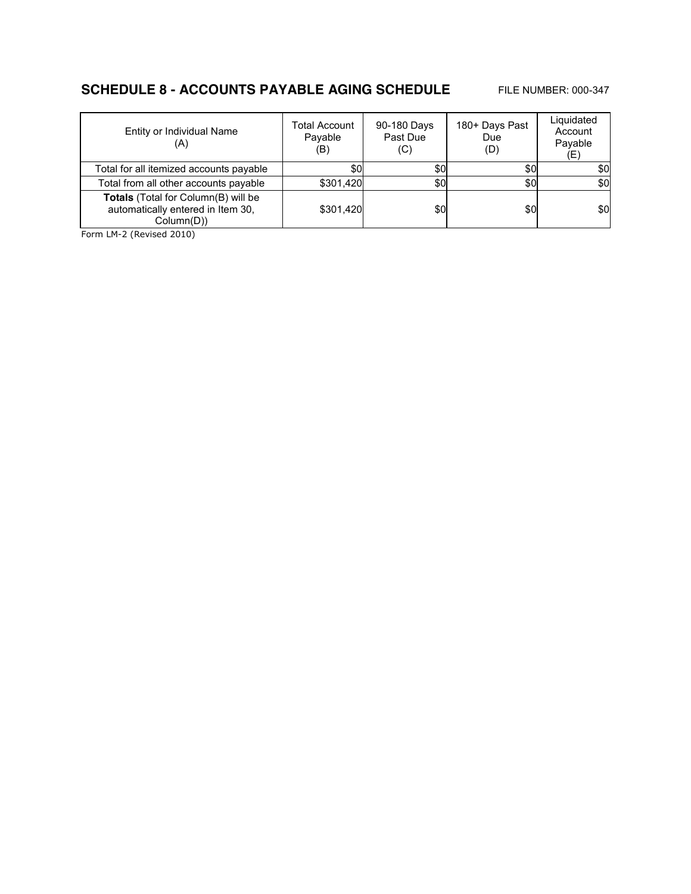## SCHEDULE 8 - ACCOUNTS PAYABLE AGING SCHEDULE

FILE NUMBER: 000-347

| Entity or Individual Name (A) | Total Account Payable (B) | 90-180 Days Past Due (C) | 180+ Days Past Due (D) | Liquidated Account Payable (E) |
|---|---|---|---|---|
| Total for all itemized accounts payable | $0 | $0 | $0 | $0 |
| Total from all other accounts payable | $301,420 | $0 | $0 | $0 |
| **Totals** (Total for Column(B) will be automatically entered in Item 30, Column(D)) | $301,420 | $0 | $0 | $0 |

Form LM-2 (Revised 2010)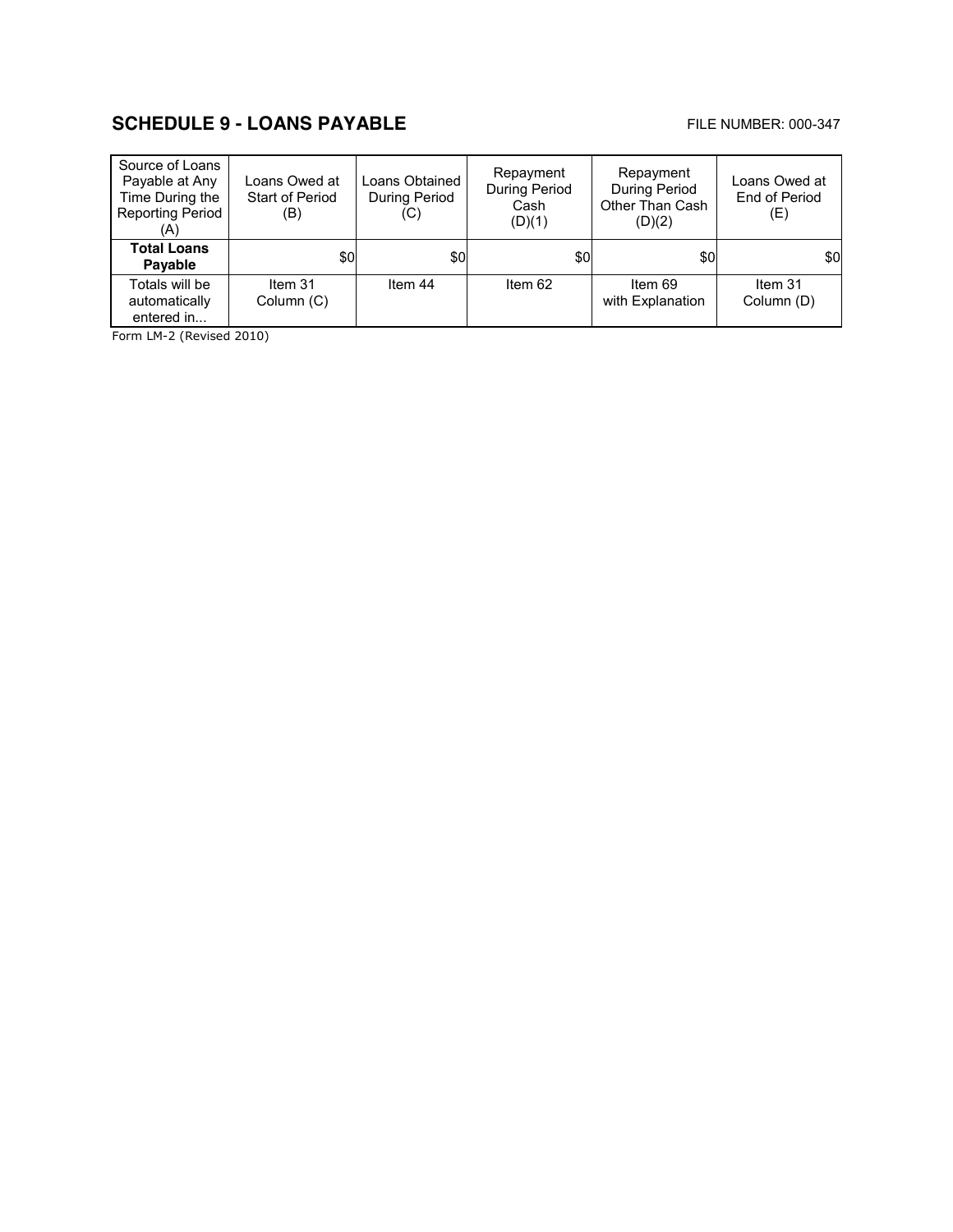## SCHEDULE 9 - LOANS PAYABLE

FILE NUMBER: 000-347

| Source of Loans Payable at Any Time During the Reporting Period (A) | Loans Owed at Start of Period (B) | Loans Obtained During Period (C) | Repayment During Period Cash (D)(1) | Repayment During Period Other Than Cash (D)(2) | Loans Owed at End of Period (E) |
|---|---|---|---|---|---|
| **Total Loans Payable** | $0 | $0 | $0 | $0 | $0 |
| Totals will be automatically entered in... | Item 31 Column (C) | Item 44 | Item 62 | Item 69 with Explanation | Item 31 Column (D) |

Form LM-2 (Revised 2010)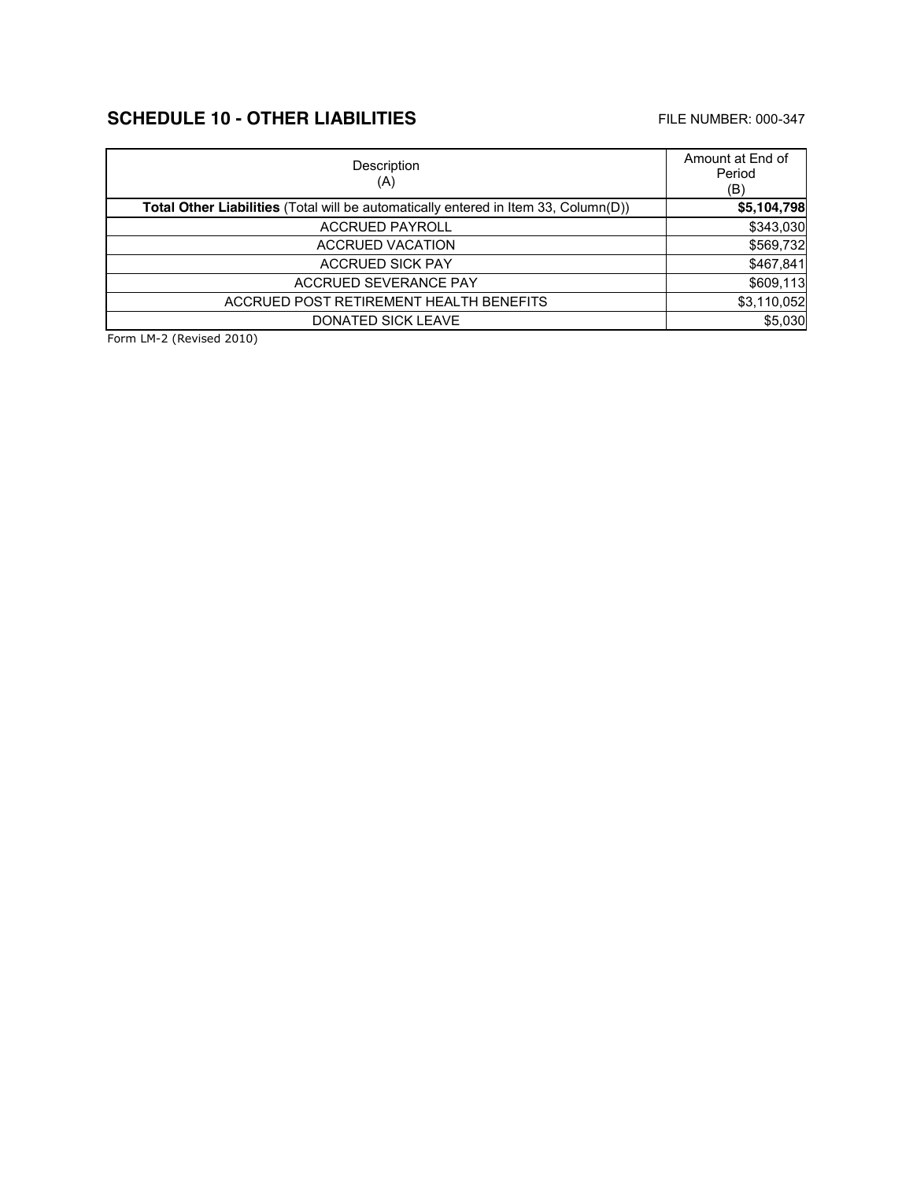## SCHEDULE 10 - OTHER LIABILITIES

FILE NUMBER: 000-347

| Description (A) | Amount at End of Period (B) |
|---|---|
| **Total Other Liabilities** (Total will be automatically entered in Item 33, Column(D)) | **$5,104,798** |
| ACCRUED PAYROLL | $343,030 |
| ACCRUED VACATION | $569,732 |
| ACCRUED SICK PAY | $467,841 |
| ACCRUED SEVERANCE PAY | $609,113 |
| ACCRUED POST RETIREMENT HEALTH BENEFITS | $3,110,052 |
| DONATED SICK LEAVE | $5,030 |

Form LM-2 (Revised 2010)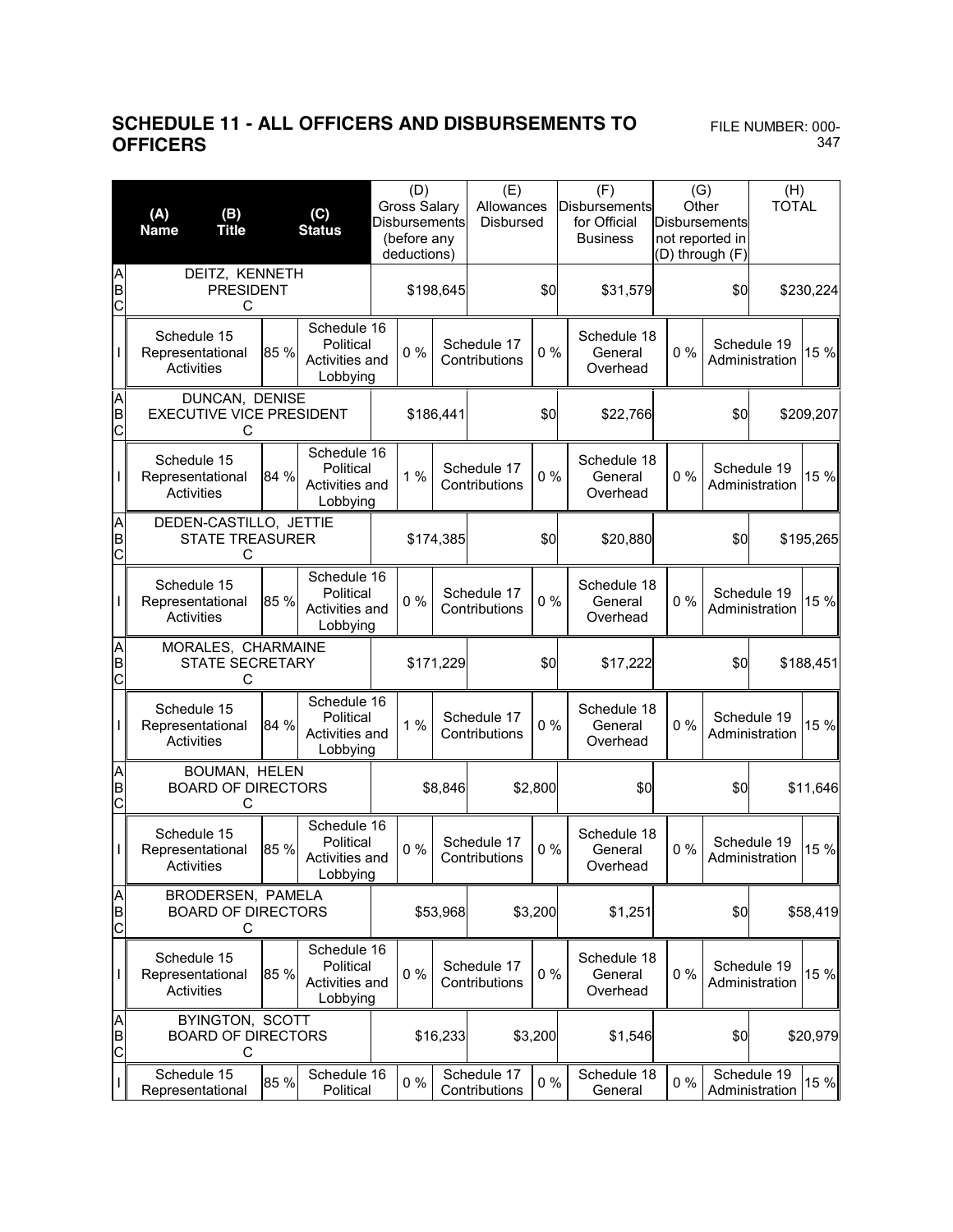## SCHEDULE 11 - ALL OFFICERS AND DISBURSEMENTS TO OFFICERS

FILE NUMBER: 000-347

| | (A) Name (B) Title (C) Status | | | (D) Gross Salary Disbursements (before any deductions) | (E) Allowances Disbursed | (F) Disbursements for Official Business | (G) Other Disbursements not reported in (D) through (F) | (H) TOTAL |
|---|---|---|---|---|---|---|---|---|
| A B C | DEITZ, KENNETH PRESIDENT C | | | $198,645 | $0 | $31,579 | $0 | $230,224 |
| I | Schedule 15 Representational Activities 85 % | Schedule 16 Political Activities and Lobbying 0 % | | Schedule 17 Contributions 0 % | | Schedule 18 General Overhead 0 % | Schedule 19 Administration 15 % | |
| A B C | DUNCAN, DENISE EXECUTIVE VICE PRESIDENT C | | | $186,441 | $0 | $22,766 | $0 | $209,207 |
| I | Schedule 15 Representational Activities 84 % | Schedule 16 Political Activities and Lobbying 1 % | | Schedule 17 Contributions 0 % | | Schedule 18 General Overhead 0 % | Schedule 19 Administration 15 % | |
| A B C | DEDEN-CASTILLO, JETTIE STATE TREASURER C | | | $174,385 | $0 | $20,880 | $0 | $195,265 |
| I | Schedule 15 Representational Activities 85 % | Schedule 16 Political Activities and Lobbying 0 % | | Schedule 17 Contributions 0 % | | Schedule 18 General Overhead 0 % | Schedule 19 Administration 15 % | |
| A B C | MORALES, CHARMAINE STATE SECRETARY C | | | $171,229 | $0 | $17,222 | $0 | $188,451 |
| I | Schedule 15 Representational Activities 84 % | Schedule 16 Political Activities and Lobbying 1 % | | Schedule 17 Contributions 0 % | | Schedule 18 General Overhead 0 % | Schedule 19 Administration 15 % | |
| A B C | BOUMAN, HELEN BOARD OF DIRECTORS C | | | $8,846 | $2,800 | $0 | $0 | $11,646 |
| I | Schedule 15 Representational Activities 85 % | Schedule 16 Political Activities and Lobbying 0 % | | Schedule 17 Contributions 0 % | | Schedule 18 General Overhead 0 % | Schedule 19 Administration 15 % | |
| A B C | BRODERSEN, PAMELA BOARD OF DIRECTORS C | | | $53,968 | $3,200 | $1,251 | $0 | $58,419 |
| I | Schedule 15 Representational Activities 85 % | Schedule 16 Political Activities and Lobbying 0 % | | Schedule 17 Contributions 0 % | | Schedule 18 General Overhead 0 % | Schedule 19 Administration 15 % | |
| A B C | BYINGTON, SCOTT BOARD OF DIRECTORS C | | | $16,233 | $3,200 | $1,546 | $0 | $20,979 |
| I | Schedule 15 Representational 85 % | Schedule 16 Political 0 % | | Schedule 17 Contributions 0 % | | Schedule 18 General 0 % | Schedule 19 Administration 15 % | |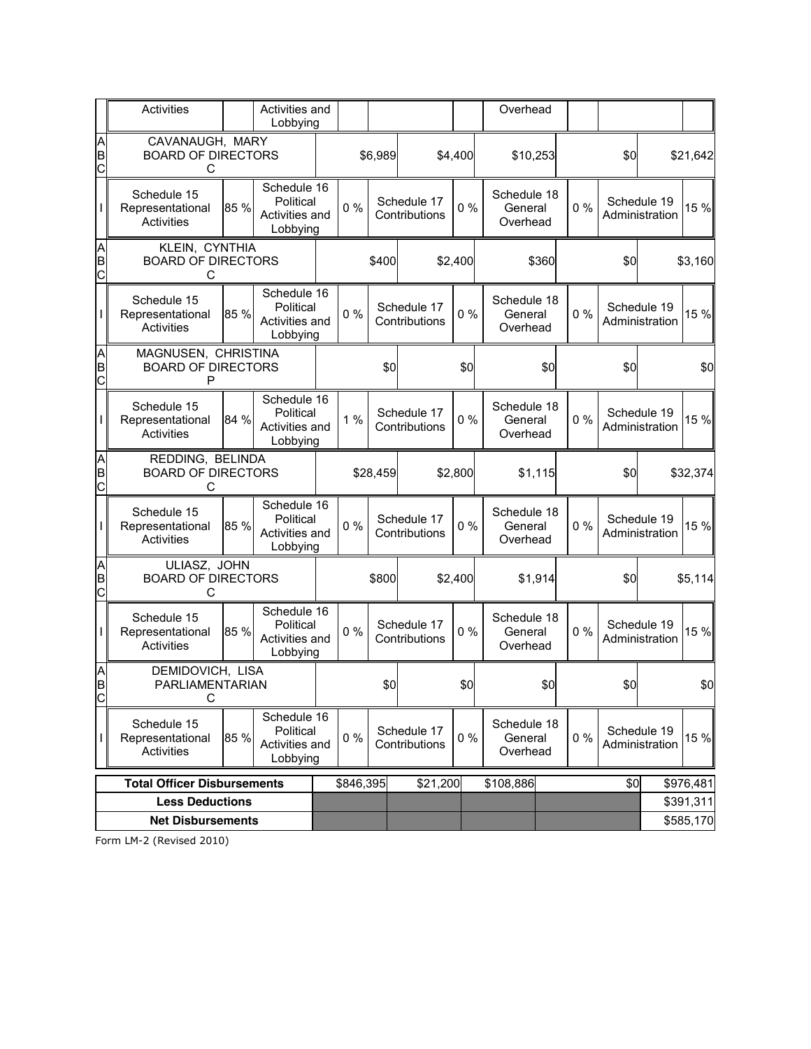| | Activities | | Activities and Lobbying | | | | | Overhead | | | |
|---|---|---|---|---|---|---|---|---|---|---|---|
| A B C | CAVANAUGH, MARY BOARD OF DIRECTORS C | | | | $6,989 | | $4,400 | $10,253 | | $0 | $21,642 |
| I | Schedule 15 Representational Activities | 85 % | Schedule 16 Political Activities and Lobbying | 0 % | Schedule 17 Contributions | | 0 % | Schedule 18 General Overhead | 0 % | Schedule 19 Administration | 15 % |
| A B C | KLEIN, CYNTHIA BOARD OF DIRECTORS C | | | | $400 | | $2,400 | $360 | | $0 | $3,160 |
| I | Schedule 15 Representational Activities | 85 % | Schedule 16 Political Activities and Lobbying | 0 % | Schedule 17 Contributions | | 0 % | Schedule 18 General Overhead | 0 % | Schedule 19 Administration | 15 % |
| A B C | MAGNUSEN, CHRISTINA BOARD OF DIRECTORS P | | | | $0 | | $0 | $0 | | $0 | $0 |
| I | Schedule 15 Representational Activities | 84 % | Schedule 16 Political Activities and Lobbying | 1 % | Schedule 17 Contributions | | 0 % | Schedule 18 General Overhead | 0 % | Schedule 19 Administration | 15 % |
| A B C | REDDING, BELINDA BOARD OF DIRECTORS C | | | | $28,459 | | $2,800 | $1,115 | | $0 | $32,374 |
| I | Schedule 15 Representational Activities | 85 % | Schedule 16 Political Activities and Lobbying | 0 % | Schedule 17 Contributions | | 0 % | Schedule 18 General Overhead | 0 % | Schedule 19 Administration | 15 % |
| A B C | ULIASZ, JOHN BOARD OF DIRECTORS C | | | | $800 | | $2,400 | $1,914 | | $0 | $5,114 |
| I | Schedule 15 Representational Activities | 85 % | Schedule 16 Political Activities and Lobbying | 0 % | Schedule 17 Contributions | | 0 % | Schedule 18 General Overhead | 0 % | Schedule 19 Administration | 15 % |
| A B C | DEMIDOVICH, LISA PARLIAMENTARIAN C | | | | $0 | | $0 | $0 | | $0 | $0 |
| I | Schedule 15 Representational Activities | 85 % | Schedule 16 Political Activities and Lobbying | 0 % | Schedule 17 Contributions | | 0 % | Schedule 18 General Overhead | 0 % | Schedule 19 Administration | 15 % |

| | | | | | |
|---|---|---|---|---|---|
| **Total Officer Disbursements** | $846,395 | $21,200 | $108,886 | $0 | $976,481 |
| **Less Deductions** | | | | | $391,311 |
| **Net Disbursements** | | | | | $585,170 |

Form LM-2 (Revised 2010)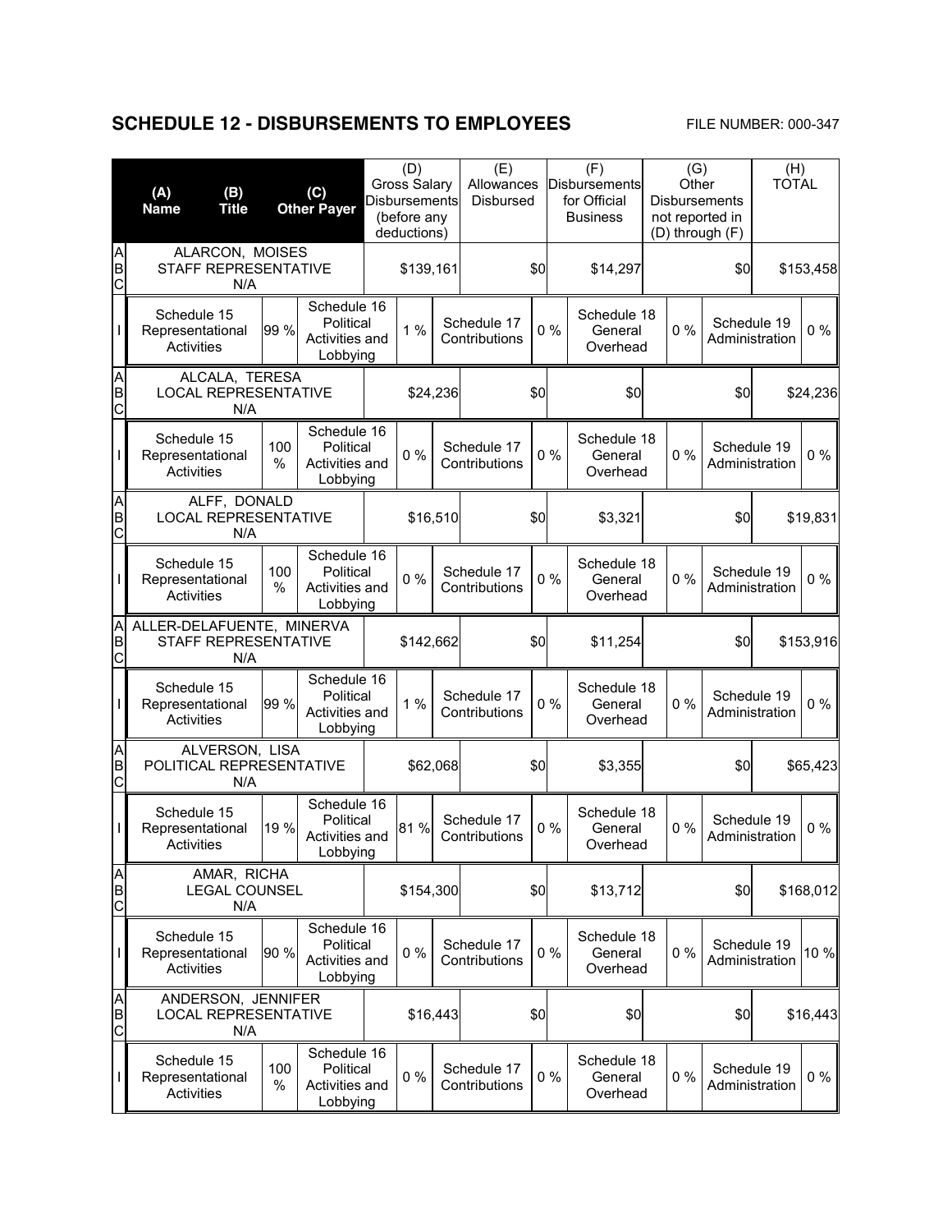## SCHEDULE 12 - DISBURSEMENTS TO EMPLOYEES

FILE NUMBER: 000-347

| (A) Name / (B) Title / (C) Other Payer | (D) Gross Salary Disbursements (before any deductions) | (E) Allowances Disbursed | (F) Disbursements for Official Business | (G) Other Disbursements not reported in (D) through (F) | (H) TOTAL |
|---|---|---|---|---|---|
| ALARCON, MOISES<br>STAFF REPRESENTATIVE<br>N/A | $139,161 | $0 | $14,297 | $0 | $153,458 |
| Schedule 15 Representational Activities: 99 % | Schedule 16 Political Activities and Lobbying: 1 % | Schedule 17 Contributions: 0 % | Schedule 18 General Overhead: 0 % | Schedule 19 Administration: 0 % | |
| ALCALA, TERESA<br>LOCAL REPRESENTATIVE<br>N/A | $24,236 | $0 | $0 | $0 | $24,236 |
| Schedule 15 Representational Activities: 100 % | Schedule 16 Political Activities and Lobbying: 0 % | Schedule 17 Contributions: 0 % | Schedule 18 General Overhead: 0 % | Schedule 19 Administration: 0 % | |
| ALFF, DONALD<br>LOCAL REPRESENTATIVE<br>N/A | $16,510 | $0 | $3,321 | $0 | $19,831 |
| Schedule 15 Representational Activities: 100 % | Schedule 16 Political Activities and Lobbying: 0 % | Schedule 17 Contributions: 0 % | Schedule 18 General Overhead: 0 % | Schedule 19 Administration: 0 % | |
| ALLER-DELAFUENTE, MINERVA<br>STAFF REPRESENTATIVE<br>N/A | $142,662 | $0 | $11,254 | $0 | $153,916 |
| Schedule 15 Representational Activities: 99 % | Schedule 16 Political Activities and Lobbying: 1 % | Schedule 17 Contributions: 0 % | Schedule 18 General Overhead: 0 % | Schedule 19 Administration: 0 % | |
| ALVERSON, LISA<br>POLITICAL REPRESENTATIVE<br>N/A | $62,068 | $0 | $3,355 | $0 | $65,423 |
| Schedule 15 Representational Activities: 19 % | Schedule 16 Political Activities and Lobbying: 81 % | Schedule 17 Contributions: 0 % | Schedule 18 General Overhead: 0 % | Schedule 19 Administration: 0 % | |
| AMAR, RICHA<br>LEGAL COUNSEL<br>N/A | $154,300 | $0 | $13,712 | $0 | $168,012 |
| Schedule 15 Representational Activities: 90 % | Schedule 16 Political Activities and Lobbying: 0 % | Schedule 17 Contributions: 0 % | Schedule 18 General Overhead: 0 % | Schedule 19 Administration: 10 % | |
| ANDERSON, JENNIFER<br>LOCAL REPRESENTATIVE<br>N/A | $16,443 | $0 | $0 | $0 | $16,443 |
| Schedule 15 Representational Activities: 100 % | Schedule 16 Political Activities and Lobbying: 0 % | Schedule 17 Contributions: 0 % | Schedule 18 General Overhead: 0 % | Schedule 19 Administration: 0 % | |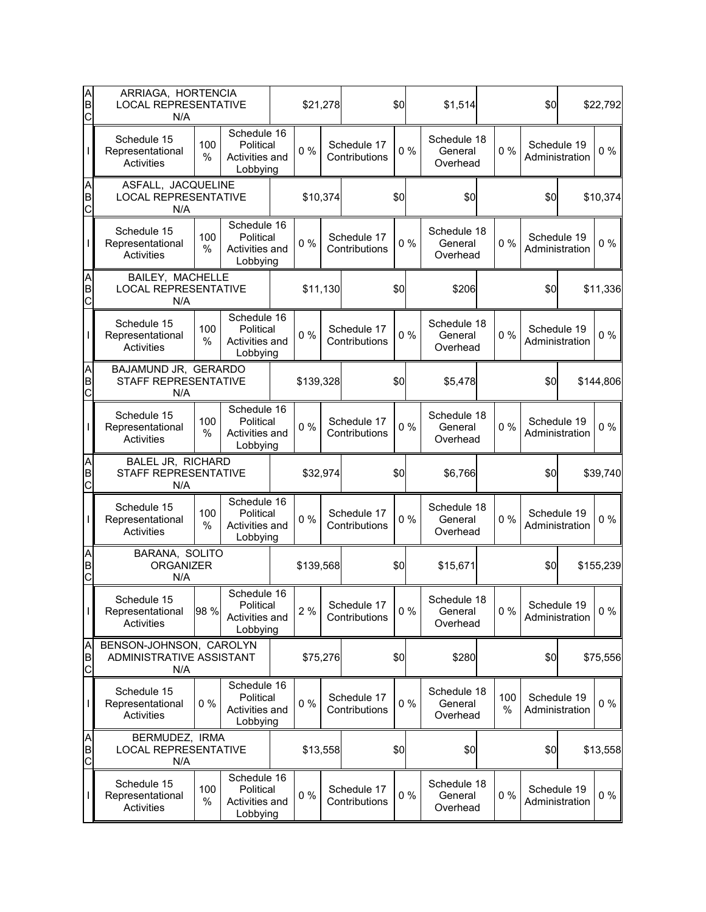| | Name / Position / Other | Gross Salary | Allowances | Disbursements | Other | Total |
|---|---|---|---|---|---|---|
| A B C | ARRIAGA, HORTENCIA<br>LOCAL REPRESENTATIVE<br>N/A | $21,278 | $0 | $1,514 | $0 | $22,792 |
| I | Schedule 15 Representational Activities: 100 % | Schedule 16 Political Activities and Lobbying: 0 % | Schedule 17 Contributions: 0 % | Schedule 18 General Overhead: 0 % | Schedule 19 Administration: 0 % | |
| A B C | ASFALL, JACQUELINE<br>LOCAL REPRESENTATIVE<br>N/A | $10,374 | $0 | $0 | $0 | $10,374 |
| I | Schedule 15 Representational Activities: 100 % | Schedule 16 Political Activities and Lobbying: 0 % | Schedule 17 Contributions: 0 % | Schedule 18 General Overhead: 0 % | Schedule 19 Administration: 0 % | |
| A B C | BAILEY, MACHELLE<br>LOCAL REPRESENTATIVE<br>N/A | $11,130 | $0 | $206 | $0 | $11,336 |
| I | Schedule 15 Representational Activities: 100 % | Schedule 16 Political Activities and Lobbying: 0 % | Schedule 17 Contributions: 0 % | Schedule 18 General Overhead: 0 % | Schedule 19 Administration: 0 % | |
| A B C | BAJAMUND JR, GERARDO<br>STAFF REPRESENTATIVE<br>N/A | $139,328 | $0 | $5,478 | $0 | $144,806 |
| I | Schedule 15 Representational Activities: 100 % | Schedule 16 Political Activities and Lobbying: 0 % | Schedule 17 Contributions: 0 % | Schedule 18 General Overhead: 0 % | Schedule 19 Administration: 0 % | |
| A B C | BALEL JR, RICHARD<br>STAFF REPRESENTATIVE<br>N/A | $32,974 | $0 | $6,766 | $0 | $39,740 |
| I | Schedule 15 Representational Activities: 100 % | Schedule 16 Political Activities and Lobbying: 0 % | Schedule 17 Contributions: 0 % | Schedule 18 General Overhead: 0 % | Schedule 19 Administration: 0 % | |
| A B C | BARANA, SOLITO<br>ORGANIZER<br>N/A | $139,568 | $0 | $15,671 | $0 | $155,239 |
| I | Schedule 15 Representational Activities: 98 % | Schedule 16 Political Activities and Lobbying: 2 % | Schedule 17 Contributions: 0 % | Schedule 18 General Overhead: 0 % | Schedule 19 Administration: 0 % | |
| A B C | BENSON-JOHNSON, CAROLYN<br>ADMINISTRATIVE ASSISTANT<br>N/A | $75,276 | $0 | $280 | $0 | $75,556 |
| I | Schedule 15 Representational Activities: 0 % | Schedule 16 Political Activities and Lobbying: 0 % | Schedule 17 Contributions: 0 % | Schedule 18 General Overhead: 100 % | Schedule 19 Administration: 0 % | |
| A B C | BERMUDEZ, IRMA<br>LOCAL REPRESENTATIVE<br>N/A | $13,558 | $0 | $0 | $0 | $13,558 |
| I | Schedule 15 Representational Activities: 100 % | Schedule 16 Political Activities and Lobbying: 0 % | Schedule 17 Contributions: 0 % | Schedule 18 General Overhead: 0 % | Schedule 19 Administration: 0 % | |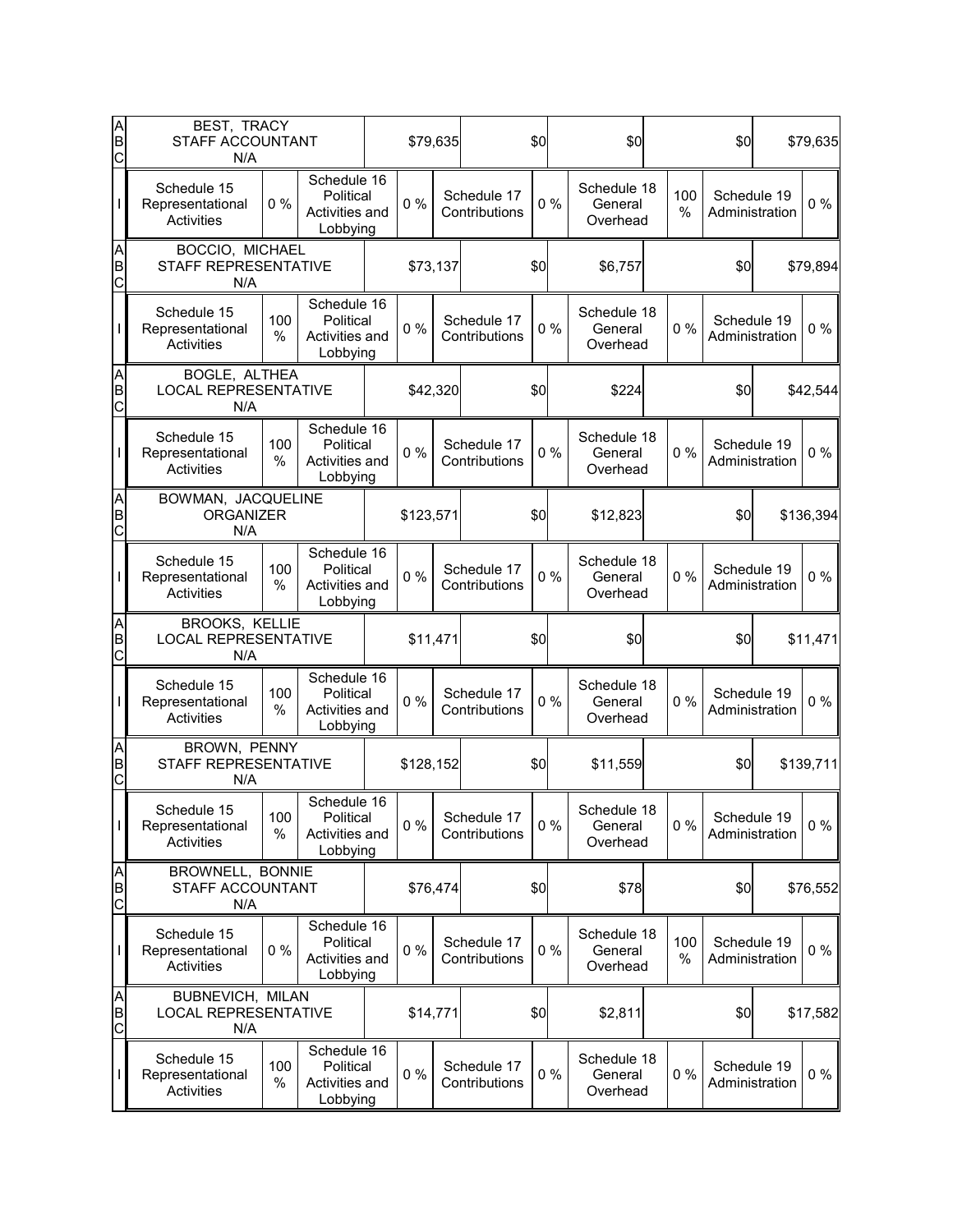| | Name / Title / Other | | | Gross Salary | | Allowances | | Disbursements | | Other | Total |
|---|---|---|---|---|---|---|---|---|---|---|---|
| A B C | BEST, TRACY<br>STAFF ACCOUNTANT<br>N/A | | | $79,635 | | $0 | | $0 | | $0 | $79,635 |
| I | Schedule 15 Representational Activities | 0 % | Schedule 16 Political Activities and Lobbying | 0 % | Schedule 17 Contributions | 0 % | Schedule 18 General Overhead | 100 % | Schedule 19 Administration | | 0 % |
| A B C | BOCCIO, MICHAEL<br>STAFF REPRESENTATIVE<br>N/A | | | $73,137 | | $0 | | $6,757 | | $0 | $79,894 |
| I | Schedule 15 Representational Activities | 100 % | Schedule 16 Political Activities and Lobbying | 0 % | Schedule 17 Contributions | 0 % | Schedule 18 General Overhead | 0 % | Schedule 19 Administration | | 0 % |
| A B C | BOGLE, ALTHEA<br>LOCAL REPRESENTATIVE<br>N/A | | | $42,320 | | $0 | | $224 | | $0 | $42,544 |
| I | Schedule 15 Representational Activities | 100 % | Schedule 16 Political Activities and Lobbying | 0 % | Schedule 17 Contributions | 0 % | Schedule 18 General Overhead | 0 % | Schedule 19 Administration | | 0 % |
| A B C | BOWMAN, JACQUELINE<br>ORGANIZER<br>N/A | | | $123,571 | | $0 | | $12,823 | | $0 | $136,394 |
| I | Schedule 15 Representational Activities | 100 % | Schedule 16 Political Activities and Lobbying | 0 % | Schedule 17 Contributions | 0 % | Schedule 18 General Overhead | 0 % | Schedule 19 Administration | | 0 % |
| A B C | BROOKS, KELLIE<br>LOCAL REPRESENTATIVE<br>N/A | | | $11,471 | | $0 | | $0 | | $0 | $11,471 |
| I | Schedule 15 Representational Activities | 100 % | Schedule 16 Political Activities and Lobbying | 0 % | Schedule 17 Contributions | 0 % | Schedule 18 General Overhead | 0 % | Schedule 19 Administration | | 0 % |
| A B C | BROWN, PENNY<br>STAFF REPRESENTATIVE<br>N/A | | | $128,152 | | $0 | | $11,559 | | $0 | $139,711 |
| I | Schedule 15 Representational Activities | 100 % | Schedule 16 Political Activities and Lobbying | 0 % | Schedule 17 Contributions | 0 % | Schedule 18 General Overhead | 0 % | Schedule 19 Administration | | 0 % |
| A B C | BROWNELL, BONNIE<br>STAFF ACCOUNTANT<br>N/A | | | $76,474 | | $0 | | $78 | | $0 | $76,552 |
| I | Schedule 15 Representational Activities | 0 % | Schedule 16 Political Activities and Lobbying | 0 % | Schedule 17 Contributions | 0 % | Schedule 18 General Overhead | 100 % | Schedule 19 Administration | | 0 % |
| A B C | BUBNEVICH, MILAN<br>LOCAL REPRESENTATIVE<br>N/A | | | $14,771 | | $0 | | $2,811 | | $0 | $17,582 |
| I | Schedule 15 Representational Activities | 100 % | Schedule 16 Political Activities and Lobbying | 0 % | Schedule 17 Contributions | 0 % | Schedule 18 General Overhead | 0 % | Schedule 19 Administration | | 0 % |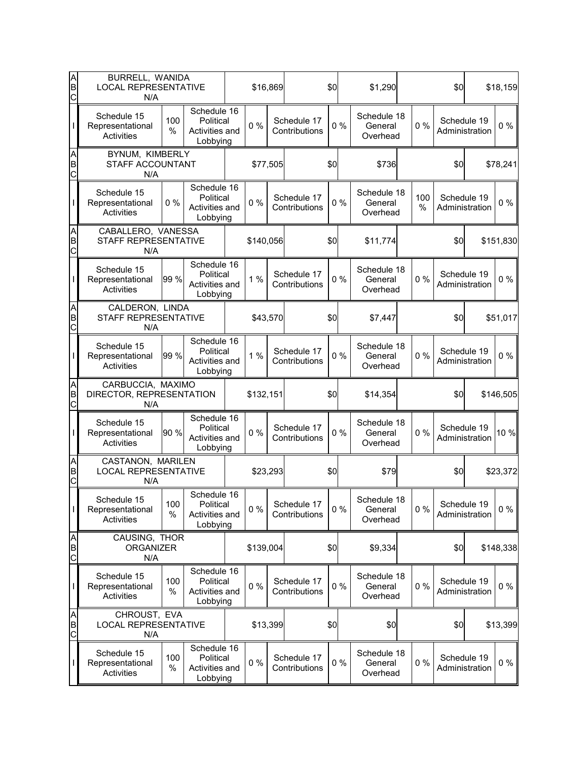| | | | | | | | | | | | |
|---|---|---|---|---|---|---|---|---|---|---|---|
| A B C | BURRELL, WANIDA<br>LOCAL REPRESENTATIVE<br>N/A | | | | $16,869 | | $0 | $1,290 | | $0 | $18,159 |
| I | Schedule 15 Representational Activities | 100 % | Schedule 16 Political Activities and Lobbying | 0 % | Schedule 17 Contributions | 0 % | Schedule 18 General Overhead | 0 % | Schedule 19 Administration | | 0 % |
| A B C | BYNUM, KIMBERLY<br>STAFF ACCOUNTANT<br>N/A | | | | $77,505 | | $0 | $736 | | $0 | $78,241 |
| I | Schedule 15 Representational Activities | 0 % | Schedule 16 Political Activities and Lobbying | 0 % | Schedule 17 Contributions | 0 % | Schedule 18 General Overhead | 100 % | Schedule 19 Administration | | 0 % |
| A B C | CABALLERO, VANESSA<br>STAFF REPRESENTATIVE<br>N/A | | | | $140,056 | | $0 | $11,774 | | $0 | $151,830 |
| I | Schedule 15 Representational Activities | 99 % | Schedule 16 Political Activities and Lobbying | 1 % | Schedule 17 Contributions | 0 % | Schedule 18 General Overhead | 0 % | Schedule 19 Administration | | 0 % |
| A B C | CALDERON, LINDA<br>STAFF REPRESENTATIVE<br>N/A | | | | $43,570 | | $0 | $7,447 | | $0 | $51,017 |
| I | Schedule 15 Representational Activities | 99 % | Schedule 16 Political Activities and Lobbying | 1 % | Schedule 17 Contributions | 0 % | Schedule 18 General Overhead | 0 % | Schedule 19 Administration | | 0 % |
| A B C | CARBUCCIA, MAXIMO<br>DIRECTOR, REPRESENTATION<br>N/A | | | | $132,151 | | $0 | $14,354 | | $0 | $146,505 |
| I | Schedule 15 Representational Activities | 90 % | Schedule 16 Political Activities and Lobbying | 0 % | Schedule 17 Contributions | 0 % | Schedule 18 General Overhead | 0 % | Schedule 19 Administration | | 10 % |
| A B C | CASTANON, MARILEN<br>LOCAL REPRESENTATIVE<br>N/A | | | | $23,293 | | $0 | $79 | | $0 | $23,372 |
| I | Schedule 15 Representational Activities | 100 % | Schedule 16 Political Activities and Lobbying | 0 % | Schedule 17 Contributions | 0 % | Schedule 18 General Overhead | 0 % | Schedule 19 Administration | | 0 % |
| A B C | CAUSING, THOR<br>ORGANIZER<br>N/A | | | | $139,004 | | $0 | $9,334 | | $0 | $148,338 |
| I | Schedule 15 Representational Activities | 100 % | Schedule 16 Political Activities and Lobbying | 0 % | Schedule 17 Contributions | 0 % | Schedule 18 General Overhead | 0 % | Schedule 19 Administration | | 0 % |
| A B C | CHROUST, EVA<br>LOCAL REPRESENTATIVE<br>N/A | | | | $13,399 | | $0 | $0 | | $0 | $13,399 |
| I | Schedule 15 Representational Activities | 100 % | Schedule 16 Political Activities and Lobbying | 0 % | Schedule 17 Contributions | 0 % | Schedule 18 General Overhead | 0 % | Schedule 19 Administration | | 0 % |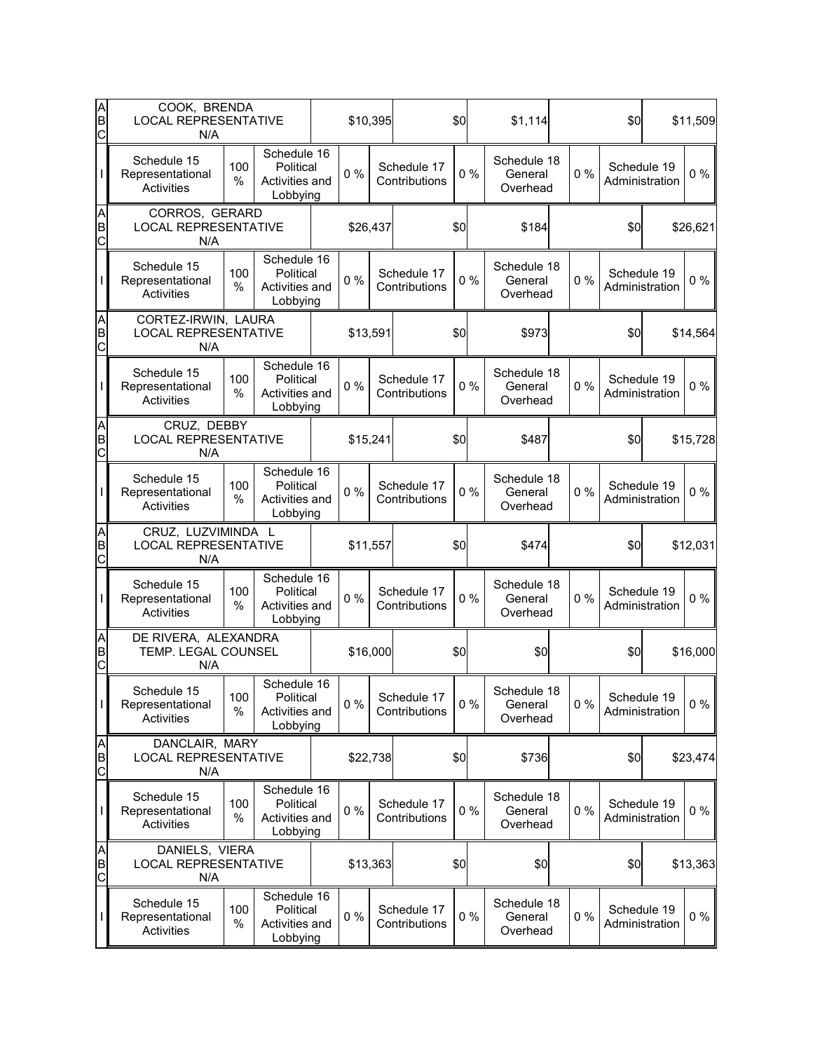| A B C | COOK, BRENDA LOCAL REPRESENTATIVE N/A | | | | $10,395 | | $0 | | $1,114 | | $0 | $11,509 |
|---|---|---|---|---|---|---|---|---|---|---|---|---|
| I | Schedule 15 Representational Activities | 100 % | Schedule 16 Political Activities and Lobbying | 0 % | | Schedule 17 Contributions | 0 % | Schedule 18 General Overhead | | 0 % | Schedule 19 Administration | 0 % |
| A B C | CORROS, GERARD LOCAL REPRESENTATIVE N/A | | | | $26,437 | | $0 | | $184 | | $0 | $26,621 |
| I | Schedule 15 Representational Activities | 100 % | Schedule 16 Political Activities and Lobbying | 0 % | | Schedule 17 Contributions | 0 % | Schedule 18 General Overhead | | 0 % | Schedule 19 Administration | 0 % |
| A B C | CORTEZ-IRWIN, LAURA LOCAL REPRESENTATIVE N/A | | | | $13,591 | | $0 | | $973 | | $0 | $14,564 |
| I | Schedule 15 Representational Activities | 100 % | Schedule 16 Political Activities and Lobbying | 0 % | | Schedule 17 Contributions | 0 % | Schedule 18 General Overhead | | 0 % | Schedule 19 Administration | 0 % |
| A B C | CRUZ, DEBBY LOCAL REPRESENTATIVE N/A | | | | $15,241 | | $0 | | $487 | | $0 | $15,728 |
| I | Schedule 15 Representational Activities | 100 % | Schedule 16 Political Activities and Lobbying | 0 % | | Schedule 17 Contributions | 0 % | Schedule 18 General Overhead | | 0 % | Schedule 19 Administration | 0 % |
| A B C | CRUZ, LUZVIMINDA L LOCAL REPRESENTATIVE N/A | | | | $11,557 | | $0 | | $474 | | $0 | $12,031 |
| I | Schedule 15 Representational Activities | 100 % | Schedule 16 Political Activities and Lobbying | 0 % | | Schedule 17 Contributions | 0 % | Schedule 18 General Overhead | | 0 % | Schedule 19 Administration | 0 % |
| A B C | DE RIVERA, ALEXANDRA TEMP. LEGAL COUNSEL N/A | | | | $16,000 | | $0 | | $0 | | $0 | $16,000 |
| I | Schedule 15 Representational Activities | 100 % | Schedule 16 Political Activities and Lobbying | 0 % | | Schedule 17 Contributions | 0 % | Schedule 18 General Overhead | | 0 % | Schedule 19 Administration | 0 % |
| A B C | DANCLAIR, MARY LOCAL REPRESENTATIVE N/A | | | | $22,738 | | $0 | | $736 | | $0 | $23,474 |
| I | Schedule 15 Representational Activities | 100 % | Schedule 16 Political Activities and Lobbying | 0 % | | Schedule 17 Contributions | 0 % | Schedule 18 General Overhead | | 0 % | Schedule 19 Administration | 0 % |
| A B C | DANIELS, VIERA LOCAL REPRESENTATIVE N/A | | | | $13,363 | | $0 | | $0 | | $0 | $13,363 |
| I | Schedule 15 Representational Activities | 100 % | Schedule 16 Political Activities and Lobbying | 0 % | | Schedule 17 Contributions | 0 % | Schedule 18 General Overhead | | 0 % | Schedule 19 Administration | 0 % |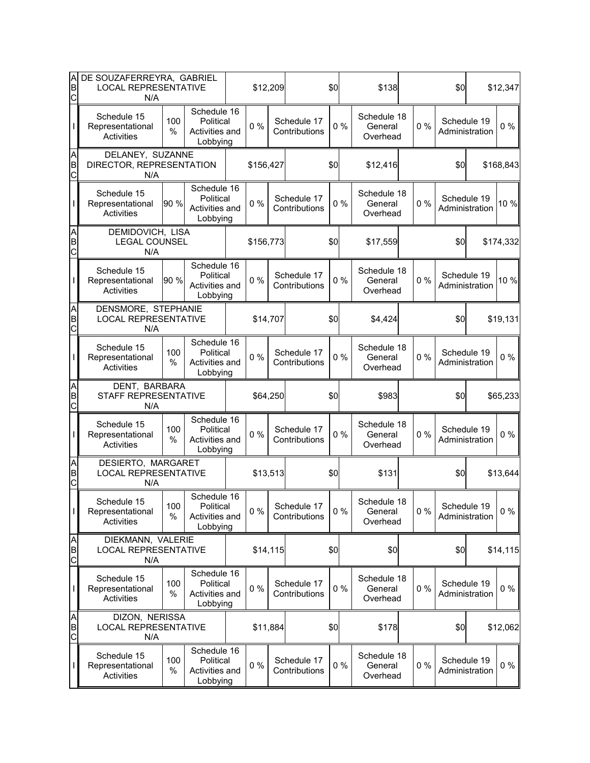| A<br>B<br>C | DE SOUZAFERREYRA, GABRIEL<br>LOCAL REPRESENTATIVE<br>N/A | | | | $12,209 | | $0 | $138 | | $0 | $12,347 |
|---|---|---|---|---|---|---|---|---|---|---|---|
| I | Schedule 15 Representational Activities | 100 % | Schedule 16 Political Activities and Lobbying | 0 % | | Schedule 17 Contributions | 0 % | Schedule 18 General Overhead | 0 % | Schedule 19 Administration | 0 % |
| A<br>B<br>C | DELANEY, SUZANNE<br>DIRECTOR, REPRESENTATION<br>N/A | | | | $156,427 | | $0 | $12,416 | | $0 | $168,843 |
| I | Schedule 15 Representational Activities | 90 % | Schedule 16 Political Activities and Lobbying | 0 % | | Schedule 17 Contributions | 0 % | Schedule 18 General Overhead | 0 % | Schedule 19 Administration | 10 % |
| A<br>B<br>C | DEMIDOVICH, LISA<br>LEGAL COUNSEL<br>N/A | | | | $156,773 | | $0 | $17,559 | | $0 | $174,332 |
| I | Schedule 15 Representational Activities | 90 % | Schedule 16 Political Activities and Lobbying | 0 % | | Schedule 17 Contributions | 0 % | Schedule 18 General Overhead | 0 % | Schedule 19 Administration | 10 % |
| A<br>B<br>C | DENSMORE, STEPHANIE<br>LOCAL REPRESENTATIVE<br>N/A | | | | $14,707 | | $0 | $4,424 | | $0 | $19,131 |
| I | Schedule 15 Representational Activities | 100 % | Schedule 16 Political Activities and Lobbying | 0 % | | Schedule 17 Contributions | 0 % | Schedule 18 General Overhead | 0 % | Schedule 19 Administration | 0 % |
| A<br>B<br>C | DENT, BARBARA<br>STAFF REPRESENTATIVE<br>N/A | | | | $64,250 | | $0 | $983 | | $0 | $65,233 |
| I | Schedule 15 Representational Activities | 100 % | Schedule 16 Political Activities and Lobbying | 0 % | | Schedule 17 Contributions | 0 % | Schedule 18 General Overhead | 0 % | Schedule 19 Administration | 0 % |
| A<br>B<br>C | DESIERTO, MARGARET<br>LOCAL REPRESENTATIVE<br>N/A | | | | $13,513 | | $0 | $131 | | $0 | $13,644 |
| I | Schedule 15 Representational Activities | 100 % | Schedule 16 Political Activities and Lobbying | 0 % | | Schedule 17 Contributions | 0 % | Schedule 18 General Overhead | 0 % | Schedule 19 Administration | 0 % |
| A<br>B<br>C | DIEKMANN, VALERIE<br>LOCAL REPRESENTATIVE<br>N/A | | | | $14,115 | | $0 | $0 | | $0 | $14,115 |
| I | Schedule 15 Representational Activities | 100 % | Schedule 16 Political Activities and Lobbying | 0 % | | Schedule 17 Contributions | 0 % | Schedule 18 General Overhead | 0 % | Schedule 19 Administration | 0 % |
| A<br>B<br>C | DIZON, NERISSA<br>LOCAL REPRESENTATIVE<br>N/A | | | | $11,884 | | $0 | $178 | | $0 | $12,062 |
| I | Schedule 15 Representational Activities | 100 % | Schedule 16 Political Activities and Lobbying | 0 % | | Schedule 17 Contributions | 0 % | Schedule 18 General Overhead | 0 % | Schedule 19 Administration | 0 % |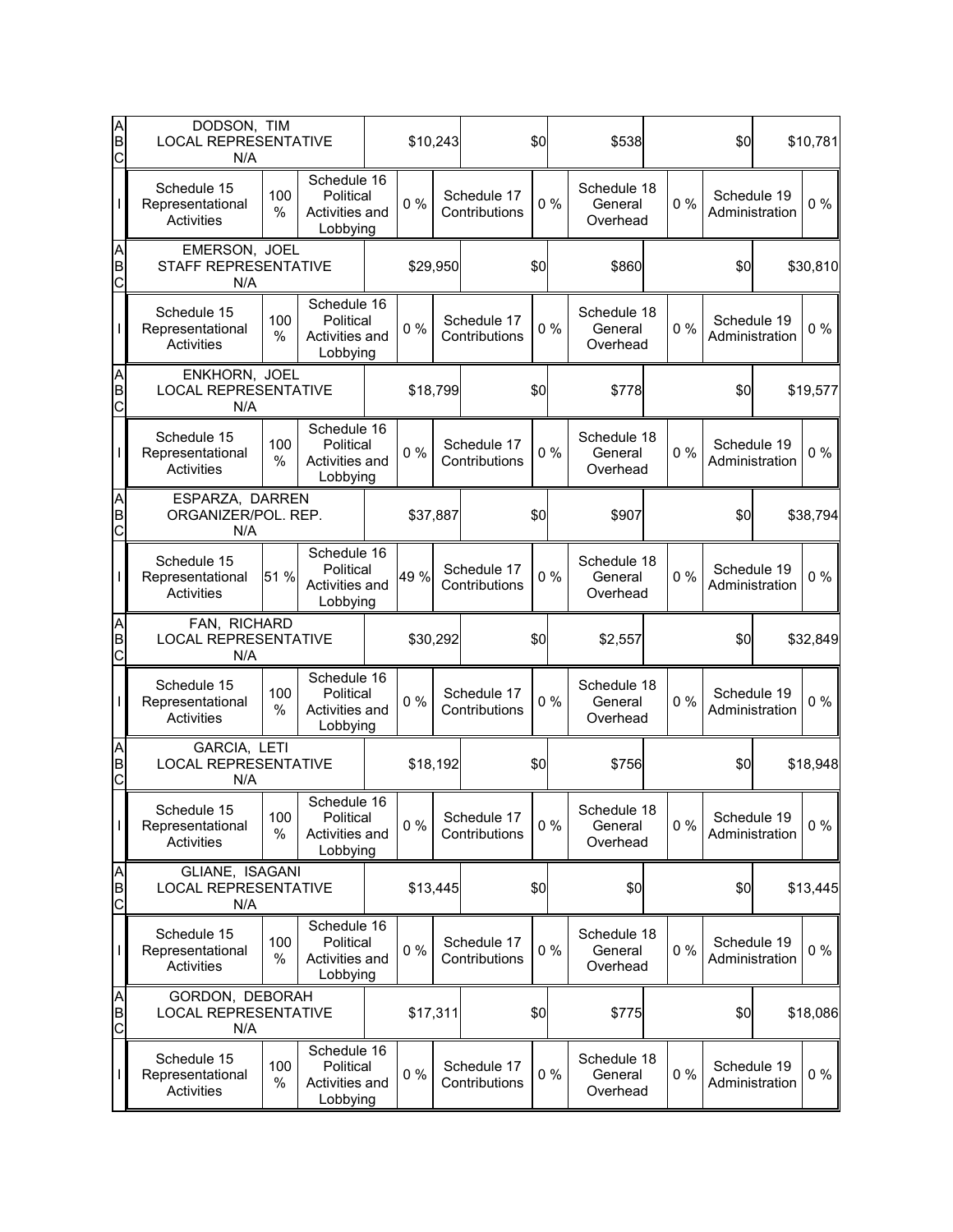| | | | | | | | | | | |
|---|---|---|---|---|---|---|---|---|---|---|
| A<br>B<br>C | DODSON, TIM<br>LOCAL REPRESENTATIVE<br>N/A | | | $10,243 | | $0 | $538 | | $0 | $10,781 |
| I | Schedule 15<br>Representational<br>Activities | 100 % | Schedule 16<br>Political<br>Activities and<br>Lobbying | 0 % | Schedule 17<br>Contributions | 0 % | Schedule 18<br>General<br>Overhead | 0 % | Schedule 19<br>Administration | 0 % |
| A<br>B<br>C | EMERSON, JOEL<br>STAFF REPRESENTATIVE<br>N/A | | | $29,950 | | $0 | $860 | | $0 | $30,810 |
| I | Schedule 15<br>Representational<br>Activities | 100 % | Schedule 16<br>Political<br>Activities and<br>Lobbying | 0 % | Schedule 17<br>Contributions | 0 % | Schedule 18<br>General<br>Overhead | 0 % | Schedule 19<br>Administration | 0 % |
| A<br>B<br>C | ENKHORN, JOEL<br>LOCAL REPRESENTATIVE<br>N/A | | | $18,799 | | $0 | $778 | | $0 | $19,577 |
| I | Schedule 15<br>Representational<br>Activities | 100 % | Schedule 16<br>Political<br>Activities and<br>Lobbying | 0 % | Schedule 17<br>Contributions | 0 % | Schedule 18<br>General<br>Overhead | 0 % | Schedule 19<br>Administration | 0 % |
| A<br>B<br>C | ESPARZA, DARREN<br>ORGANIZER/POL. REP.<br>N/A | | | $37,887 | | $0 | $907 | | $0 | $38,794 |
| I | Schedule 15<br>Representational<br>Activities | 51 % | Schedule 16<br>Political<br>Activities and<br>Lobbying | 49 % | Schedule 17<br>Contributions | 0 % | Schedule 18<br>General<br>Overhead | 0 % | Schedule 19<br>Administration | 0 % |
| A<br>B<br>C | FAN, RICHARD<br>LOCAL REPRESENTATIVE<br>N/A | | | $30,292 | | $0 | $2,557 | | $0 | $32,849 |
| I | Schedule 15<br>Representational<br>Activities | 100 % | Schedule 16<br>Political<br>Activities and<br>Lobbying | 0 % | Schedule 17<br>Contributions | 0 % | Schedule 18<br>General<br>Overhead | 0 % | Schedule 19<br>Administration | 0 % |
| A<br>B<br>C | GARCIA, LETI<br>LOCAL REPRESENTATIVE<br>N/A | | | $18,192 | | $0 | $756 | | $0 | $18,948 |
| I | Schedule 15<br>Representational<br>Activities | 100 % | Schedule 16<br>Political<br>Activities and<br>Lobbying | 0 % | Schedule 17<br>Contributions | 0 % | Schedule 18<br>General<br>Overhead | 0 % | Schedule 19<br>Administration | 0 % |
| A<br>B<br>C | GLIANE, ISAGANI<br>LOCAL REPRESENTATIVE<br>N/A | | | $13,445 | | $0 | $0 | | $0 | $13,445 |
| I | Schedule 15<br>Representational<br>Activities | 100 % | Schedule 16<br>Political<br>Activities and<br>Lobbying | 0 % | Schedule 17<br>Contributions | 0 % | Schedule 18<br>General<br>Overhead | 0 % | Schedule 19<br>Administration | 0 % |
| A<br>B<br>C | GORDON, DEBORAH<br>LOCAL REPRESENTATIVE<br>N/A | | | $17,311 | | $0 | $775 | | $0 | $18,086 |
| I | Schedule 15<br>Representational<br>Activities | 100 % | Schedule 16<br>Political<br>Activities and<br>Lobbying | 0 % | Schedule 17<br>Contributions | 0 % | Schedule 18<br>General<br>Overhead | 0 % | Schedule 19<br>Administration | 0 % |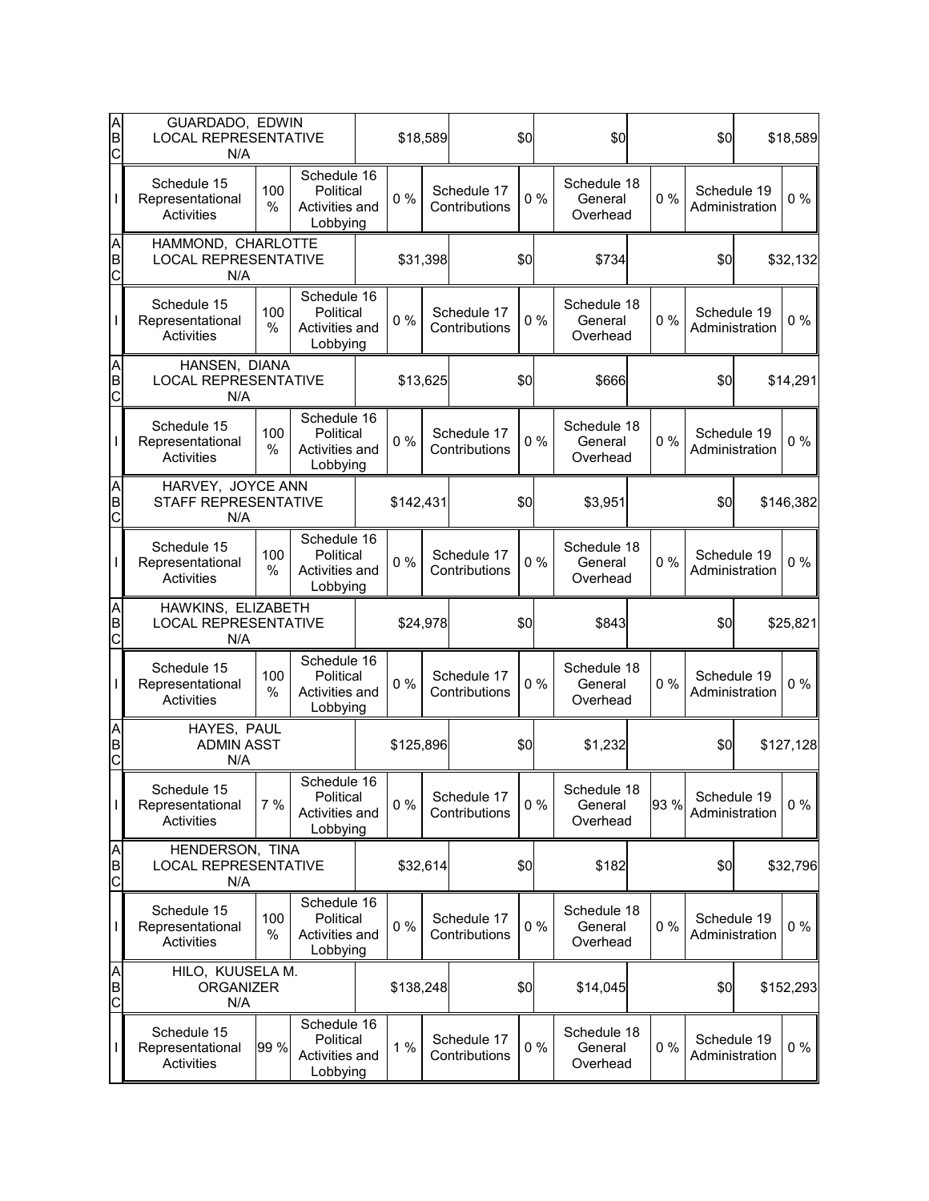| | | | | | | | | | | |
|---|---|---|---|---|---|---|---|---|---|---|
| A B C | GUARDADO, EDWIN<br>LOCAL REPRESENTATIVE<br>N/A | | | $18,589 | | $0 | $0 | | $0 | $18,589 |
| I | Schedule 15 Representational Activities | 100 % | Schedule 16 Political Activities and Lobbying | 0 % | Schedule 17 Contributions | 0 % | Schedule 18 General Overhead | 0 % | Schedule 19 Administration | 0 % |
| A B C | HAMMOND, CHARLOTTE<br>LOCAL REPRESENTATIVE<br>N/A | | | $31,398 | | $0 | $734 | | $0 | $32,132 |
| I | Schedule 15 Representational Activities | 100 % | Schedule 16 Political Activities and Lobbying | 0 % | Schedule 17 Contributions | 0 % | Schedule 18 General Overhead | 0 % | Schedule 19 Administration | 0 % |
| A B C | HANSEN, DIANA<br>LOCAL REPRESENTATIVE<br>N/A | | | $13,625 | | $0 | $666 | | $0 | $14,291 |
| I | Schedule 15 Representational Activities | 100 % | Schedule 16 Political Activities and Lobbying | 0 % | Schedule 17 Contributions | 0 % | Schedule 18 General Overhead | 0 % | Schedule 19 Administration | 0 % |
| A B C | HARVEY, JOYCE ANN<br>STAFF REPRESENTATIVE<br>N/A | | | $142,431 | | $0 | $3,951 | | $0 | $146,382 |
| I | Schedule 15 Representational Activities | 100 % | Schedule 16 Political Activities and Lobbying | 0 % | Schedule 17 Contributions | 0 % | Schedule 18 General Overhead | 0 % | Schedule 19 Administration | 0 % |
| A B C | HAWKINS, ELIZABETH<br>LOCAL REPRESENTATIVE<br>N/A | | | $24,978 | | $0 | $843 | | $0 | $25,821 |
| I | Schedule 15 Representational Activities | 100 % | Schedule 16 Political Activities and Lobbying | 0 % | Schedule 17 Contributions | 0 % | Schedule 18 General Overhead | 0 % | Schedule 19 Administration | 0 % |
| A B C | HAYES, PAUL<br>ADMIN ASST<br>N/A | | | $125,896 | | $0 | $1,232 | | $0 | $127,128 |
| I | Schedule 15 Representational Activities | 7 % | Schedule 16 Political Activities and Lobbying | 0 % | Schedule 17 Contributions | 0 % | Schedule 18 General Overhead | 93 % | Schedule 19 Administration | 0 % |
| A B C | HENDERSON, TINA<br>LOCAL REPRESENTATIVE<br>N/A | | | $32,614 | | $0 | $182 | | $0 | $32,796 |
| I | Schedule 15 Representational Activities | 100 % | Schedule 16 Political Activities and Lobbying | 0 % | Schedule 17 Contributions | 0 % | Schedule 18 General Overhead | 0 % | Schedule 19 Administration | 0 % |
| A B C | HILO, KUUSELA M.<br>ORGANIZER<br>N/A | | | $138,248 | | $0 | $14,045 | | $0 | $152,293 |
| I | Schedule 15 Representational Activities | 99 % | Schedule 16 Political Activities and Lobbying | 1 % | Schedule 17 Contributions | 0 % | Schedule 18 General Overhead | 0 % | Schedule 19 Administration | 0 % |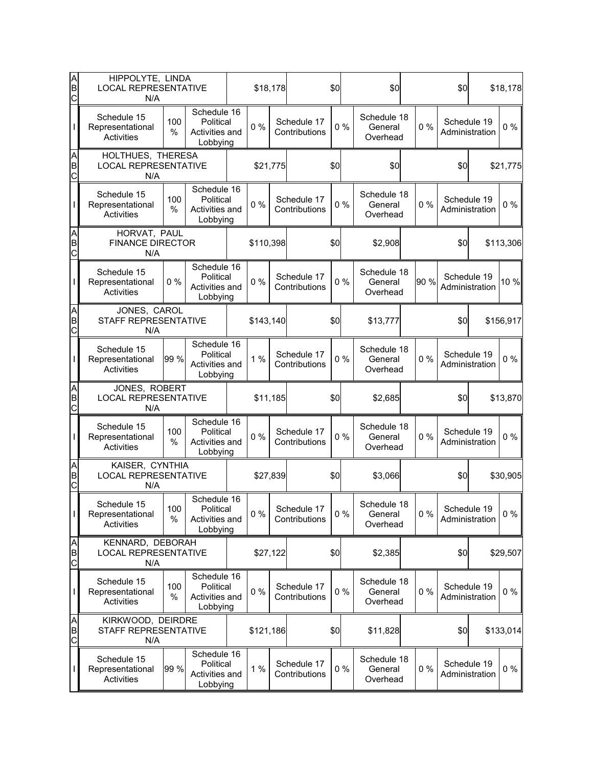| | | | | | | | | | | |
|---|---|---|---|---|---|---|---|---|---|---|
| A B C | HIPPOLYTE, LINDA LOCAL REPRESENTATIVE N/A | | | $18,178 | | $0 | $0 | | $0 | $18,178 |
| I | Schedule 15 Representational Activities | 100 % | Schedule 16 Political Activities and Lobbying | 0 % | Schedule 17 Contributions | 0 % | Schedule 18 General Overhead | 0 % | Schedule 19 Administration | 0 % |
| A B C | HOLTHUES, THERESA LOCAL REPRESENTATIVE N/A | | | $21,775 | | $0 | $0 | | $0 | $21,775 |
| I | Schedule 15 Representational Activities | 100 % | Schedule 16 Political Activities and Lobbying | 0 % | Schedule 17 Contributions | 0 % | Schedule 18 General Overhead | 0 % | Schedule 19 Administration | 0 % |
| A B C | HORVAT, PAUL FINANCE DIRECTOR N/A | | | $110,398 | | $0 | $2,908 | | $0 | $113,306 |
| I | Schedule 15 Representational Activities | 0 % | Schedule 16 Political Activities and Lobbying | 0 % | Schedule 17 Contributions | 0 % | Schedule 18 General Overhead | 90 % | Schedule 19 Administration | 10 % |
| A B C | JONES, CAROL STAFF REPRESENTATIVE N/A | | | $143,140 | | $0 | $13,777 | | $0 | $156,917 |
| I | Schedule 15 Representational Activities | 99 % | Schedule 16 Political Activities and Lobbying | 1 % | Schedule 17 Contributions | 0 % | Schedule 18 General Overhead | 0 % | Schedule 19 Administration | 0 % |
| A B C | JONES, ROBERT LOCAL REPRESENTATIVE N/A | | | $11,185 | | $0 | $2,685 | | $0 | $13,870 |
| I | Schedule 15 Representational Activities | 100 % | Schedule 16 Political Activities and Lobbying | 0 % | Schedule 17 Contributions | 0 % | Schedule 18 General Overhead | 0 % | Schedule 19 Administration | 0 % |
| A B C | KAISER, CYNTHIA LOCAL REPRESENTATIVE N/A | | | $27,839 | | $0 | $3,066 | | $0 | $30,905 |
| I | Schedule 15 Representational Activities | 100 % | Schedule 16 Political Activities and Lobbying | 0 % | Schedule 17 Contributions | 0 % | Schedule 18 General Overhead | 0 % | Schedule 19 Administration | 0 % |
| A B C | KENNARD, DEBORAH LOCAL REPRESENTATIVE N/A | | | $27,122 | | $0 | $2,385 | | $0 | $29,507 |
| I | Schedule 15 Representational Activities | 100 % | Schedule 16 Political Activities and Lobbying | 0 % | Schedule 17 Contributions | 0 % | Schedule 18 General Overhead | 0 % | Schedule 19 Administration | 0 % |
| A B C | KIRKWOOD, DEIRDRE STAFF REPRESENTATIVE N/A | | | $121,186 | | $0 | $11,828 | | $0 | $133,014 |
| I | Schedule 15 Representational Activities | 99 % | Schedule 16 Political Activities and Lobbying | 1 % | Schedule 17 Contributions | 0 % | Schedule 18 General Overhead | 0 % | Schedule 19 Administration | 0 % |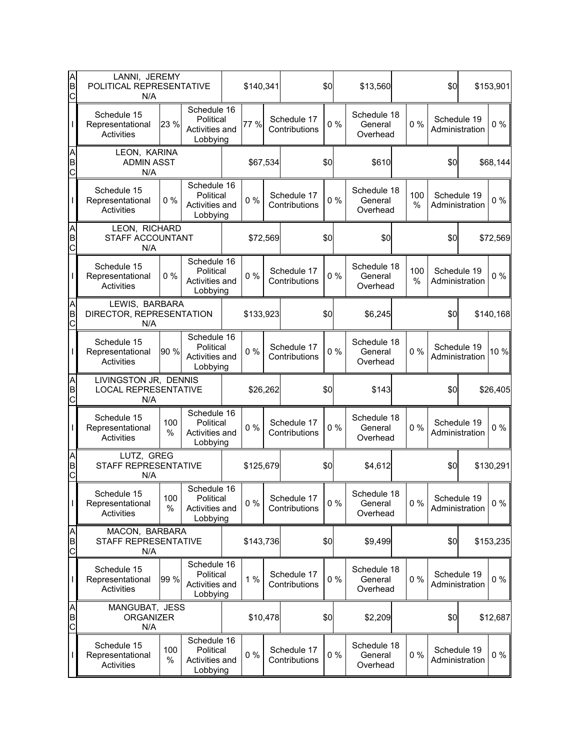| | | | | | | | | | | | |
|---|---|---|---|---|---|---|---|---|---|---|---|
| A B C | LANNI, JEREMY<br>POLITICAL REPRESENTATIVE<br>N/A | | | $140,341 | | $0 | | $13,560 | | $0 | $153,901 |
| I | Schedule 15 Representational Activities | 23 % | Schedule 16 Political Activities and Lobbying | 77 % | Schedule 17 Contributions | 0 % | Schedule 18 General Overhead | 0 % | Schedule 19 Administration | | 0 % |
| A B C | LEON, KARINA<br>ADMIN ASST<br>N/A | | | $67,534 | | $0 | | $610 | | $0 | $68,144 |
| I | Schedule 15 Representational Activities | 0 % | Schedule 16 Political Activities and Lobbying | 0 % | Schedule 17 Contributions | 0 % | Schedule 18 General Overhead | 100 % | Schedule 19 Administration | | 0 % |
| A B C | LEON, RICHARD<br>STAFF ACCOUNTANT<br>N/A | | | $72,569 | | $0 | | $0 | | $0 | $72,569 |
| I | Schedule 15 Representational Activities | 0 % | Schedule 16 Political Activities and Lobbying | 0 % | Schedule 17 Contributions | 0 % | Schedule 18 General Overhead | 100 % | Schedule 19 Administration | | 0 % |
| A B C | LEWIS, BARBARA<br>DIRECTOR, REPRESENTATION<br>N/A | | | $133,923 | | $0 | | $6,245 | | $0 | $140,168 |
| I | Schedule 15 Representational Activities | 90 % | Schedule 16 Political Activities and Lobbying | 0 % | Schedule 17 Contributions | 0 % | Schedule 18 General Overhead | 0 % | Schedule 19 Administration | | 10 % |
| A B C | LIVINGSTON JR, DENNIS<br>LOCAL REPRESENTATIVE<br>N/A | | | $26,262 | | $0 | | $143 | | $0 | $26,405 |
| I | Schedule 15 Representational Activities | 100 % | Schedule 16 Political Activities and Lobbying | 0 % | Schedule 17 Contributions | 0 % | Schedule 18 General Overhead | 0 % | Schedule 19 Administration | | 0 % |
| A B C | LUTZ, GREG<br>STAFF REPRESENTATIVE<br>N/A | | | $125,679 | | $0 | | $4,612 | | $0 | $130,291 |
| I | Schedule 15 Representational Activities | 100 % | Schedule 16 Political Activities and Lobbying | 0 % | Schedule 17 Contributions | 0 % | Schedule 18 General Overhead | 0 % | Schedule 19 Administration | | 0 % |
| A B C | MACON, BARBARA<br>STAFF REPRESENTATIVE<br>N/A | | | $143,736 | | $0 | | $9,499 | | $0 | $153,235 |
| I | Schedule 15 Representational Activities | 99 % | Schedule 16 Political Activities and Lobbying | 1 % | Schedule 17 Contributions | 0 % | Schedule 18 General Overhead | 0 % | Schedule 19 Administration | | 0 % |
| A B C | MANGUBAT, JESS<br>ORGANIZER<br>N/A | | | $10,478 | | $0 | | $2,209 | | $0 | $12,687 |
| I | Schedule 15 Representational Activities | 100 % | Schedule 16 Political Activities and Lobbying | 0 % | Schedule 17 Contributions | 0 % | Schedule 18 General Overhead | 0 % | Schedule 19 Administration | | 0 % |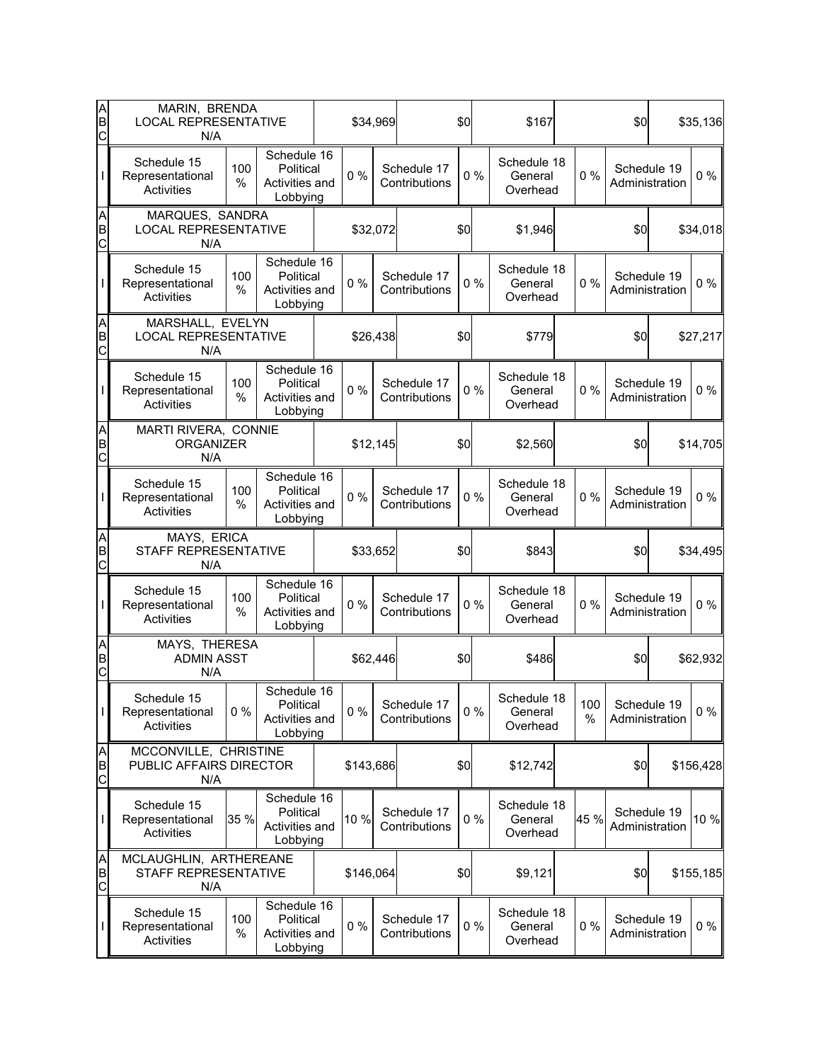| A B C | MARIN, BRENDA LOCAL REPRESENTATIVE N/A | | | | $34,969 | | $0 | $167 | | $0 | $35,136 |
|---|---|---|---|---|---|---|---|---|---|---|---|
| I | Schedule 15 Representational Activities | 100 % | Schedule 16 Political Activities and Lobbying | 0 % | Schedule 17 Contributions | 0 % | Schedule 18 General Overhead | 0 % | Schedule 19 Administration | 0 % | |
| A B C | MARQUES, SANDRA LOCAL REPRESENTATIVE N/A | | | | $32,072 | | $0 | $1,946 | | $0 | $34,018 |
| I | Schedule 15 Representational Activities | 100 % | Schedule 16 Political Activities and Lobbying | 0 % | Schedule 17 Contributions | 0 % | Schedule 18 General Overhead | 0 % | Schedule 19 Administration | 0 % | |
| A B C | MARSHALL, EVELYN LOCAL REPRESENTATIVE N/A | | | | $26,438 | | $0 | $779 | | $0 | $27,217 |
| I | Schedule 15 Representational Activities | 100 % | Schedule 16 Political Activities and Lobbying | 0 % | Schedule 17 Contributions | 0 % | Schedule 18 General Overhead | 0 % | Schedule 19 Administration | 0 % | |
| A B C | MARTI RIVERA, CONNIE ORGANIZER N/A | | | | $12,145 | | $0 | $2,560 | | $0 | $14,705 |
| I | Schedule 15 Representational Activities | 100 % | Schedule 16 Political Activities and Lobbying | 0 % | Schedule 17 Contributions | 0 % | Schedule 18 General Overhead | 0 % | Schedule 19 Administration | 0 % | |
| A B C | MAYS, ERICA STAFF REPRESENTATIVE N/A | | | | $33,652 | | $0 | $843 | | $0 | $34,495 |
| I | Schedule 15 Representational Activities | 100 % | Schedule 16 Political Activities and Lobbying | 0 % | Schedule 17 Contributions | 0 % | Schedule 18 General Overhead | 0 % | Schedule 19 Administration | 0 % | |
| A B C | MAYS, THERESA ADMIN ASST N/A | | | | $62,446 | | $0 | $486 | | $0 | $62,932 |
| I | Schedule 15 Representational Activities | 0 % | Schedule 16 Political Activities and Lobbying | 0 % | Schedule 17 Contributions | 0 % | Schedule 18 General Overhead | 100 % | Schedule 19 Administration | 0 % | |
| A B C | MCCONVILLE, CHRISTINE PUBLIC AFFAIRS DIRECTOR N/A | | | | $143,686 | | $0 | $12,742 | | $0 | $156,428 |
| I | Schedule 15 Representational Activities | 35 % | Schedule 16 Political Activities and Lobbying | 10 % | Schedule 17 Contributions | 0 % | Schedule 18 General Overhead | 45 % | Schedule 19 Administration | 10 % | |
| A B C | MCLAUGHLIN, ARTHEREANE STAFF REPRESENTATIVE N/A | | | | $146,064 | | $0 | $9,121 | | $0 | $155,185 |
| I | Schedule 15 Representational Activities | 100 % | Schedule 16 Political Activities and Lobbying | 0 % | Schedule 17 Contributions | 0 % | Schedule 18 General Overhead | 0 % | Schedule 19 Administration | 0 % | |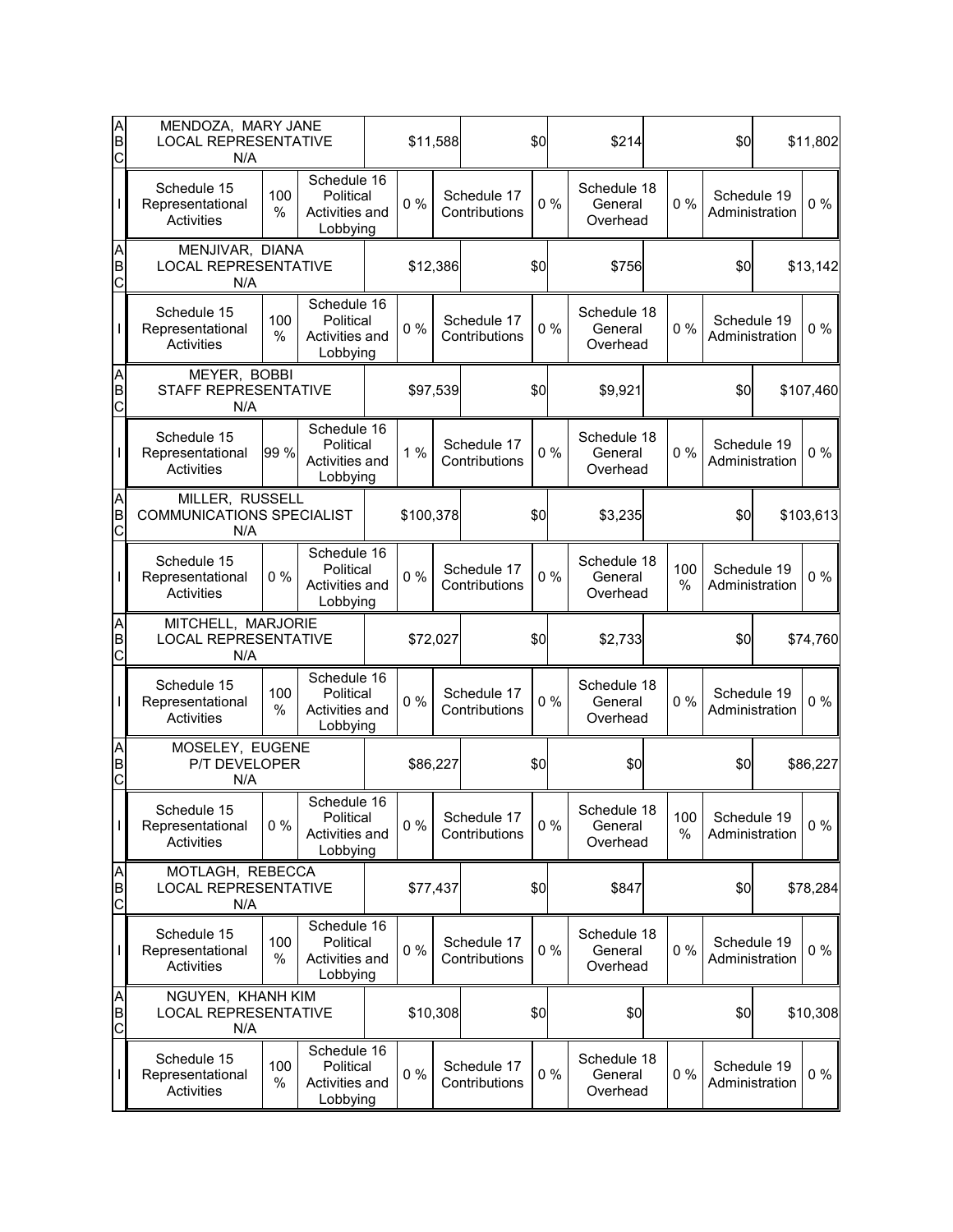| | | | | | | | | | | | |
|---|---|---|---|---|---|---|---|---|---|---|---|
| A B C | MENDOZA, MARY JANE LOCAL REPRESENTATIVE N/A | | | $11,588 | | $0 | | $214 | | $0 | $11,802 |
| I | Schedule 15 Representational Activities | 100 % | Schedule 16 Political Activities and Lobbying | 0 % | Schedule 17 Contributions | 0 % | Schedule 18 General Overhead | 0 % | Schedule 19 Administration | | 0 % |
| A B C | MENJIVAR, DIANA LOCAL REPRESENTATIVE N/A | | | $12,386 | | $0 | | $756 | | $0 | $13,142 |
| I | Schedule 15 Representational Activities | 100 % | Schedule 16 Political Activities and Lobbying | 0 % | Schedule 17 Contributions | 0 % | Schedule 18 General Overhead | 0 % | Schedule 19 Administration | | 0 % |
| A B C | MEYER, BOBBI STAFF REPRESENTATIVE N/A | | | $97,539 | | $0 | | $9,921 | | $0 | $107,460 |
| I | Schedule 15 Representational Activities | 99 % | Schedule 16 Political Activities and Lobbying | 1 % | Schedule 17 Contributions | 0 % | Schedule 18 General Overhead | 0 % | Schedule 19 Administration | | 0 % |
| A B C | MILLER, RUSSELL COMMUNICATIONS SPECIALIST N/A | | | $100,378 | | $0 | | $3,235 | | $0 | $103,613 |
| I | Schedule 15 Representational Activities | 0 % | Schedule 16 Political Activities and Lobbying | 0 % | Schedule 17 Contributions | 0 % | Schedule 18 General Overhead | 100 % | Schedule 19 Administration | | 0 % |
| A B C | MITCHELL, MARJORIE LOCAL REPRESENTATIVE N/A | | | $72,027 | | $0 | | $2,733 | | $0 | $74,760 |
| I | Schedule 15 Representational Activities | 100 % | Schedule 16 Political Activities and Lobbying | 0 % | Schedule 17 Contributions | 0 % | Schedule 18 General Overhead | 0 % | Schedule 19 Administration | | 0 % |
| A B C | MOSELEY, EUGENE P/T DEVELOPER N/A | | | $86,227 | | $0 | | $0 | | $0 | $86,227 |
| I | Schedule 15 Representational Activities | 0 % | Schedule 16 Political Activities and Lobbying | 0 % | Schedule 17 Contributions | 0 % | Schedule 18 General Overhead | 100 % | Schedule 19 Administration | | 0 % |
| A B C | MOTLAGH, REBECCA LOCAL REPRESENTATIVE N/A | | | $77,437 | | $0 | | $847 | | $0 | $78,284 |
| I | Schedule 15 Representational Activities | 100 % | Schedule 16 Political Activities and Lobbying | 0 % | Schedule 17 Contributions | 0 % | Schedule 18 General Overhead | 0 % | Schedule 19 Administration | | 0 % |
| A B C | NGUYEN, KHANH KIM LOCAL REPRESENTATIVE N/A | | | $10,308 | | $0 | | $0 | | $0 | $10,308 |
| I | Schedule 15 Representational Activities | 100 % | Schedule 16 Political Activities and Lobbying | 0 % | Schedule 17 Contributions | 0 % | Schedule 18 General Overhead | 0 % | Schedule 19 Administration | | 0 % |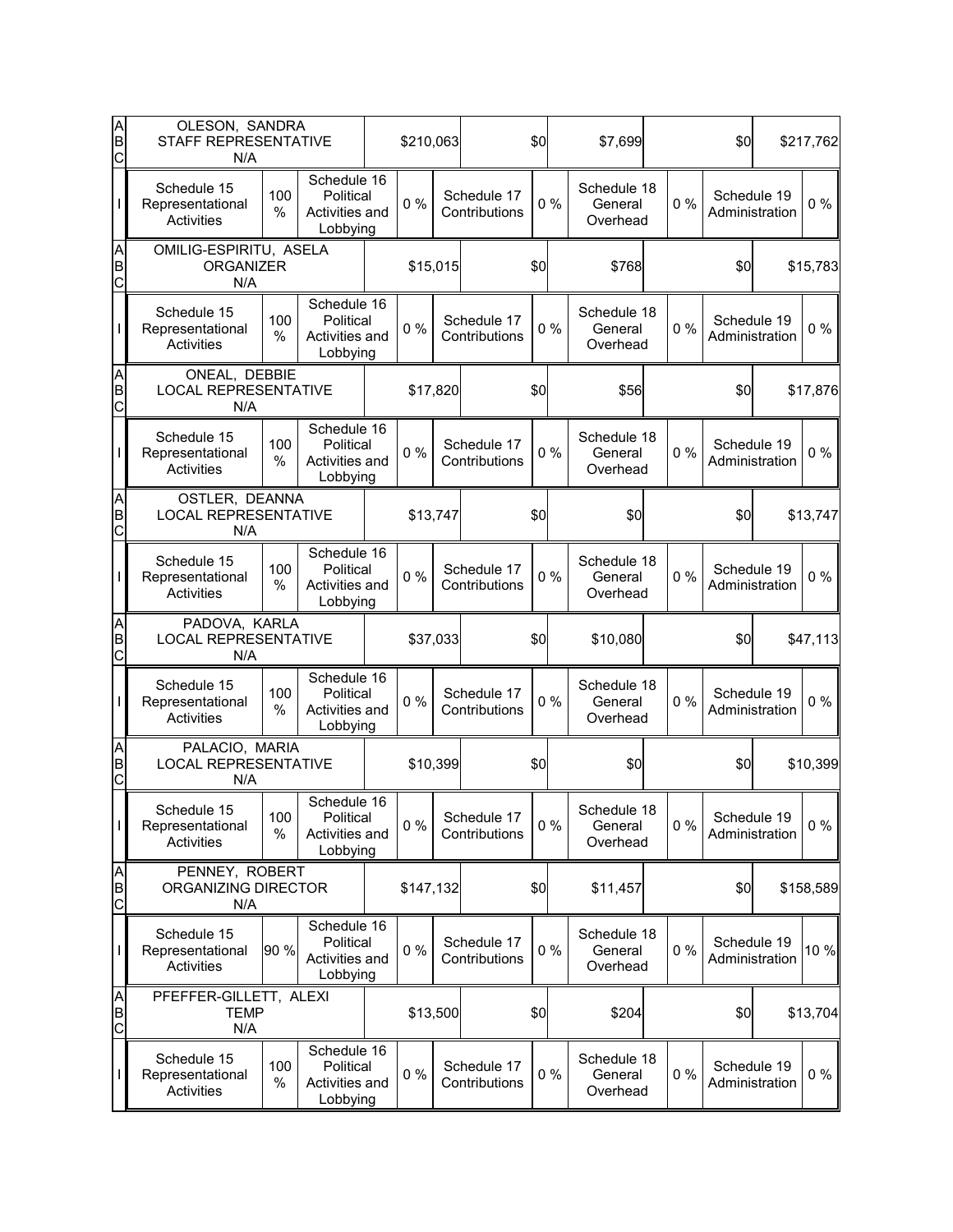| | | | | | | | | | | | |
|---|---|---|---|---|---|---|---|---|---|---|---|
| A B C | OLESON, SANDRA<br>STAFF REPRESENTATIVE<br>N/A | | | $210,063 | | $0 | $7,699 | | $0 | | $217,762 |
| I | Schedule 15 Representational Activities | 100 % | Schedule 16 Political Activities and Lobbying | 0 % | Schedule 17 Contributions | 0 % | Schedule 18 General Overhead | 0 % | Schedule 19 Administration | | 0 % |
| A B C | OMILIG-ESPIRITU, ASELA<br>ORGANIZER<br>N/A | | | $15,015 | | $0 | $768 | | $0 | | $15,783 |
| I | Schedule 15 Representational Activities | 100 % | Schedule 16 Political Activities and Lobbying | 0 % | Schedule 17 Contributions | 0 % | Schedule 18 General Overhead | 0 % | Schedule 19 Administration | | 0 % |
| A B C | ONEAL, DEBBIE<br>LOCAL REPRESENTATIVE<br>N/A | | | $17,820 | | $0 | $56 | | $0 | | $17,876 |
| I | Schedule 15 Representational Activities | 100 % | Schedule 16 Political Activities and Lobbying | 0 % | Schedule 17 Contributions | 0 % | Schedule 18 General Overhead | 0 % | Schedule 19 Administration | | 0 % |
| A B C | OSTLER, DEANNA<br>LOCAL REPRESENTATIVE<br>N/A | | | $13,747 | | $0 | $0 | | $0 | | $13,747 |
| I | Schedule 15 Representational Activities | 100 % | Schedule 16 Political Activities and Lobbying | 0 % | Schedule 17 Contributions | 0 % | Schedule 18 General Overhead | 0 % | Schedule 19 Administration | | 0 % |
| A B C | PADOVA, KARLA<br>LOCAL REPRESENTATIVE<br>N/A | | | $37,033 | | $0 | $10,080 | | $0 | | $47,113 |
| I | Schedule 15 Representational Activities | 100 % | Schedule 16 Political Activities and Lobbying | 0 % | Schedule 17 Contributions | 0 % | Schedule 18 General Overhead | 0 % | Schedule 19 Administration | | 0 % |
| A B C | PALACIO, MARIA<br>LOCAL REPRESENTATIVE<br>N/A | | | $10,399 | | $0 | $0 | | $0 | | $10,399 |
| I | Schedule 15 Representational Activities | 100 % | Schedule 16 Political Activities and Lobbying | 0 % | Schedule 17 Contributions | 0 % | Schedule 18 General Overhead | 0 % | Schedule 19 Administration | | 0 % |
| A B C | PENNEY, ROBERT<br>ORGANIZING DIRECTOR<br>N/A | | | $147,132 | | $0 | $11,457 | | $0 | | $158,589 |
| I | Schedule 15 Representational Activities | 90 % | Schedule 16 Political Activities and Lobbying | 0 % | Schedule 17 Contributions | 0 % | Schedule 18 General Overhead | 0 % | Schedule 19 Administration | | 10 % |
| A B C | PFEFFER-GILLETT, ALEXI<br>TEMP<br>N/A | | | $13,500 | | $0 | $204 | | $0 | | $13,704 |
| I | Schedule 15 Representational Activities | 100 % | Schedule 16 Political Activities and Lobbying | 0 % | Schedule 17 Contributions | 0 % | Schedule 18 General Overhead | 0 % | Schedule 19 Administration | | 0 % |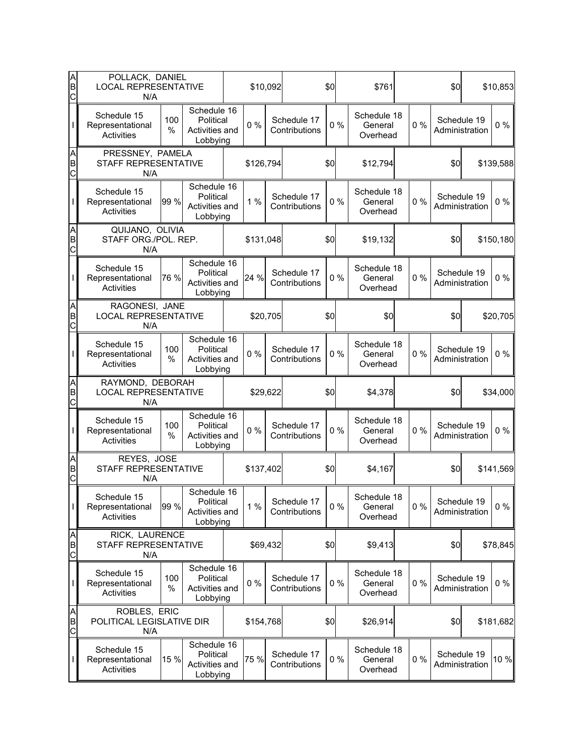| | | | | | | | | | | |
|---|---|---|---|---|---|---|---|---|---|---|
| A B C | POLLACK, DANIEL LOCAL REPRESENTATIVE N/A | | | $10,092 | | $0 | $761 | | $0 | $10,853 |
| I | Schedule 15 Representational Activities | 100 % | Schedule 16 Political Activities and Lobbying | 0 % | Schedule 17 Contributions | 0 % | Schedule 18 General Overhead | 0 % | Schedule 19 Administration | 0 % |
| A B C | PRESSNEY, PAMELA STAFF REPRESENTATIVE N/A | | | $126,794 | | $0 | $12,794 | | $0 | $139,588 |
| I | Schedule 15 Representational Activities | 99 % | Schedule 16 Political Activities and Lobbying | 1 % | Schedule 17 Contributions | 0 % | Schedule 18 General Overhead | 0 % | Schedule 19 Administration | 0 % |
| A B C | QUIJANO, OLIVIA STAFF ORG./POL. REP. N/A | | | $131,048 | | $0 | $19,132 | | $0 | $150,180 |
| I | Schedule 15 Representational Activities | 76 % | Schedule 16 Political Activities and Lobbying | 24 % | Schedule 17 Contributions | 0 % | Schedule 18 General Overhead | 0 % | Schedule 19 Administration | 0 % |
| A B C | RAGONESI, JANE LOCAL REPRESENTATIVE N/A | | | $20,705 | | $0 | $0 | | $0 | $20,705 |
| I | Schedule 15 Representational Activities | 100 % | Schedule 16 Political Activities and Lobbying | 0 % | Schedule 17 Contributions | 0 % | Schedule 18 General Overhead | 0 % | Schedule 19 Administration | 0 % |
| A B C | RAYMOND, DEBORAH LOCAL REPRESENTATIVE N/A | | | $29,622 | | $0 | $4,378 | | $0 | $34,000 |
| I | Schedule 15 Representational Activities | 100 % | Schedule 16 Political Activities and Lobbying | 0 % | Schedule 17 Contributions | 0 % | Schedule 18 General Overhead | 0 % | Schedule 19 Administration | 0 % |
| A B C | REYES, JOSE STAFF REPRESENTATIVE N/A | | | $137,402 | | $0 | $4,167 | | $0 | $141,569 |
| I | Schedule 15 Representational Activities | 99 % | Schedule 16 Political Activities and Lobbying | 1 % | Schedule 17 Contributions | 0 % | Schedule 18 General Overhead | 0 % | Schedule 19 Administration | 0 % |
| A B C | RICK, LAURENCE STAFF REPRESENTATIVE N/A | | | $69,432 | | $0 | $9,413 | | $0 | $78,845 |
| I | Schedule 15 Representational Activities | 100 % | Schedule 16 Political Activities and Lobbying | 0 % | Schedule 17 Contributions | 0 % | Schedule 18 General Overhead | 0 % | Schedule 19 Administration | 0 % |
| A B C | ROBLES, ERIC POLITICAL LEGISLATIVE DIR N/A | | | $154,768 | | $0 | $26,914 | | $0 | $181,682 |
| I | Schedule 15 Representational Activities | 15 % | Schedule 16 Political Activities and Lobbying | 75 % | Schedule 17 Contributions | 0 % | Schedule 18 General Overhead | 0 % | Schedule 19 Administration | 10 % |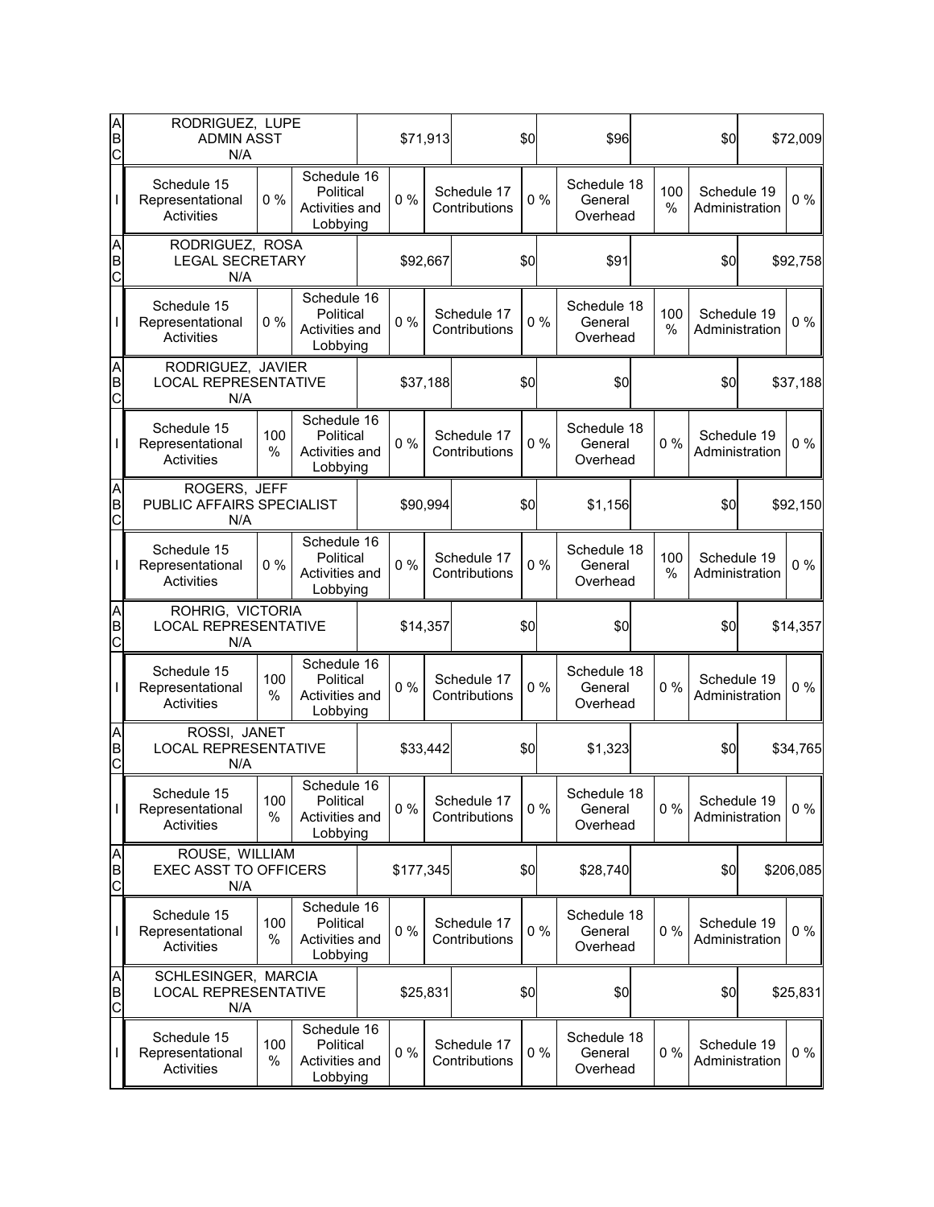| A B C | Name / Title / Other | Gross Salary | | Allowances | | Disbursements for Official Business | | Other Disbursements | Total |
|---|---|---|---|---|---|---|---|---|---|
| A B C | RODRIGUEZ, LUPE<br>ADMIN ASST<br>N/A | $71,913 | | $0 | | $96 | | $0 | $72,009 |
| I | Schedule 15 Representational Activities | 0 % | Schedule 16 Political Activities and Lobbying | 0 % | Schedule 17 Contributions | 0 % | Schedule 18 General Overhead | 100 % | Schedule 19 Administration 0 % |
| A B C | RODRIGUEZ, ROSA<br>LEGAL SECRETARY<br>N/A | $92,667 | | $0 | | $91 | | $0 | $92,758 |
| I | Schedule 15 Representational Activities | 0 % | Schedule 16 Political Activities and Lobbying | 0 % | Schedule 17 Contributions | 0 % | Schedule 18 General Overhead | 100 % | Schedule 19 Administration 0 % |
| A B C | RODRIGUEZ, JAVIER<br>LOCAL REPRESENTATIVE<br>N/A | $37,188 | | $0 | | $0 | | $0 | $37,188 |
| I | Schedule 15 Representational Activities | 100 % | Schedule 16 Political Activities and Lobbying | 0 % | Schedule 17 Contributions | 0 % | Schedule 18 General Overhead | 0 % | Schedule 19 Administration 0 % |
| A B C | ROGERS, JEFF<br>PUBLIC AFFAIRS SPECIALIST<br>N/A | $90,994 | | $0 | | $1,156 | | $0 | $92,150 |
| I | Schedule 15 Representational Activities | 0 % | Schedule 16 Political Activities and Lobbying | 0 % | Schedule 17 Contributions | 0 % | Schedule 18 General Overhead | 100 % | Schedule 19 Administration 0 % |
| A B C | ROHRIG, VICTORIA<br>LOCAL REPRESENTATIVE<br>N/A | $14,357 | | $0 | | $0 | | $0 | $14,357 |
| I | Schedule 15 Representational Activities | 100 % | Schedule 16 Political Activities and Lobbying | 0 % | Schedule 17 Contributions | 0 % | Schedule 18 General Overhead | 0 % | Schedule 19 Administration 0 % |
| A B C | ROSSI, JANET<br>LOCAL REPRESENTATIVE<br>N/A | $33,442 | | $0 | | $1,323 | | $0 | $34,765 |
| I | Schedule 15 Representational Activities | 100 % | Schedule 16 Political Activities and Lobbying | 0 % | Schedule 17 Contributions | 0 % | Schedule 18 General Overhead | 0 % | Schedule 19 Administration 0 % |
| A B C | ROUSE, WILLIAM<br>EXEC ASST TO OFFICERS<br>N/A | $177,345 | | $0 | | $28,740 | | $0 | $206,085 |
| I | Schedule 15 Representational Activities | 100 % | Schedule 16 Political Activities and Lobbying | 0 % | Schedule 17 Contributions | 0 % | Schedule 18 General Overhead | 0 % | Schedule 19 Administration 0 % |
| A B C | SCHLESINGER, MARCIA<br>LOCAL REPRESENTATIVE<br>N/A | $25,831 | | $0 | | $0 | | $0 | $25,831 |
| I | Schedule 15 Representational Activities | 100 % | Schedule 16 Political Activities and Lobbying | 0 % | Schedule 17 Contributions | 0 % | Schedule 18 General Overhead | 0 % | Schedule 19 Administration 0 % |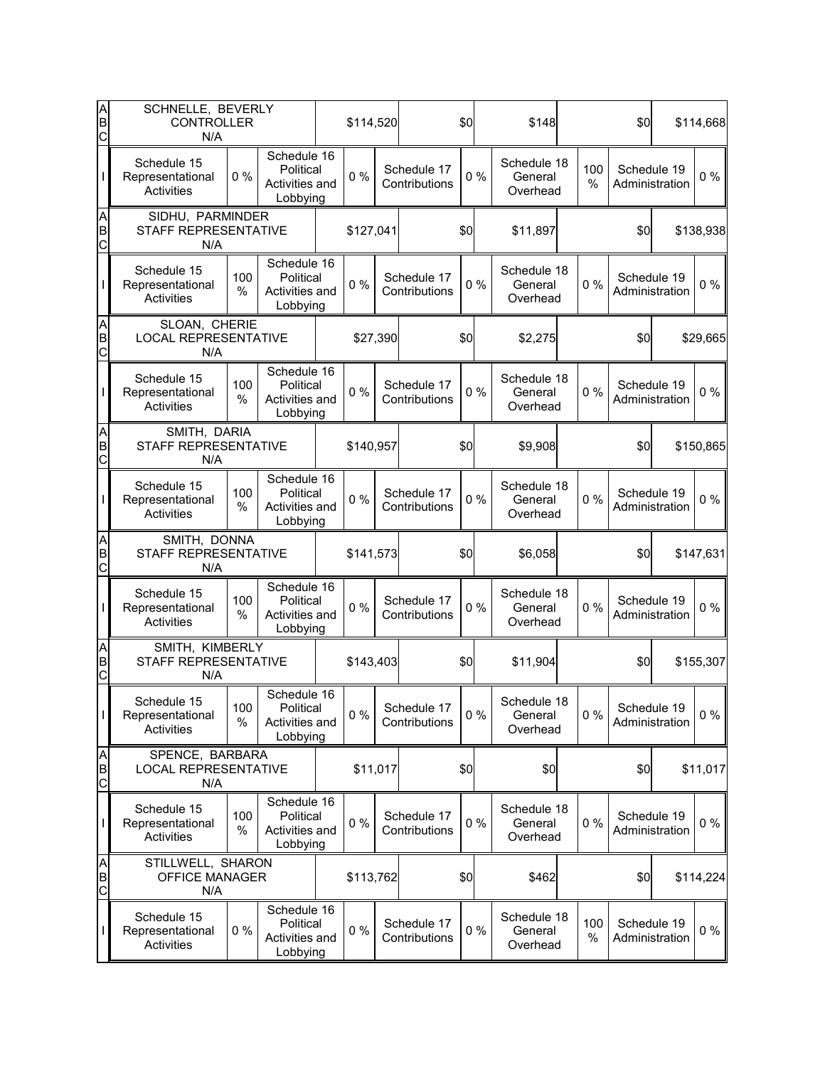| A B C | SCHNELLE, BEVERLY CONTROLLER N/A | | | $114,520 | | $0 | | $148 | | $0 | $114,668 |
|---|---|---|---|---|---|---|---|---|---|---|---|
| I | Schedule 15 Representational Activities | 0 % | Schedule 16 Political Activities and Lobbying | 0 % | Schedule 17 Contributions | 0 % | Schedule 18 General Overhead | 100 % | Schedule 19 Administration | | 0 % |
| A B C | SIDHU, PARMINDER STAFF REPRESENTATIVE N/A | | | $127,041 | | $0 | | $11,897 | | $0 | $138,938 |
| I | Schedule 15 Representational Activities | 100 % | Schedule 16 Political Activities and Lobbying | 0 % | Schedule 17 Contributions | 0 % | Schedule 18 General Overhead | 0 % | Schedule 19 Administration | | 0 % |
| A B C | SLOAN, CHERIE LOCAL REPRESENTATIVE N/A | | | $27,390 | | $0 | | $2,275 | | $0 | $29,665 |
| I | Schedule 15 Representational Activities | 100 % | Schedule 16 Political Activities and Lobbying | 0 % | Schedule 17 Contributions | 0 % | Schedule 18 General Overhead | 0 % | Schedule 19 Administration | | 0 % |
| A B C | SMITH, DARIA STAFF REPRESENTATIVE N/A | | | $140,957 | | $0 | | $9,908 | | $0 | $150,865 |
| I | Schedule 15 Representational Activities | 100 % | Schedule 16 Political Activities and Lobbying | 0 % | Schedule 17 Contributions | 0 % | Schedule 18 General Overhead | 0 % | Schedule 19 Administration | | 0 % |
| A B C | SMITH, DONNA STAFF REPRESENTATIVE N/A | | | $141,573 | | $0 | | $6,058 | | $0 | $147,631 |
| I | Schedule 15 Representational Activities | 100 % | Schedule 16 Political Activities and Lobbying | 0 % | Schedule 17 Contributions | 0 % | Schedule 18 General Overhead | 0 % | Schedule 19 Administration | | 0 % |
| A B C | SMITH, KIMBERLY STAFF REPRESENTATIVE N/A | | | $143,403 | | $0 | | $11,904 | | $0 | $155,307 |
| I | Schedule 15 Representational Activities | 100 % | Schedule 16 Political Activities and Lobbying | 0 % | Schedule 17 Contributions | 0 % | Schedule 18 General Overhead | 0 % | Schedule 19 Administration | | 0 % |
| A B C | SPENCE, BARBARA LOCAL REPRESENTATIVE N/A | | | $11,017 | | $0 | | $0 | | $0 | $11,017 |
| I | Schedule 15 Representational Activities | 100 % | Schedule 16 Political Activities and Lobbying | 0 % | Schedule 17 Contributions | 0 % | Schedule 18 General Overhead | 0 % | Schedule 19 Administration | | 0 % |
| A B C | STILLWELL, SHARON OFFICE MANAGER N/A | | | $113,762 | | $0 | | $462 | | $0 | $114,224 |
| I | Schedule 15 Representational Activities | 0 % | Schedule 16 Political Activities and Lobbying | 0 % | Schedule 17 Contributions | 0 % | Schedule 18 General Overhead | 100 % | Schedule 19 Administration | | 0 % |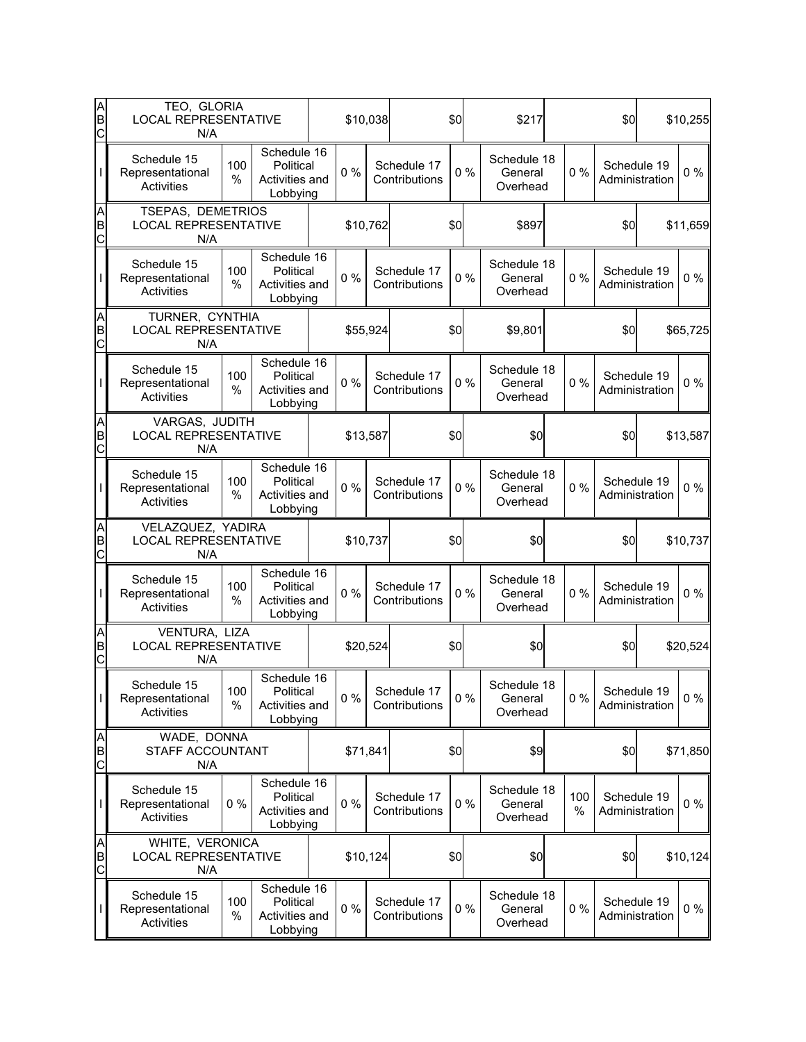| | | | | | | | | | | | | |
|---|---|---|---|---|---|---|---|---|---|---|---|---|
| A B C | TEO, GLORIA<br>LOCAL REPRESENTATIVE<br>N/A | | | $10,038 | | $0 | | $217 | | $0 | | $10,255 |
| I | Schedule 15 Representational Activities | 100 % | Schedule 16 Political Activities and Lobbying | 0 % | Schedule 17 Contributions | 0 % | Schedule 18 General Overhead | 0 % | Schedule 19 Administration | | | 0 % |
| A B C | TSEPAS, DEMETRIOS<br>LOCAL REPRESENTATIVE<br>N/A | | | $10,762 | | $0 | | $897 | | $0 | | $11,659 |
| I | Schedule 15 Representational Activities | 100 % | Schedule 16 Political Activities and Lobbying | 0 % | Schedule 17 Contributions | 0 % | Schedule 18 General Overhead | 0 % | Schedule 19 Administration | | | 0 % |
| A B C | TURNER, CYNTHIA<br>LOCAL REPRESENTATIVE<br>N/A | | | $55,924 | | $0 | | $9,801 | | $0 | | $65,725 |
| I | Schedule 15 Representational Activities | 100 % | Schedule 16 Political Activities and Lobbying | 0 % | Schedule 17 Contributions | 0 % | Schedule 18 General Overhead | 0 % | Schedule 19 Administration | | | 0 % |
| A B C | VARGAS, JUDITH<br>LOCAL REPRESENTATIVE<br>N/A | | | $13,587 | | $0 | | $0 | | $0 | | $13,587 |
| I | Schedule 15 Representational Activities | 100 % | Schedule 16 Political Activities and Lobbying | 0 % | Schedule 17 Contributions | 0 % | Schedule 18 General Overhead | 0 % | Schedule 19 Administration | | | 0 % |
| A B C | VELAZQUEZ, YADIRA<br>LOCAL REPRESENTATIVE<br>N/A | | | $10,737 | | $0 | | $0 | | $0 | | $10,737 |
| I | Schedule 15 Representational Activities | 100 % | Schedule 16 Political Activities and Lobbying | 0 % | Schedule 17 Contributions | 0 % | Schedule 18 General Overhead | 0 % | Schedule 19 Administration | | | 0 % |
| A B C | VENTURA, LIZA<br>LOCAL REPRESENTATIVE<br>N/A | | | $20,524 | | $0 | | $0 | | $0 | | $20,524 |
| I | Schedule 15 Representational Activities | 100 % | Schedule 16 Political Activities and Lobbying | 0 % | Schedule 17 Contributions | 0 % | Schedule 18 General Overhead | 0 % | Schedule 19 Administration | | | 0 % |
| A B C | WADE, DONNA<br>STAFF ACCOUNTANT<br>N/A | | | $71,841 | | $0 | | $9 | | $0 | | $71,850 |
| I | Schedule 15 Representational Activities | 0 % | Schedule 16 Political Activities and Lobbying | 0 % | Schedule 17 Contributions | 0 % | Schedule 18 General Overhead | 100 % | Schedule 19 Administration | | | 0 % |
| A B C | WHITE, VERONICA<br>LOCAL REPRESENTATIVE<br>N/A | | | $10,124 | | $0 | | $0 | | $0 | | $10,124 |
| I | Schedule 15 Representational Activities | 100 % | Schedule 16 Political Activities and Lobbying | 0 % | Schedule 17 Contributions | 0 % | Schedule 18 General Overhead | 0 % | Schedule 19 Administration | | | 0 % |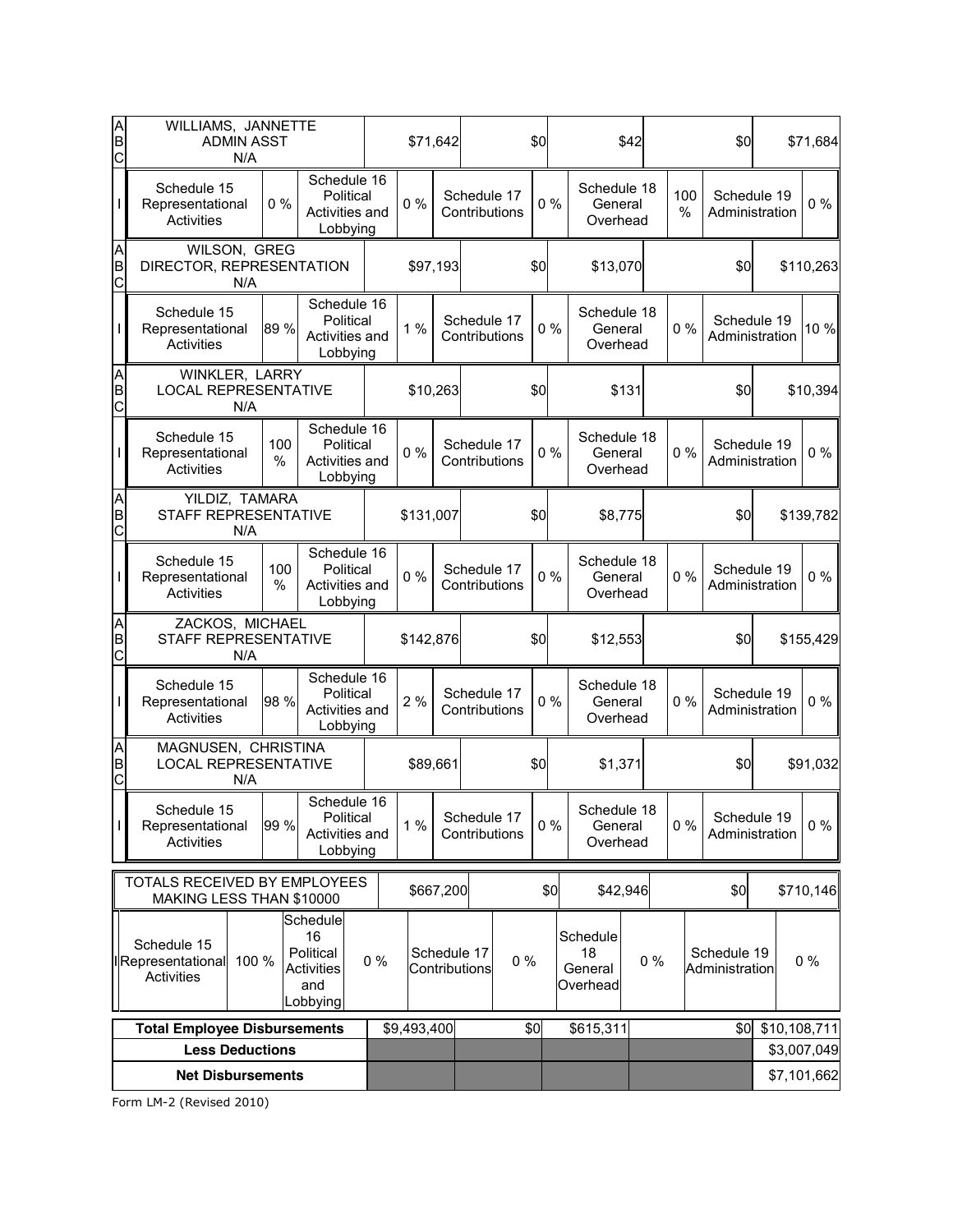| | | | | | | | | | | |
|---|---|---|---|---|---|---|---|---|---|---|
| A B C | WILLIAMS, JANNETTE<br>ADMIN ASST<br>N/A | | | $71,642 | | $0 | | $42 | | $0 | $71,684 |
| I | Schedule 15 Representational Activities | 0 % | Schedule 16 Political Activities and Lobbying | 0 % | Schedule 17 Contributions | 0 % | Schedule 18 General Overhead | 100 % | Schedule 19 Administration | 0 % |
| A B C | WILSON, GREG<br>DIRECTOR, REPRESENTATION<br>N/A | | | $97,193 | | $0 | | $13,070 | | $0 | $110,263 |
| I | Schedule 15 Representational Activities | 89 % | Schedule 16 Political Activities and Lobbying | 1 % | Schedule 17 Contributions | 0 % | Schedule 18 General Overhead | 0 % | Schedule 19 Administration | 10 % |
| A B C | WINKLER, LARRY<br>LOCAL REPRESENTATIVE<br>N/A | | | $10,263 | | $0 | | $131 | | $0 | $10,394 |
| I | Schedule 15 Representational Activities | 100 % | Schedule 16 Political Activities and Lobbying | 0 % | Schedule 17 Contributions | 0 % | Schedule 18 General Overhead | 0 % | Schedule 19 Administration | 0 % |
| A B C | YILDIZ, TAMARA<br>STAFF REPRESENTATIVE<br>N/A | | | $131,007 | | $0 | | $8,775 | | $0 | $139,782 |
| I | Schedule 15 Representational Activities | 100 % | Schedule 16 Political Activities and Lobbying | 0 % | Schedule 17 Contributions | 0 % | Schedule 18 General Overhead | 0 % | Schedule 19 Administration | 0 % |
| A B C | ZACKOS, MICHAEL<br>STAFF REPRESENTATIVE<br>N/A | | | $142,876 | | $0 | | $12,553 | | $0 | $155,429 |
| I | Schedule 15 Representational Activities | 98 % | Schedule 16 Political Activities and Lobbying | 2 % | Schedule 17 Contributions | 0 % | Schedule 18 General Overhead | 0 % | Schedule 19 Administration | 0 % |
| A B C | MAGNUSEN, CHRISTINA<br>LOCAL REPRESENTATIVE<br>N/A | | | $89,661 | | $0 | | $1,371 | | $0 | $91,032 |
| I | Schedule 15 Representational Activities | 99 % | Schedule 16 Political Activities and Lobbying | 1 % | Schedule 17 Contributions | 0 % | Schedule 18 General Overhead | 0 % | Schedule 19 Administration | 0 % |

| | | | | | | | | | |
|---|---|---|---|---|---|---|---|---|---|
| TOTALS RECEIVED BY EMPLOYEES MAKING LESS THAN $10000 | | | $667,200 | | $0 | | $42,946 | $0 | $710,146 |
| Schedule 15 Representational Activities | 100 % | Schedule 16 Political Activities and Lobbying | 0 % | Schedule 17 Contributions | 0 % | Schedule 18 General Overhead | 0 % | Schedule 19 Administration | 0 % |

| | | | | | | |
|---|---|---|---|---|---|---|
| **Total Employee Disbursements** | $9,493,400 | $0 | $615,311 | | $0 | $10,108,711 |
| **Less Deductions** | | | | | | $3,007,049 |
| **Net Disbursements** | | | | | | $7,101,662 |

Form LM-2 (Revised 2010)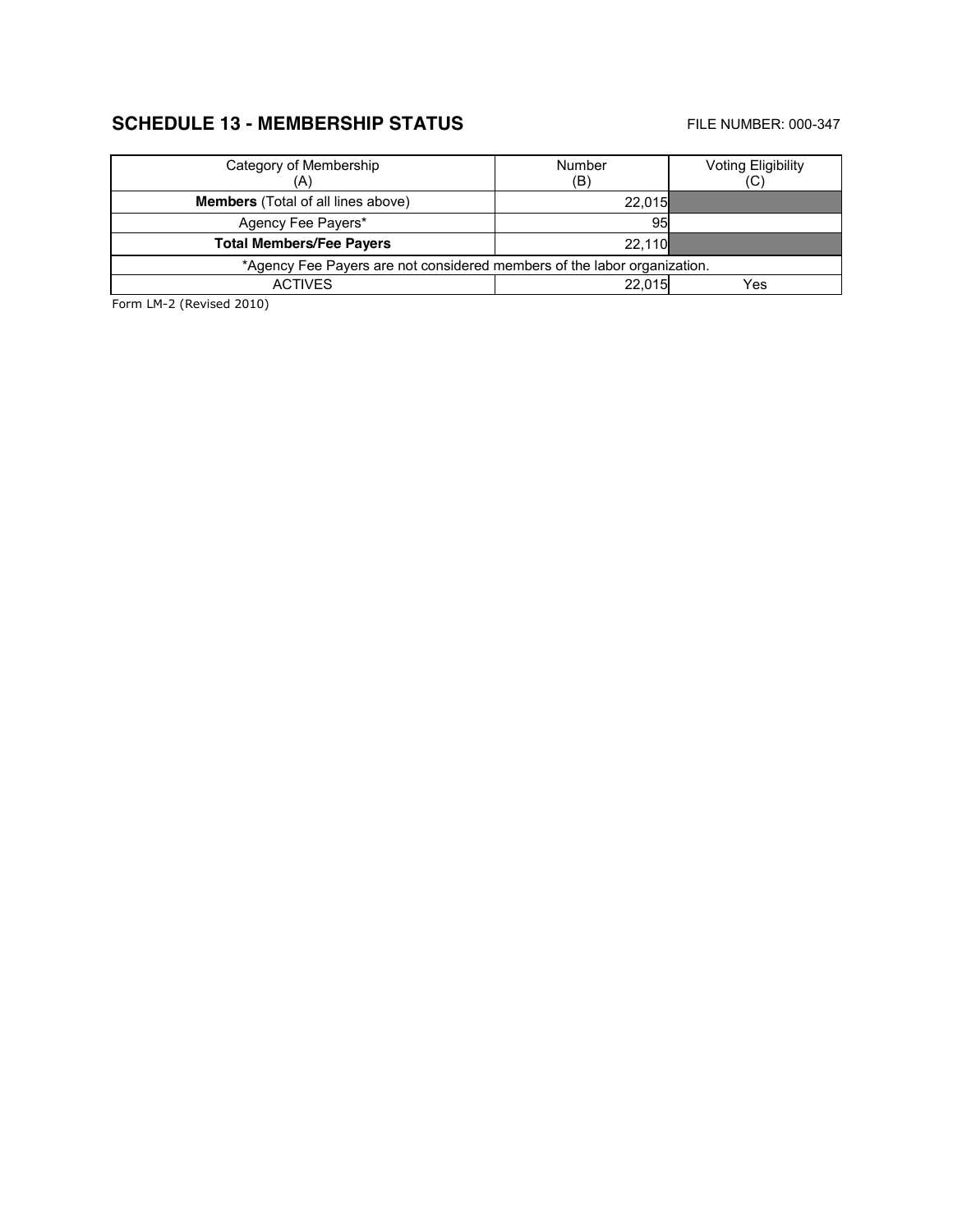## SCHEDULE 13 - MEMBERSHIP STATUS

FILE NUMBER: 000-347

| Category of Membership (A) | Number (B) | Voting Eligibility (C) |
|---|---|---|
| **Members** (Total of all lines above) | 22,015 | |
| Agency Fee Payers* | 95 | |
| **Total Members/Fee Payers** | 22,110 | |
| *Agency Fee Payers are not considered members of the labor organization. | | |
| ACTIVES | 22,015 | Yes |

Form LM-2 (Revised 2010)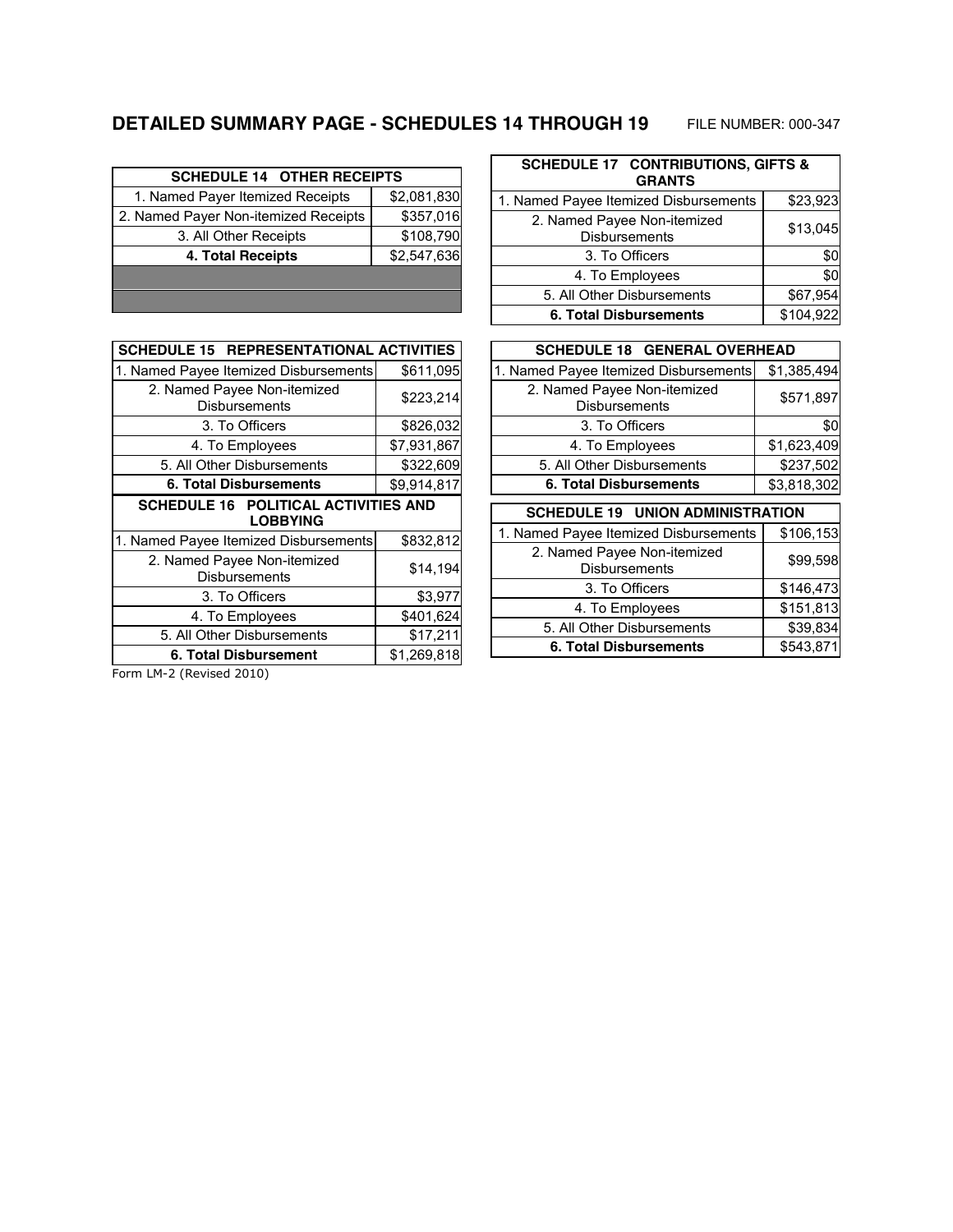## DETAILED SUMMARY PAGE - SCHEDULES 14 THROUGH 19

FILE NUMBER: 000-347

| SCHEDULE 14 OTHER RECEIPTS | |
|---|---|
| 1. Named Payer Itemized Receipts | $2,081,830 |
| 2. Named Payer Non-itemized Receipts | $357,016 |
| 3. All Other Receipts | $108,790 |
| **4. Total Receipts** | $2,547,636 |

| SCHEDULE 15 REPRESENTATIONAL ACTIVITIES | |
|---|---|
| 1. Named Payee Itemized Disbursements | $611,095 |
| 2. Named Payee Non-itemized Disbursements | $223,214 |
| 3. To Officers | $826,032 |
| 4. To Employees | $7,931,867 |
| 5. All Other Disbursements | $322,609 |
| **6. Total Disbursements** | $9,914,817 |

| SCHEDULE 16 POLITICAL ACTIVITIES AND LOBBYING | |
|---|---|
| 1. Named Payee Itemized Disbursements | $832,812 |
| 2. Named Payee Non-itemized Disbursements | $14,194 |
| 3. To Officers | $3,977 |
| 4. To Employees | $401,624 |
| 5. All Other Disbursements | $17,211 |
| **6. Total Disbursement** | $1,269,818 |

| SCHEDULE 17 CONTRIBUTIONS, GIFTS & GRANTS | |
|---|---|
| 1. Named Payee Itemized Disbursements | $23,923 |
| 2. Named Payee Non-itemized Disbursements | $13,045 |
| 3. To Officers | $0 |
| 4. To Employees | $0 |
| 5. All Other Disbursements | $67,954 |
| **6. Total Disbursements** | $104,922 |

| SCHEDULE 18 GENERAL OVERHEAD | |
|---|---|
| 1. Named Payee Itemized Disbursements | $1,385,494 |
| 2. Named Payee Non-itemized Disbursements | $571,897 |
| 3. To Officers | $0 |
| 4. To Employees | $1,623,409 |
| 5. All Other Disbursements | $237,502 |
| **6. Total Disbursements** | $3,818,302 |

| SCHEDULE 19 UNION ADMINISTRATION | |
|---|---|
| 1. Named Payee Itemized Disbursements | $106,153 |
| 2. Named Payee Non-itemized Disbursements | $99,598 |
| 3. To Officers | $146,473 |
| 4. To Employees | $151,813 |
| 5. All Other Disbursements | $39,834 |
| **6. Total Disbursements** | $543,871 |

Form LM-2 (Revised 2010)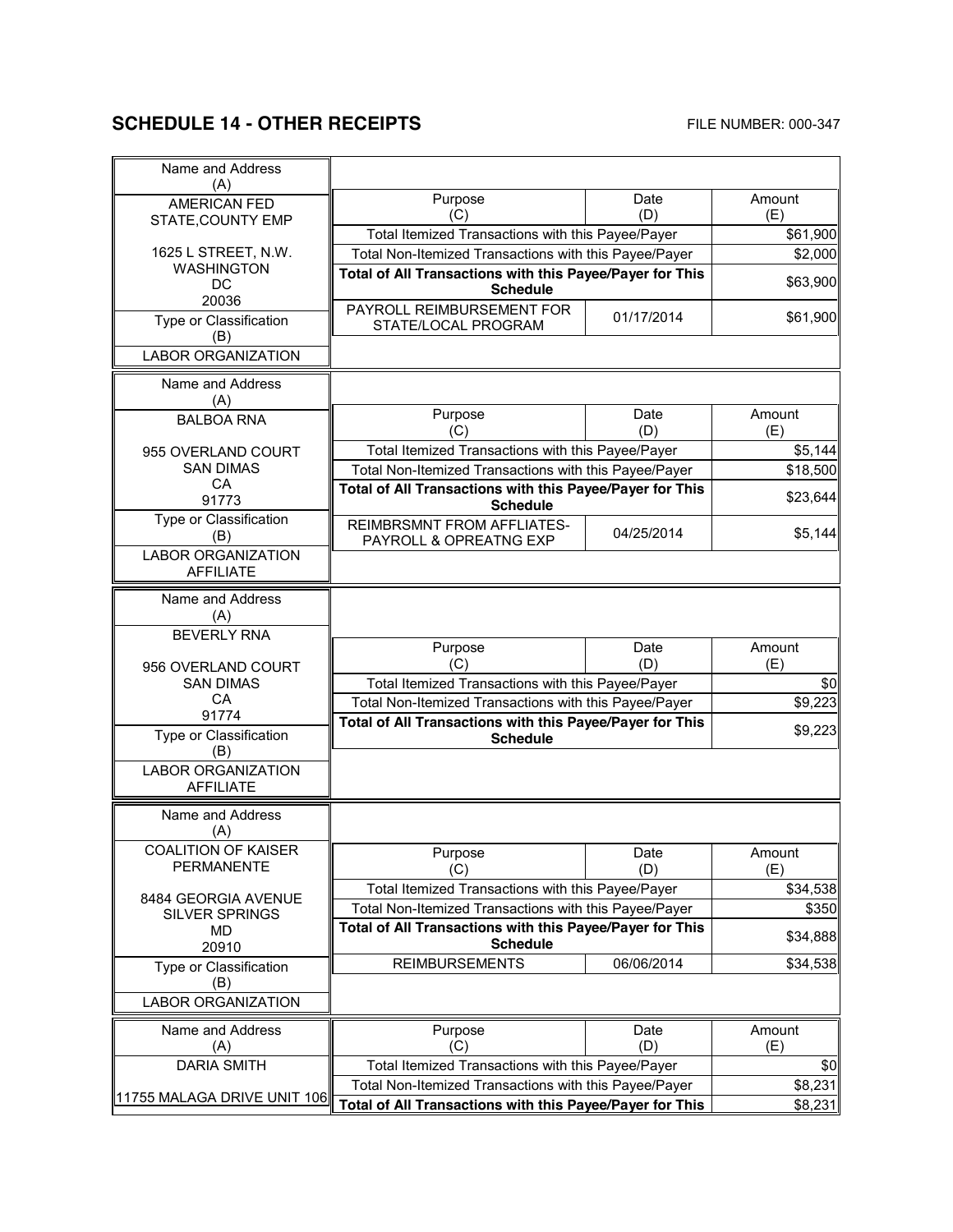## SCHEDULE 14 - OTHER RECEIPTS

FILE NUMBER: 000-347

| Name and Address (A) | Purpose (C) | Date (D) | Amount (E) |
|---|---|---|---|
| AMERICAN FED STATE,COUNTY EMP<br><br>1625 L STREET, N.W.<br>WASHINGTON<br>DC<br>20036 | Total Itemized Transactions with this Payee/Payer | | $61,900 |
| | Total Non-Itemized Transactions with this Payee/Payer | | $2,000 |
| | **Total of All Transactions with this Payee/Payer for This Schedule** | | $63,900 |
| Type or Classification (B)<br>LABOR ORGANIZATION | PAYROLL REIMBURSEMENT FOR STATE/LOCAL PROGRAM | 01/17/2014 | $61,900 |

| Name and Address (A) | Purpose (C) | Date (D) | Amount (E) |
|---|---|---|---|
| BALBOA RNA<br><br>955 OVERLAND COURT<br>SAN DIMAS<br>CA<br>91773 | Total Itemized Transactions with this Payee/Payer | | $5,144 |
| | Total Non-Itemized Transactions with this Payee/Payer | | $18,500 |
| | **Total of All Transactions with this Payee/Payer for This Schedule** | | $23,644 |
| Type or Classification (B)<br>LABOR ORGANIZATION AFFILIATE | REIMBRSMNT FROM AFFLIATES-PAYROLL & OPREATNG EXP | 04/25/2014 | $5,144 |

| Name and Address (A) | Purpose (C) | Date (D) | Amount (E) |
|---|---|---|---|
| BEVERLY RNA<br><br>956 OVERLAND COURT<br>SAN DIMAS<br>CA<br>91774 | Total Itemized Transactions with this Payee/Payer | | $0 |
| | Total Non-Itemized Transactions with this Payee/Payer | | $9,223 |
| | **Total of All Transactions with this Payee/Payer for This Schedule** | | $9,223 |
| Type or Classification (B)<br>LABOR ORGANIZATION AFFILIATE | | | |

| Name and Address (A) | Purpose (C) | Date (D) | Amount (E) |
|---|---|---|---|
| COALITION OF KAISER PERMANENTE<br><br>8484 GEORGIA AVENUE<br>SILVER SPRINGS<br>MD<br>20910 | Total Itemized Transactions with this Payee/Payer | | $34,538 |
| | Total Non-Itemized Transactions with this Payee/Payer | | $350 |
| | **Total of All Transactions with this Payee/Payer for This Schedule** | | $34,888 |
| Type or Classification (B)<br>LABOR ORGANIZATION | REIMBURSEMENTS | 06/06/2014 | $34,538 |

| Name and Address (A) | Purpose (C) | Date (D) | Amount (E) |
|---|---|---|---|
| DARIA SMITH | Total Itemized Transactions with this Payee/Payer | | $0 |
| 11755 MALAGA DRIVE UNIT 106 | Total Non-Itemized Transactions with this Payee/Payer | | $8,231 |
| | **Total of All Transactions with this Payee/Payer for This** | | $8,231 |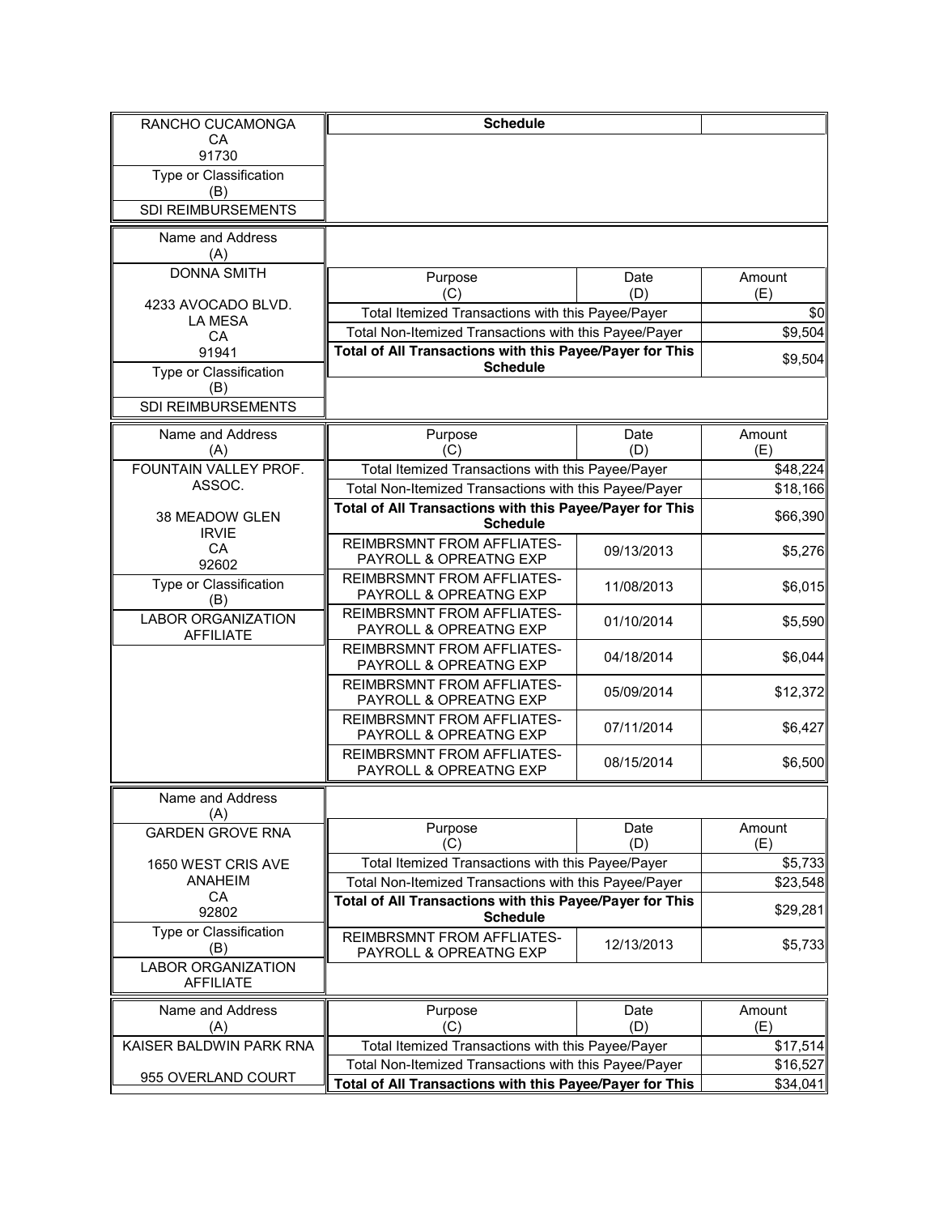| Name and Address (A) | Purpose (C) | Date (D) | Amount (E) |
|---|---|---|---|
| RANCHO CUCAMONGA<br>CA<br>91730 | **Schedule** | | |
| Type or Classification (B) | | | |
| SDI REIMBURSEMENTS | | | |

| Name and Address (A) | Purpose (C) | Date (D) | Amount (E) |
|---|---|---|---|
| DONNA SMITH<br><br>4233 AVOCADO BLVD.<br>LA MESA<br>CA<br>91941 | Total Itemized Transactions with this Payee/Payer | | $0 |
| | Total Non-Itemized Transactions with this Payee/Payer | | $9,504 |
| | **Total of All Transactions with this Payee/Payer for This Schedule** | | $9,504 |
| Type or Classification (B) | | | |
| SDI REIMBURSEMENTS | | | |

| Name and Address (A) | Purpose (C) | Date (D) | Amount (E) |
|---|---|---|---|
| FOUNTAIN VALLEY PROF. ASSOC.<br><br>38 MEADOW GLEN<br>IRVIE<br>CA<br>92602 | Total Itemized Transactions with this Payee/Payer | | $48,224 |
| | Total Non-Itemized Transactions with this Payee/Payer | | $18,166 |
| | **Total of All Transactions with this Payee/Payer for This Schedule** | | $66,390 |
| | REIMBRSMNT FROM AFFLIATES-PAYROLL & OPREATNG EXP | 09/13/2013 | $5,276 |
| Type or Classification (B) | REIMBRSMNT FROM AFFLIATES-PAYROLL & OPREATNG EXP | 11/08/2013 | $6,015 |
| LABOR ORGANIZATION AFFILIATE | REIMBRSMNT FROM AFFLIATES-PAYROLL & OPREATNG EXP | 01/10/2014 | $5,590 |
| | REIMBRSMNT FROM AFFLIATES-PAYROLL & OPREATNG EXP | 04/18/2014 | $6,044 |
| | REIMBRSMNT FROM AFFLIATES-PAYROLL & OPREATNG EXP | 05/09/2014 | $12,372 |
| | REIMBRSMNT FROM AFFLIATES-PAYROLL & OPREATNG EXP | 07/11/2014 | $6,427 |
| | REIMBRSMNT FROM AFFLIATES-PAYROLL & OPREATNG EXP | 08/15/2014 | $6,500 |

| Name and Address (A) | Purpose (C) | Date (D) | Amount (E) |
|---|---|---|---|
| GARDEN GROVE RNA<br><br>1650 WEST CRIS AVE<br>ANAHEIM<br>CA<br>92802 | Total Itemized Transactions with this Payee/Payer | | $5,733 |
| | Total Non-Itemized Transactions with this Payee/Payer | | $23,548 |
| | **Total of All Transactions with this Payee/Payer for This Schedule** | | $29,281 |
| Type or Classification (B) | REIMBRSMNT FROM AFFLIATES-PAYROLL & OPREATNG EXP | 12/13/2013 | $5,733 |
| LABOR ORGANIZATION AFFILIATE | | | |

| Name and Address (A) | Purpose (C) | Date (D) | Amount (E) |
|---|---|---|---|
| KAISER BALDWIN PARK RNA | Total Itemized Transactions with this Payee/Payer | | $17,514 |
| | Total Non-Itemized Transactions with this Payee/Payer | | $16,527 |
| 955 OVERLAND COURT | **Total of All Transactions with this Payee/Payer for This** | | $34,041 |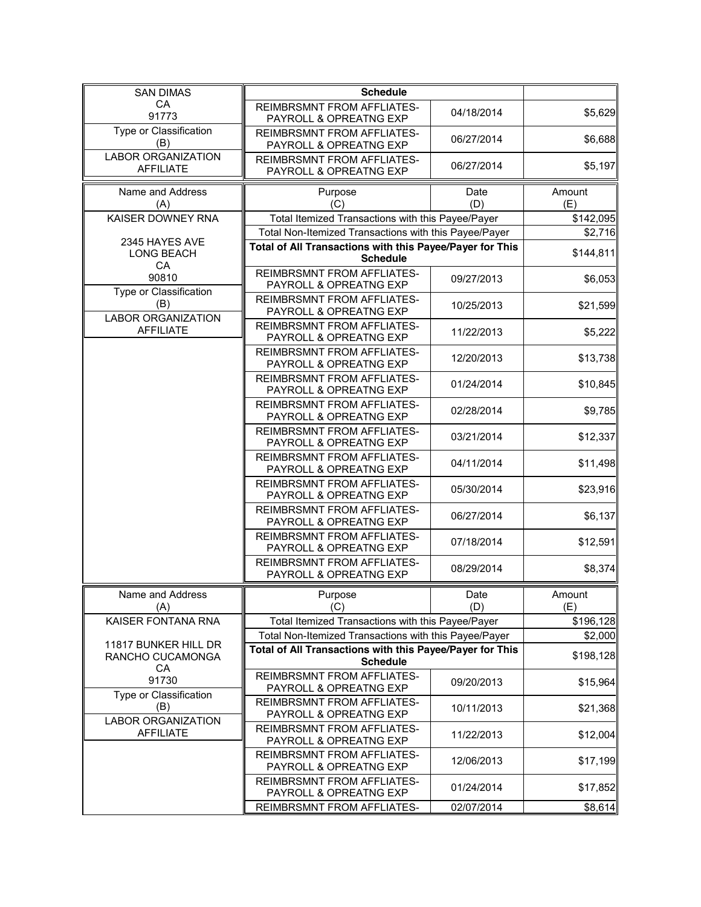| | | | |
|---|---|---|---|
| SAN DIMAS<br>CA<br>91773 | **Schedule** | | |
| | REIMBRSMNT FROM AFFLIATES-PAYROLL & OPREATNG EXP | 04/18/2014 | $5,629 |
| Type or Classification<br>(B) | REIMBRSMNT FROM AFFLIATES-PAYROLL & OPREATNG EXP | 06/27/2014 | $6,688 |
| LABOR ORGANIZATION AFFILIATE | REIMBRSMNT FROM AFFLIATES-PAYROLL & OPREATNG EXP | 06/27/2014 | $5,197 |

| Name and Address<br>(A) | Purpose<br>(C) | Date<br>(D) | Amount<br>(E) |
|---|---|---|---|
| KAISER DOWNEY RNA | Total Itemized Transactions with this Payee/Payer | | $142,095 |
| 2345 HAYES AVE<br>LONG BEACH<br>CA<br>90810 | Total Non-Itemized Transactions with this Payee/Payer | | $2,716 |
| | **Total of All Transactions with this Payee/Payer for This Schedule** | | $144,811 |
| | REIMBRSMNT FROM AFFLIATES-PAYROLL & OPREATNG EXP | 09/27/2013 | $6,053 |
| Type or Classification<br>(B) | REIMBRSMNT FROM AFFLIATES-PAYROLL & OPREATNG EXP | 10/25/2013 | $21,599 |
| LABOR ORGANIZATION AFFILIATE | REIMBRSMNT FROM AFFLIATES-PAYROLL & OPREATNG EXP | 11/22/2013 | $5,222 |
| | REIMBRSMNT FROM AFFLIATES-PAYROLL & OPREATNG EXP | 12/20/2013 | $13,738 |
| | REIMBRSMNT FROM AFFLIATES-PAYROLL & OPREATNG EXP | 01/24/2014 | $10,845 |
| | REIMBRSMNT FROM AFFLIATES-PAYROLL & OPREATNG EXP | 02/28/2014 | $9,785 |
| | REIMBRSMNT FROM AFFLIATES-PAYROLL & OPREATNG EXP | 03/21/2014 | $12,337 |
| | REIMBRSMNT FROM AFFLIATES-PAYROLL & OPREATNG EXP | 04/11/2014 | $11,498 |
| | REIMBRSMNT FROM AFFLIATES-PAYROLL & OPREATNG EXP | 05/30/2014 | $23,916 |
| | REIMBRSMNT FROM AFFLIATES-PAYROLL & OPREATNG EXP | 06/27/2014 | $6,137 |
| | REIMBRSMNT FROM AFFLIATES-PAYROLL & OPREATNG EXP | 07/18/2014 | $12,591 |
| | REIMBRSMNT FROM AFFLIATES-PAYROLL & OPREATNG EXP | 08/29/2014 | $8,374 |

| Name and Address<br>(A) | Purpose<br>(C) | Date<br>(D) | Amount<br>(E) |
|---|---|---|---|
| KAISER FONTANA RNA | Total Itemized Transactions with this Payee/Payer | | $196,128 |
| 11817 BUNKER HILL DR<br>RANCHO CUCAMONGA<br>CA<br>91730 | Total Non-Itemized Transactions with this Payee/Payer | | $2,000 |
| | **Total of All Transactions with this Payee/Payer for This Schedule** | | $198,128 |
| | REIMBRSMNT FROM AFFLIATES-PAYROLL & OPREATNG EXP | 09/20/2013 | $15,964 |
| Type or Classification<br>(B) | REIMBRSMNT FROM AFFLIATES-PAYROLL & OPREATNG EXP | 10/11/2013 | $21,368 |
| LABOR ORGANIZATION AFFILIATE | REIMBRSMNT FROM AFFLIATES-PAYROLL & OPREATNG EXP | 11/22/2013 | $12,004 |
| | REIMBRSMNT FROM AFFLIATES-PAYROLL & OPREATNG EXP | 12/06/2013 | $17,199 |
| | REIMBRSMNT FROM AFFLIATES-PAYROLL & OPREATNG EXP | 01/24/2014 | $17,852 |
| | REIMBRSMNT FROM AFFLIATES- | 02/07/2014 | $8,614 |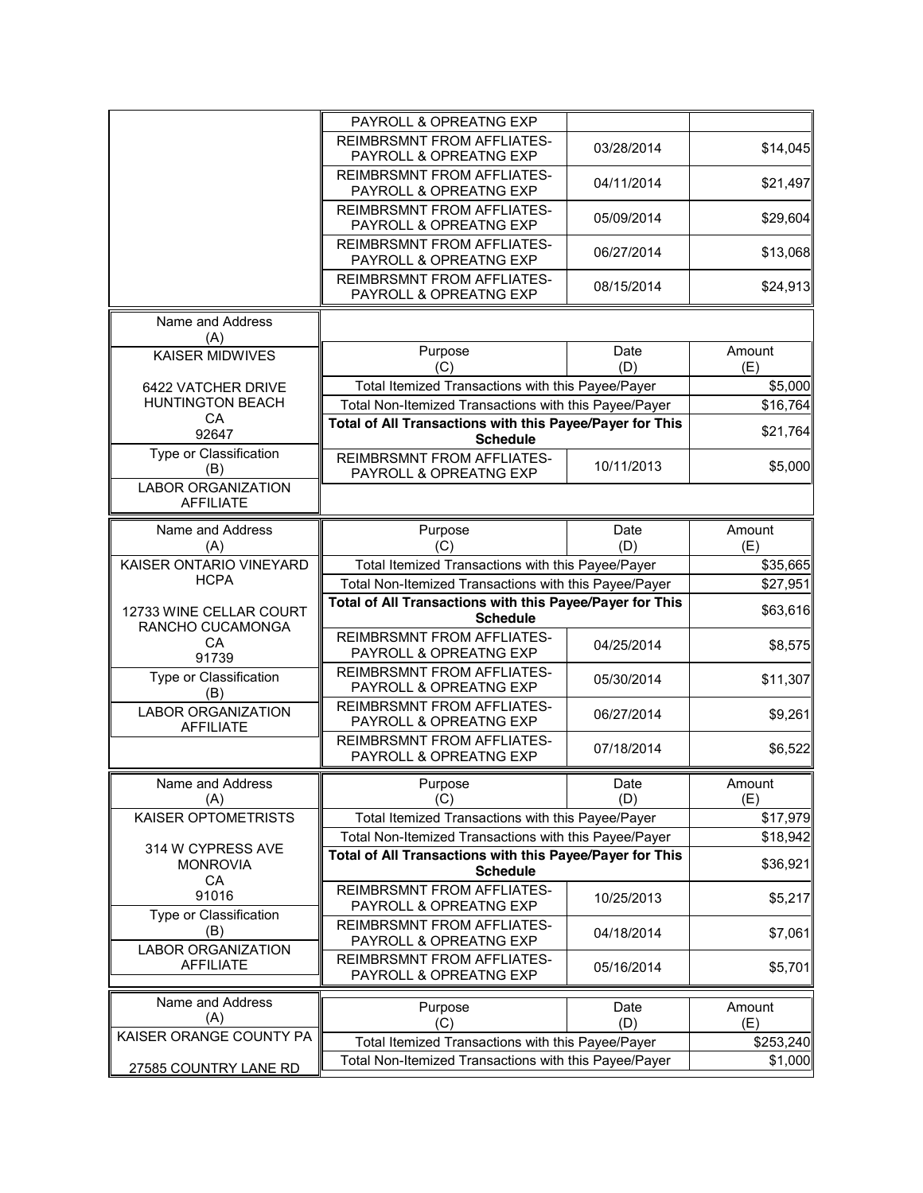| | Purpose | Date | Amount |
|---|---|---|---|
| | PAYROLL & OPREATNG EXP | | |
| | REIMBRSMNT FROM AFFLIATES-PAYROLL & OPREATNG EXP | 03/28/2014 | $14,045 |
| | REIMBRSMNT FROM AFFLIATES-PAYROLL & OPREATNG EXP | 04/11/2014 | $21,497 |
| | REIMBRSMNT FROM AFFLIATES-PAYROLL & OPREATNG EXP | 05/09/2014 | $29,604 |
| | REIMBRSMNT FROM AFFLIATES-PAYROLL & OPREATNG EXP | 06/27/2014 | $13,068 |
| | REIMBRSMNT FROM AFFLIATES-PAYROLL & OPREATNG EXP | 08/15/2014 | $24,913 |

| Name and Address (A) | Purpose (C) | Date (D) | Amount (E) |
|---|---|---|---|
| KAISER MIDWIVES | Total Itemized Transactions with this Payee/Payer | | $5,000 |
| 6422 VATCHER DRIVE HUNTINGTON BEACH CA 92647 | Total Non-Itemized Transactions with this Payee/Payer | | $16,764 |
| | **Total of All Transactions with this Payee/Payer for This Schedule** | | $21,764 |
| Type or Classification (B) | REIMBRSMNT FROM AFFLIATES-PAYROLL & OPREATNG EXP | 10/11/2013 | $5,000 |
| LABOR ORGANIZATION AFFILIATE | | | |

| Name and Address (A) | Purpose (C) | Date (D) | Amount (E) |
|---|---|---|---|
| KAISER ONTARIO VINEYARD HCPA | Total Itemized Transactions with this Payee/Payer | | $35,665 |
| 12733 WINE CELLAR COURT RANCHO CUCAMONGA CA 91739 | Total Non-Itemized Transactions with this Payee/Payer | | $27,951 |
| | **Total of All Transactions with this Payee/Payer for This Schedule** | | $63,616 |
| | REIMBRSMNT FROM AFFLIATES-PAYROLL & OPREATNG EXP | 04/25/2014 | $8,575 |
| Type or Classification (B) | REIMBRSMNT FROM AFFLIATES-PAYROLL & OPREATNG EXP | 05/30/2014 | $11,307 |
| LABOR ORGANIZATION AFFILIATE | REIMBRSMNT FROM AFFLIATES-PAYROLL & OPREATNG EXP | 06/27/2014 | $9,261 |
| | REIMBRSMNT FROM AFFLIATES-PAYROLL & OPREATNG EXP | 07/18/2014 | $6,522 |

| Name and Address (A) | Purpose (C) | Date (D) | Amount (E) |
|---|---|---|---|
| KAISER OPTOMETRISTS | Total Itemized Transactions with this Payee/Payer | | $17,979 |
| 314 W CYPRESS AVE MONROVIA CA 91016 | Total Non-Itemized Transactions with this Payee/Payer | | $18,942 |
| | **Total of All Transactions with this Payee/Payer for This Schedule** | | $36,921 |
| | REIMBRSMNT FROM AFFLIATES-PAYROLL & OPREATNG EXP | 10/25/2013 | $5,217 |
| Type or Classification (B) | REIMBRSMNT FROM AFFLIATES-PAYROLL & OPREATNG EXP | 04/18/2014 | $7,061 |
| LABOR ORGANIZATION AFFILIATE | REIMBRSMNT FROM AFFLIATES-PAYROLL & OPREATNG EXP | 05/16/2014 | $5,701 |

| Name and Address (A) | Purpose (C) | Date (D) | Amount (E) |
|---|---|---|---|
| KAISER ORANGE COUNTY PA | Total Itemized Transactions with this Payee/Payer | | $253,240 |
| 27585 COUNTRY LANE RD | Total Non-Itemized Transactions with this Payee/Payer | | $1,000 |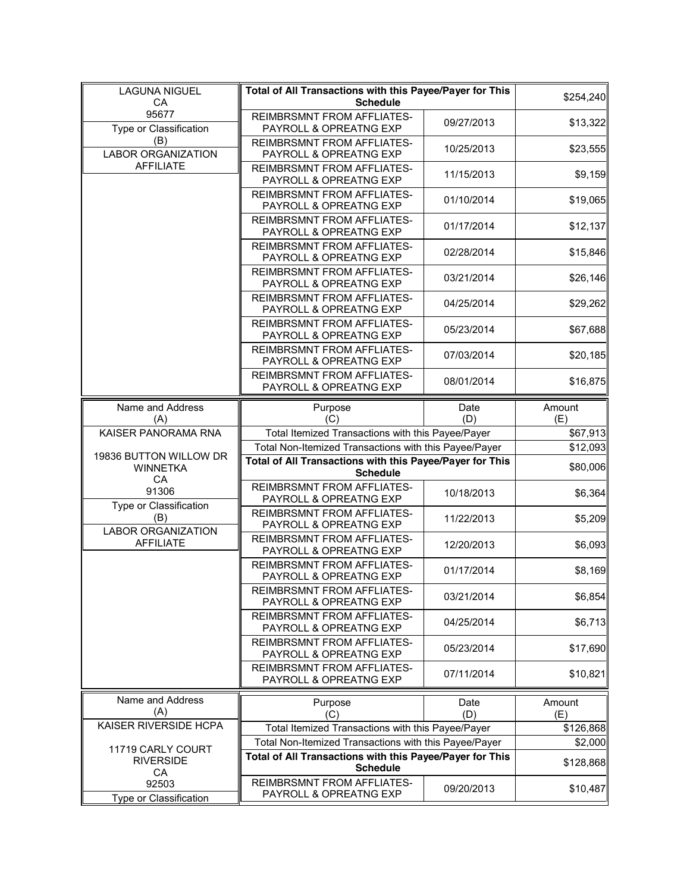| Name and Address (A) | Purpose (C) | Date (D) | Amount (E) |
|---|---|---|---|
| LAGUNA NIGUEL CA 95677 | **Total of All Transactions with this Payee/Payer for This Schedule** | | $254,240 |
| Type or Classification (B) | REIMBRSMNT FROM AFFLIATES-PAYROLL & OPREATNG EXP | 09/27/2013 | $13,322 |
| LABOR ORGANIZATION AFFILIATE | REIMBRSMNT FROM AFFLIATES-PAYROLL & OPREATNG EXP | 10/25/2013 | $23,555 |
| | REIMBRSMNT FROM AFFLIATES-PAYROLL & OPREATNG EXP | 11/15/2013 | $9,159 |
| | REIMBRSMNT FROM AFFLIATES-PAYROLL & OPREATNG EXP | 01/10/2014 | $19,065 |
| | REIMBRSMNT FROM AFFLIATES-PAYROLL & OPREATNG EXP | 01/17/2014 | $12,137 |
| | REIMBRSMNT FROM AFFLIATES-PAYROLL & OPREATNG EXP | 02/28/2014 | $15,846 |
| | REIMBRSMNT FROM AFFLIATES-PAYROLL & OPREATNG EXP | 03/21/2014 | $26,146 |
| | REIMBRSMNT FROM AFFLIATES-PAYROLL & OPREATNG EXP | 04/25/2014 | $29,262 |
| | REIMBRSMNT FROM AFFLIATES-PAYROLL & OPREATNG EXP | 05/23/2014 | $67,688 |
| | REIMBRSMNT FROM AFFLIATES-PAYROLL & OPREATNG EXP | 07/03/2014 | $20,185 |
| | REIMBRSMNT FROM AFFLIATES-PAYROLL & OPREATNG EXP | 08/01/2014 | $16,875 |

| Name and Address (A) | Purpose (C) | Date (D) | Amount (E) |
|---|---|---|---|
| KAISER PANORAMA RNA | Total Itemized Transactions with this Payee/Payer | | $67,913 |
| 19836 BUTTON WILLOW DR WINNETKA CA 91306 | Total Non-Itemized Transactions with this Payee/Payer | | $12,093 |
| | **Total of All Transactions with this Payee/Payer for This Schedule** | | $80,006 |
| | REIMBRSMNT FROM AFFLIATES-PAYROLL & OPREATNG EXP | 10/18/2013 | $6,364 |
| Type or Classification (B) | REIMBRSMNT FROM AFFLIATES-PAYROLL & OPREATNG EXP | 11/22/2013 | $5,209 |
| LABOR ORGANIZATION AFFILIATE | REIMBRSMNT FROM AFFLIATES-PAYROLL & OPREATNG EXP | 12/20/2013 | $6,093 |
| | REIMBRSMNT FROM AFFLIATES-PAYROLL & OPREATNG EXP | 01/17/2014 | $8,169 |
| | REIMBRSMNT FROM AFFLIATES-PAYROLL & OPREATNG EXP | 03/21/2014 | $6,854 |
| | REIMBRSMNT FROM AFFLIATES-PAYROLL & OPREATNG EXP | 04/25/2014 | $6,713 |
| | REIMBRSMNT FROM AFFLIATES-PAYROLL & OPREATNG EXP | 05/23/2014 | $17,690 |
| | REIMBRSMNT FROM AFFLIATES-PAYROLL & OPREATNG EXP | 07/11/2014 | $10,821 |

| Name and Address (A) | Purpose (C) | Date (D) | Amount (E) |
|---|---|---|---|
| KAISER RIVERSIDE HCPA | Total Itemized Transactions with this Payee/Payer | | $126,868 |
| 11719 CARLY COURT RIVERSIDE CA 92503 | Total Non-Itemized Transactions with this Payee/Payer | | $2,000 |
| | **Total of All Transactions with this Payee/Payer for This Schedule** | | $128,868 |
| | REIMBRSMNT FROM AFFLIATES-PAYROLL & OPREATNG EXP | 09/20/2013 | $10,487 |
| Type or Classification | | | |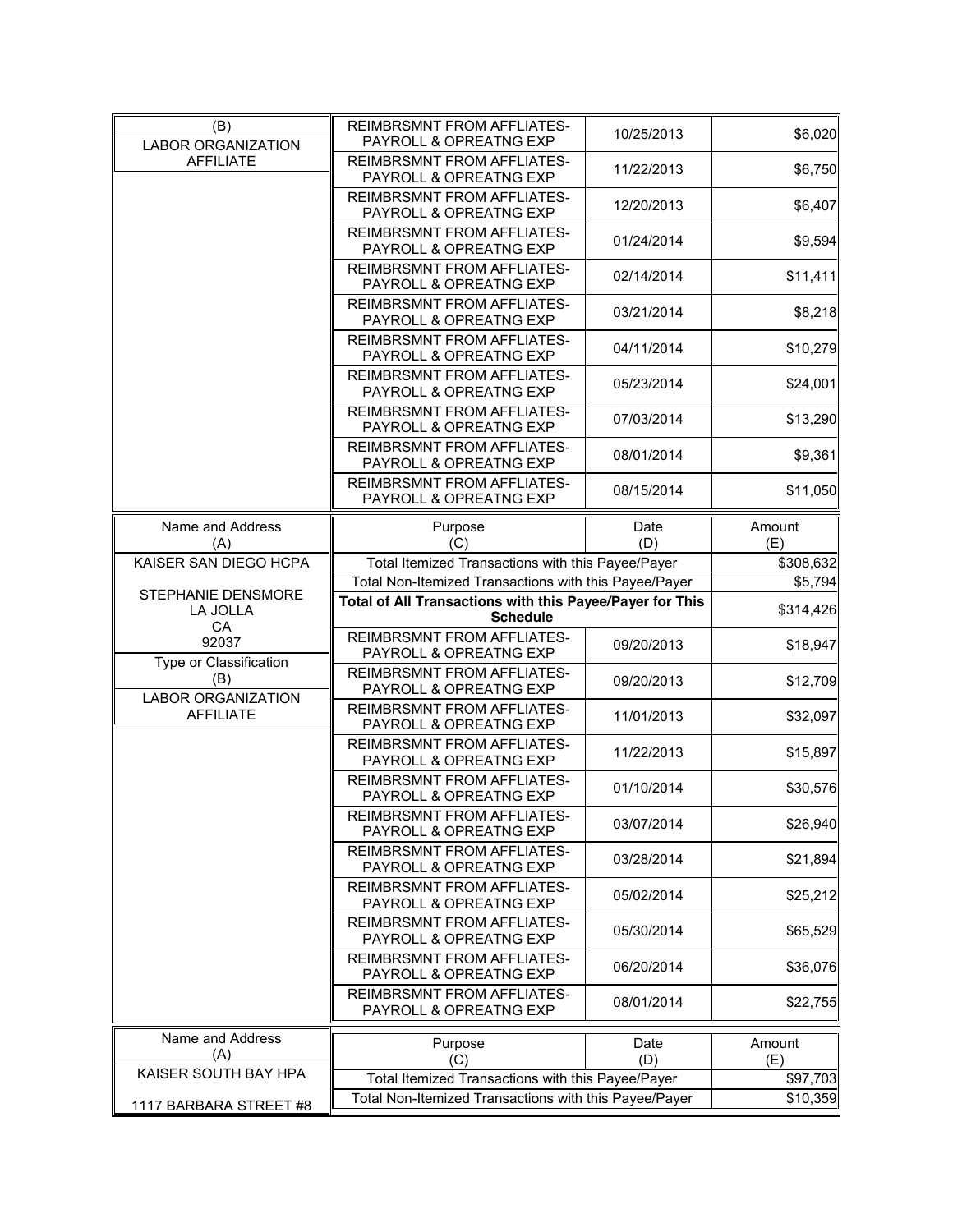| Name and Address (A) | Purpose (C) | Date (D) | Amount (E) |
|---|---|---|---|
| Type or Classification (B) | | | |
| LABOR ORGANIZATION AFFILIATE | REIMBRSMNT FROM AFFLIATES-PAYROLL & OPREATNG EXP | 10/25/2013 | $6,020 |
| | REIMBRSMNT FROM AFFLIATES-PAYROLL & OPREATNG EXP | 11/22/2013 | $6,750 |
| | REIMBRSMNT FROM AFFLIATES-PAYROLL & OPREATNG EXP | 12/20/2013 | $6,407 |
| | REIMBRSMNT FROM AFFLIATES-PAYROLL & OPREATNG EXP | 01/24/2014 | $9,594 |
| | REIMBRSMNT FROM AFFLIATES-PAYROLL & OPREATNG EXP | 02/14/2014 | $11,411 |
| | REIMBRSMNT FROM AFFLIATES-PAYROLL & OPREATNG EXP | 03/21/2014 | $8,218 |
| | REIMBRSMNT FROM AFFLIATES-PAYROLL & OPREATNG EXP | 04/11/2014 | $10,279 |
| | REIMBRSMNT FROM AFFLIATES-PAYROLL & OPREATNG EXP | 05/23/2014 | $24,001 |
| | REIMBRSMNT FROM AFFLIATES-PAYROLL & OPREATNG EXP | 07/03/2014 | $13,290 |
| | REIMBRSMNT FROM AFFLIATES-PAYROLL & OPREATNG EXP | 08/01/2014 | $9,361 |
| | REIMBRSMNT FROM AFFLIATES-PAYROLL & OPREATNG EXP | 08/15/2014 | $11,050 |

| Name and Address (A) | Purpose (C) | Date (D) | Amount (E) |
|---|---|---|---|
| KAISER SAN DIEGO HCPA | Total Itemized Transactions with this Payee/Payer | | $308,632 |
| | Total Non-Itemized Transactions with this Payee/Payer | | $5,794 |
| STEPHANIE DENSMORE<br>LA JOLLA<br>CA<br>92037 | **Total of All Transactions with this Payee/Payer for This Schedule** | | $314,426 |
| | REIMBRSMNT FROM AFFLIATES-PAYROLL & OPREATNG EXP | 09/20/2013 | $18,947 |
| Type or Classification (B) | REIMBRSMNT FROM AFFLIATES-PAYROLL & OPREATNG EXP | 09/20/2013 | $12,709 |
| LABOR ORGANIZATION AFFILIATE | REIMBRSMNT FROM AFFLIATES-PAYROLL & OPREATNG EXP | 11/01/2013 | $32,097 |
| | REIMBRSMNT FROM AFFLIATES-PAYROLL & OPREATNG EXP | 11/22/2013 | $15,897 |
| | REIMBRSMNT FROM AFFLIATES-PAYROLL & OPREATNG EXP | 01/10/2014 | $30,576 |
| | REIMBRSMNT FROM AFFLIATES-PAYROLL & OPREATNG EXP | 03/07/2014 | $26,940 |
| | REIMBRSMNT FROM AFFLIATES-PAYROLL & OPREATNG EXP | 03/28/2014 | $21,894 |
| | REIMBRSMNT FROM AFFLIATES-PAYROLL & OPREATNG EXP | 05/02/2014 | $25,212 |
| | REIMBRSMNT FROM AFFLIATES-PAYROLL & OPREATNG EXP | 05/30/2014 | $65,529 |
| | REIMBRSMNT FROM AFFLIATES-PAYROLL & OPREATNG EXP | 06/20/2014 | $36,076 |
| | REIMBRSMNT FROM AFFLIATES-PAYROLL & OPREATNG EXP | 08/01/2014 | $22,755 |

| Name and Address (A) | Purpose (C) | Date (D) | Amount (E) |
|---|---|---|---|
| KAISER SOUTH BAY HPA | Total Itemized Transactions with this Payee/Payer | | $97,703 |
| 1117 BARBARA STREET #8 | Total Non-Itemized Transactions with this Payee/Payer | | $10,359 |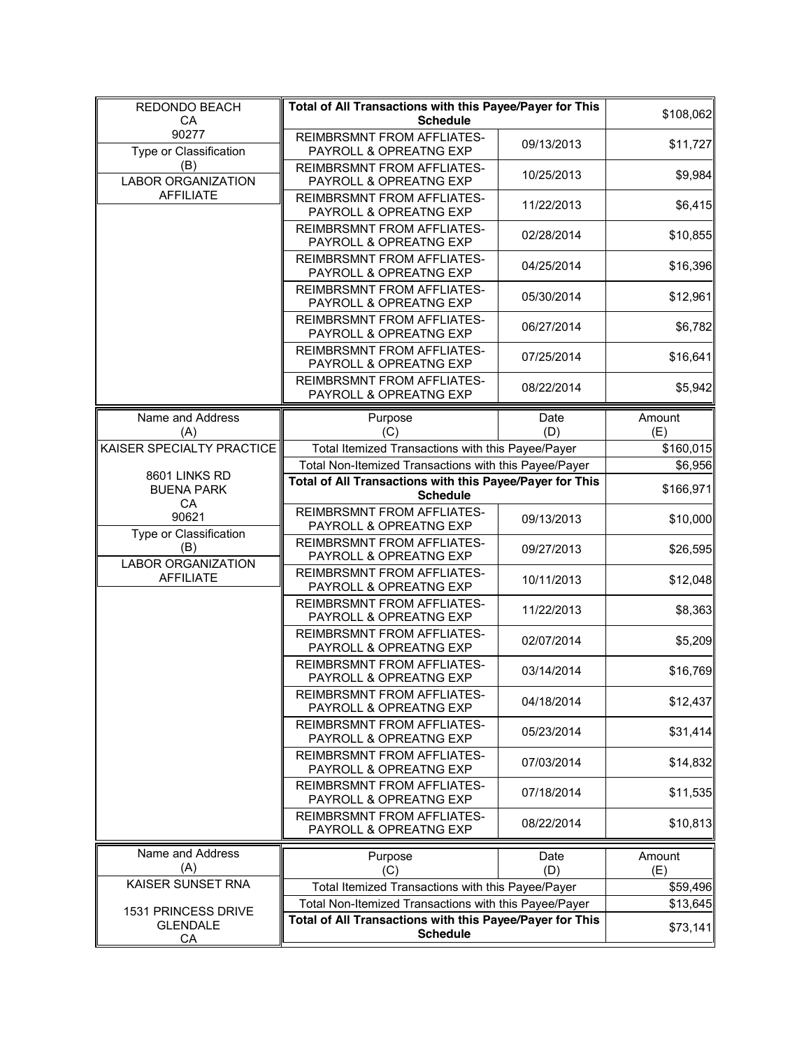| Name and Address (A) | Purpose (C) | Date (D) | Amount (E) |
|---|---|---|---|
| REDONDO BEACH CA 90277 | **Total of All Transactions with this Payee/Payer for This Schedule** | | $108,062 |
| Type or Classification (B) LABOR ORGANIZATION AFFILIATE | REIMBRSMNT FROM AFFLIATES-PAYROLL & OPREATNG EXP | 09/13/2013 | $11,727 |
| | REIMBRSMNT FROM AFFLIATES-PAYROLL & OPREATNG EXP | 10/25/2013 | $9,984 |
| | REIMBRSMNT FROM AFFLIATES-PAYROLL & OPREATNG EXP | 11/22/2013 | $6,415 |
| | REIMBRSMNT FROM AFFLIATES-PAYROLL & OPREATNG EXP | 02/28/2014 | $10,855 |
| | REIMBRSMNT FROM AFFLIATES-PAYROLL & OPREATNG EXP | 04/25/2014 | $16,396 |
| | REIMBRSMNT FROM AFFLIATES-PAYROLL & OPREATNG EXP | 05/30/2014 | $12,961 |
| | REIMBRSMNT FROM AFFLIATES-PAYROLL & OPREATNG EXP | 06/27/2014 | $6,782 |
| | REIMBRSMNT FROM AFFLIATES-PAYROLL & OPREATNG EXP | 07/25/2014 | $16,641 |
| | REIMBRSMNT FROM AFFLIATES-PAYROLL & OPREATNG EXP | 08/22/2014 | $5,942 |

| Name and Address (A) | Purpose (C) | Date (D) | Amount (E) |
|---|---|---|---|
| KAISER SPECIALTY PRACTICE | Total Itemized Transactions with this Payee/Payer | | $160,015 |
| 8601 LINKS RD BUENA PARK CA 90621 | Total Non-Itemized Transactions with this Payee/Payer | | $6,956 |
| | **Total of All Transactions with this Payee/Payer for This Schedule** | | $166,971 |
| Type or Classification (B) LABOR ORGANIZATION AFFILIATE | REIMBRSMNT FROM AFFLIATES-PAYROLL & OPREATNG EXP | 09/13/2013 | $10,000 |
| | REIMBRSMNT FROM AFFLIATES-PAYROLL & OPREATNG EXP | 09/27/2013 | $26,595 |
| | REIMBRSMNT FROM AFFLIATES-PAYROLL & OPREATNG EXP | 10/11/2013 | $12,048 |
| | REIMBRSMNT FROM AFFLIATES-PAYROLL & OPREATNG EXP | 11/22/2013 | $8,363 |
| | REIMBRSMNT FROM AFFLIATES-PAYROLL & OPREATNG EXP | 02/07/2014 | $5,209 |
| | REIMBRSMNT FROM AFFLIATES-PAYROLL & OPREATNG EXP | 03/14/2014 | $16,769 |
| | REIMBRSMNT FROM AFFLIATES-PAYROLL & OPREATNG EXP | 04/18/2014 | $12,437 |
| | REIMBRSMNT FROM AFFLIATES-PAYROLL & OPREATNG EXP | 05/23/2014 | $31,414 |
| | REIMBRSMNT FROM AFFLIATES-PAYROLL & OPREATNG EXP | 07/03/2014 | $14,832 |
| | REIMBRSMNT FROM AFFLIATES-PAYROLL & OPREATNG EXP | 07/18/2014 | $11,535 |
| | REIMBRSMNT FROM AFFLIATES-PAYROLL & OPREATNG EXP | 08/22/2014 | $10,813 |

| Name and Address (A) | Purpose (C) | Date (D) | Amount (E) |
|---|---|---|---|
| KAISER SUNSET RNA | Total Itemized Transactions with this Payee/Payer | | $59,496 |
| 1531 PRINCESS DRIVE GLENDALE CA | Total Non-Itemized Transactions with this Payee/Payer | | $13,645 |
| | **Total of All Transactions with this Payee/Payer for This Schedule** | | $73,141 |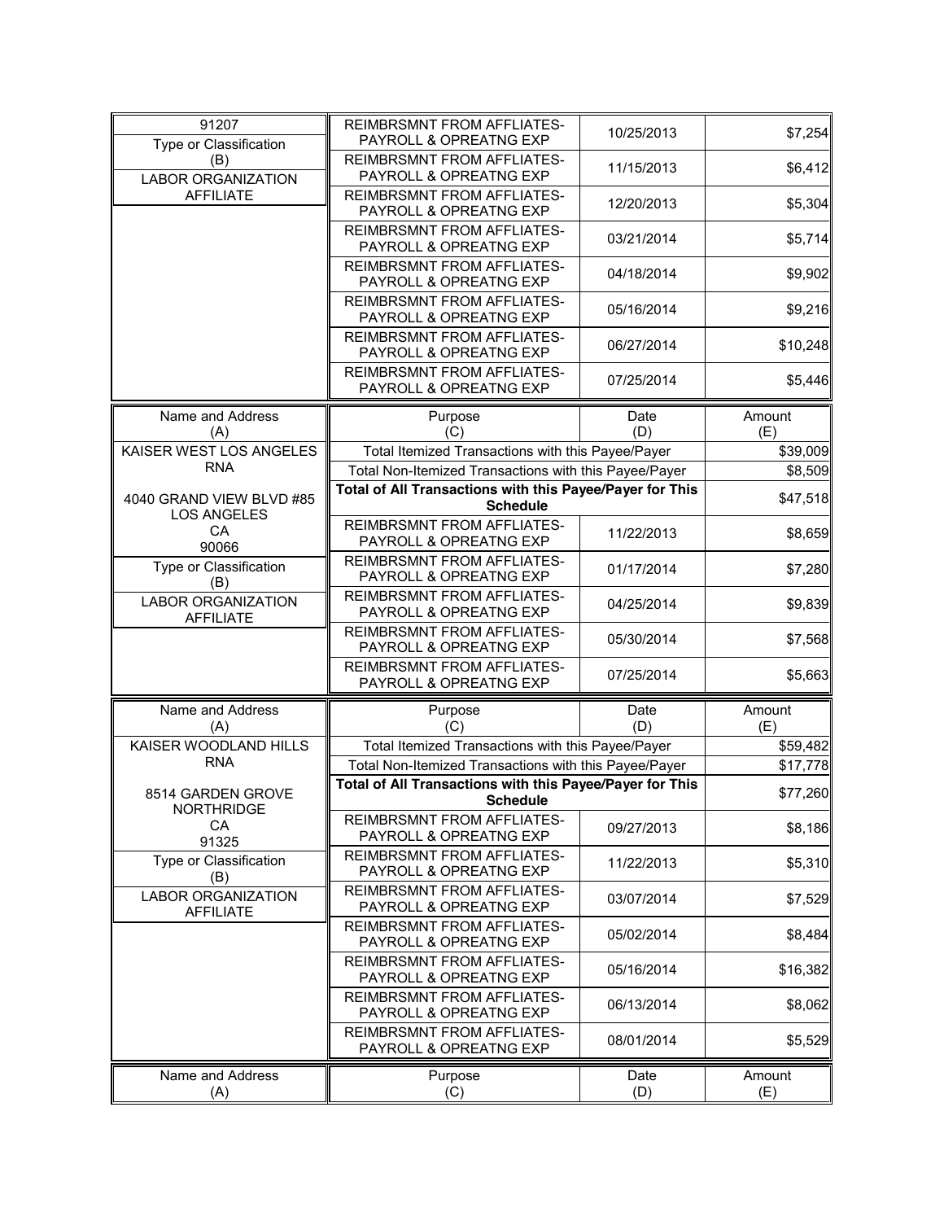| Name and Address (A) | Purpose (C) | Date (D) | Amount (E) |
|---|---|---|---|
| 91207 | REIMBRSMNT FROM AFFLIATES-PAYROLL & OPREATNG EXP | 10/25/2013 | $7,254 |
| Type or Classification (B) | REIMBRSMNT FROM AFFLIATES-PAYROLL & OPREATNG EXP | 11/15/2013 | $6,412 |
| LABOR ORGANIZATION AFFILIATE | REIMBRSMNT FROM AFFLIATES-PAYROLL & OPREATNG EXP | 12/20/2013 | $5,304 |
| | REIMBRSMNT FROM AFFLIATES-PAYROLL & OPREATNG EXP | 03/21/2014 | $5,714 |
| | REIMBRSMNT FROM AFFLIATES-PAYROLL & OPREATNG EXP | 04/18/2014 | $9,902 |
| | REIMBRSMNT FROM AFFLIATES-PAYROLL & OPREATNG EXP | 05/16/2014 | $9,216 |
| | REIMBRSMNT FROM AFFLIATES-PAYROLL & OPREATNG EXP | 06/27/2014 | $10,248 |
| | REIMBRSMNT FROM AFFLIATES-PAYROLL & OPREATNG EXP | 07/25/2014 | $5,446 |

| Name and Address (A) | Purpose (C) | Date (D) | Amount (E) |
|---|---|---|---|
| KAISER WEST LOS ANGELES RNA | Total Itemized Transactions with this Payee/Payer | | $39,009 |
| | Total Non-Itemized Transactions with this Payee/Payer | | $8,509 |
| 4040 GRAND VIEW BLVD #85 LOS ANGELES CA 90066 | **Total of All Transactions with this Payee/Payer for This Schedule** | | $47,518 |
| | REIMBRSMNT FROM AFFLIATES-PAYROLL & OPREATNG EXP | 11/22/2013 | $8,659 |
| Type or Classification (B) | REIMBRSMNT FROM AFFLIATES-PAYROLL & OPREATNG EXP | 01/17/2014 | $7,280 |
| LABOR ORGANIZATION AFFILIATE | REIMBRSMNT FROM AFFLIATES-PAYROLL & OPREATNG EXP | 04/25/2014 | $9,839 |
| | REIMBRSMNT FROM AFFLIATES-PAYROLL & OPREATNG EXP | 05/30/2014 | $7,568 |
| | REIMBRSMNT FROM AFFLIATES-PAYROLL & OPREATNG EXP | 07/25/2014 | $5,663 |

| Name and Address (A) | Purpose (C) | Date (D) | Amount (E) |
|---|---|---|---|
| KAISER WOODLAND HILLS RNA | Total Itemized Transactions with this Payee/Payer | | $59,482 |
| | Total Non-Itemized Transactions with this Payee/Payer | | $17,778 |
| 8514 GARDEN GROVE NORTHRIDGE CA 91325 | **Total of All Transactions with this Payee/Payer for This Schedule** | | $77,260 |
| | REIMBRSMNT FROM AFFLIATES-PAYROLL & OPREATNG EXP | 09/27/2013 | $8,186 |
| Type or Classification (B) | REIMBRSMNT FROM AFFLIATES-PAYROLL & OPREATNG EXP | 11/22/2013 | $5,310 |
| LABOR ORGANIZATION AFFILIATE | REIMBRSMNT FROM AFFLIATES-PAYROLL & OPREATNG EXP | 03/07/2014 | $7,529 |
| | REIMBRSMNT FROM AFFLIATES-PAYROLL & OPREATNG EXP | 05/02/2014 | $8,484 |
| | REIMBRSMNT FROM AFFLIATES-PAYROLL & OPREATNG EXP | 05/16/2014 | $16,382 |
| | REIMBRSMNT FROM AFFLIATES-PAYROLL & OPREATNG EXP | 06/13/2014 | $8,062 |
| | REIMBRSMNT FROM AFFLIATES-PAYROLL & OPREATNG EXP | 08/01/2014 | $5,529 |

| Name and Address (A) | Purpose (C) | Date (D) | Amount (E) |
|---|---|---|---|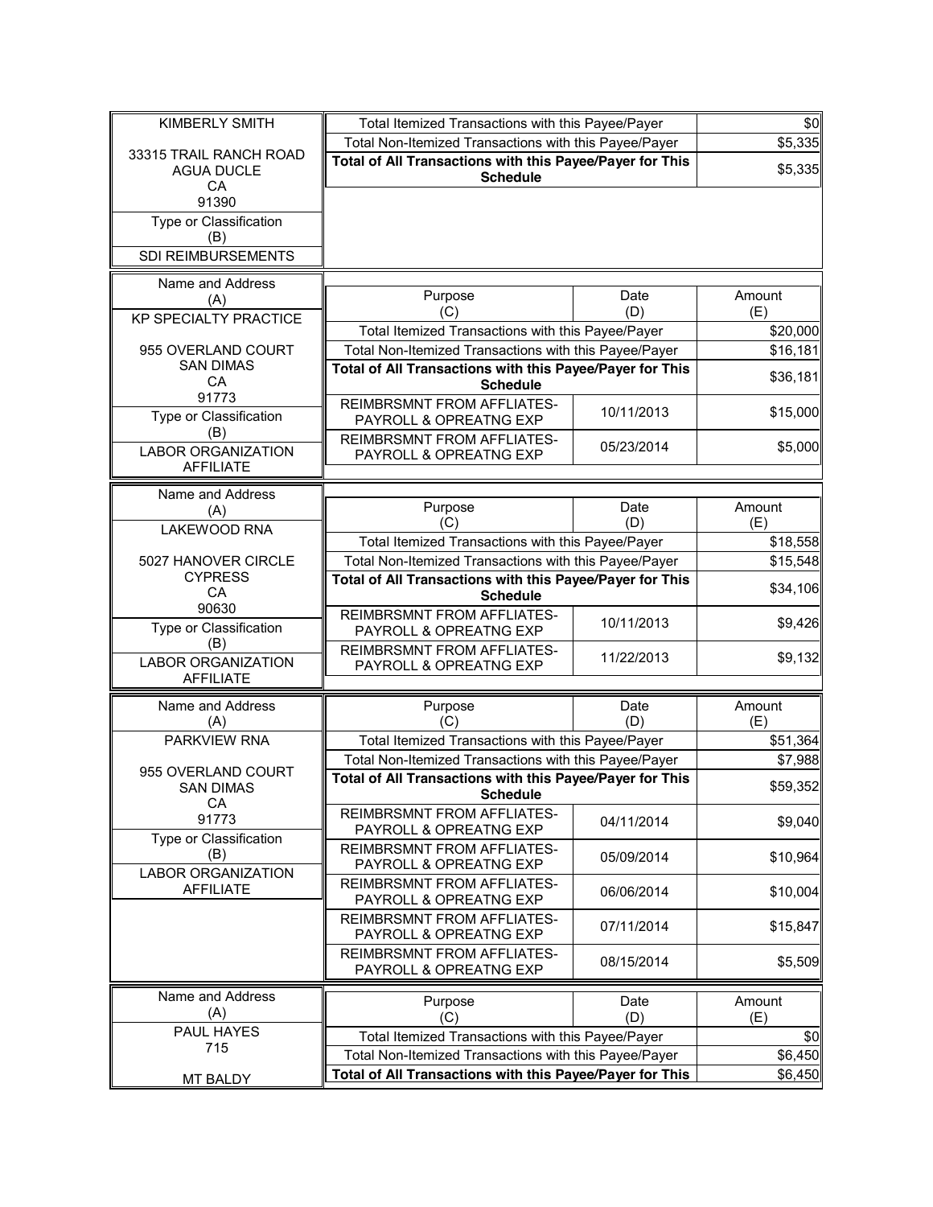| Name and Address (A) | Purpose (C) | Date (D) | Amount (E) |
|---|---|---|---|
| KIMBERLY SMITH | Total Itemized Transactions with this Payee/Payer | | $0 |
| 33315 TRAIL RANCH ROAD AGUA DUCLE CA 91390 | Total Non-Itemized Transactions with this Payee/Payer | | $5,335 |
| | **Total of All Transactions with this Payee/Payer for This Schedule** | | $5,335 |
| Type or Classification (B) | | | |
| SDI REIMBURSEMENTS | | | |

| Name and Address (A) | Purpose (C) | Date (D) | Amount (E) |
|---|---|---|---|
| KP SPECIALTY PRACTICE | Total Itemized Transactions with this Payee/Payer | | $20,000 |
| 955 OVERLAND COURT SAN DIMAS CA 91773 | Total Non-Itemized Transactions with this Payee/Payer | | $16,181 |
| | **Total of All Transactions with this Payee/Payer for This Schedule** | | $36,181 |
| Type or Classification (B) | REIMBRSMNT FROM AFFLIATES-PAYROLL & OPREATNG EXP | 10/11/2013 | $15,000 |
| LABOR ORGANIZATION AFFILIATE | REIMBRSMNT FROM AFFLIATES-PAYROLL & OPREATNG EXP | 05/23/2014 | $5,000 |

| Name and Address (A) | Purpose (C) | Date (D) | Amount (E) |
|---|---|---|---|
| LAKEWOOD RNA | Total Itemized Transactions with this Payee/Payer | | $18,558 |
| 5027 HANOVER CIRCLE CYPRESS CA 90630 | Total Non-Itemized Transactions with this Payee/Payer | | $15,548 |
| | **Total of All Transactions with this Payee/Payer for This Schedule** | | $34,106 |
| Type or Classification (B) | REIMBRSMNT FROM AFFLIATES-PAYROLL & OPREATNG EXP | 10/11/2013 | $9,426 |
| LABOR ORGANIZATION AFFILIATE | REIMBRSMNT FROM AFFLIATES-PAYROLL & OPREATNG EXP | 11/22/2013 | $9,132 |

| Name and Address (A) | Purpose (C) | Date (D) | Amount (E) |
|---|---|---|---|
| PARKVIEW RNA | Total Itemized Transactions with this Payee/Payer | | $51,364 |
| 955 OVERLAND COURT SAN DIMAS CA 91773 | Total Non-Itemized Transactions with this Payee/Payer | | $7,988 |
| | **Total of All Transactions with this Payee/Payer for This Schedule** | | $59,352 |
| Type or Classification (B) | REIMBRSMNT FROM AFFLIATES-PAYROLL & OPREATNG EXP | 04/11/2014 | $9,040 |
| LABOR ORGANIZATION AFFILIATE | REIMBRSMNT FROM AFFLIATES-PAYROLL & OPREATNG EXP | 05/09/2014 | $10,964 |
| | REIMBRSMNT FROM AFFLIATES-PAYROLL & OPREATNG EXP | 06/06/2014 | $10,004 |
| | REIMBRSMNT FROM AFFLIATES-PAYROLL & OPREATNG EXP | 07/11/2014 | $15,847 |
| | REIMBRSMNT FROM AFFLIATES-PAYROLL & OPREATNG EXP | 08/15/2014 | $5,509 |

| Name and Address (A) | Purpose (C) | Date (D) | Amount (E) |
|---|---|---|---|
| PAUL HAYES 715 | Total Itemized Transactions with this Payee/Payer | | $0 |
| | Total Non-Itemized Transactions with this Payee/Payer | | $6,450 |
| MT BALDY | **Total of All Transactions with this Payee/Payer for This** | | $6,450 |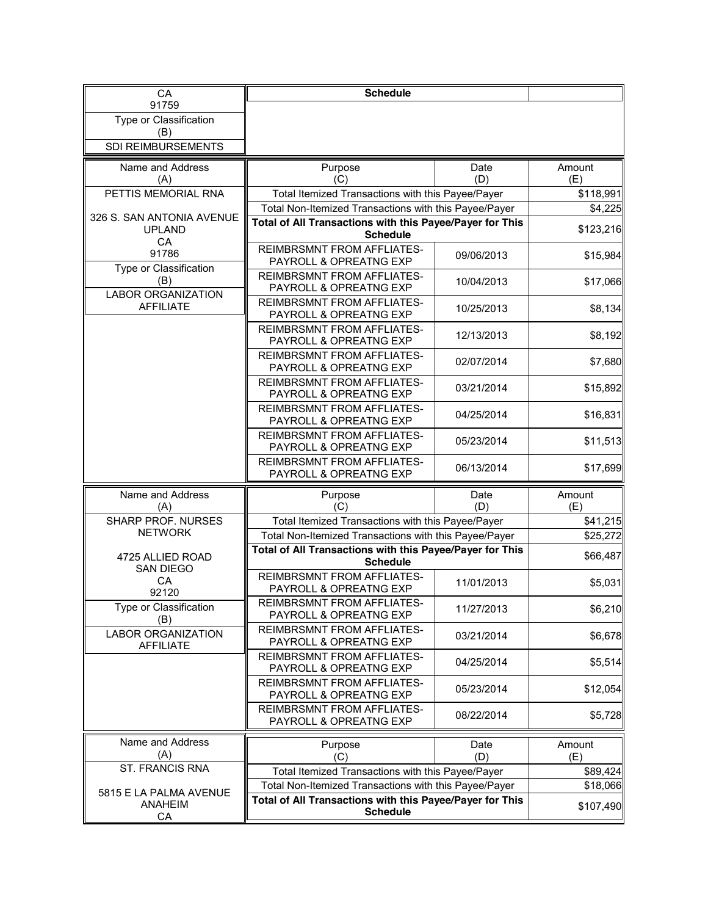| CA 91759 | Schedule | | |
|---|---|---|---|
| Type or Classification (B) | | | |
| SDI REIMBURSEMENTS | | | |

| Name and Address (A) | Purpose (C) | Date (D) | Amount (E) |
|---|---|---|---|
| PETTIS MEMORIAL RNA | Total Itemized Transactions with this Payee/Payer | | $118,991 |
| 326 S. SAN ANTONIA AVENUE UPLAND CA 91786 | Total Non-Itemized Transactions with this Payee/Payer | | $4,225 |
| | **Total of All Transactions with this Payee/Payer for This Schedule** | | $123,216 |
| Type or Classification (B) | REIMBRSMNT FROM AFFLIATES-PAYROLL & OPREATNG EXP | 09/06/2013 | $15,984 |
| LABOR ORGANIZATION AFFILIATE | REIMBRSMNT FROM AFFLIATES-PAYROLL & OPREATNG EXP | 10/04/2013 | $17,066 |
| | REIMBRSMNT FROM AFFLIATES-PAYROLL & OPREATNG EXP | 10/25/2013 | $8,134 |
| | REIMBRSMNT FROM AFFLIATES-PAYROLL & OPREATNG EXP | 12/13/2013 | $8,192 |
| | REIMBRSMNT FROM AFFLIATES-PAYROLL & OPREATNG EXP | 02/07/2014 | $7,680 |
| | REIMBRSMNT FROM AFFLIATES-PAYROLL & OPREATNG EXP | 03/21/2014 | $15,892 |
| | REIMBRSMNT FROM AFFLIATES-PAYROLL & OPREATNG EXP | 04/25/2014 | $16,831 |
| | REIMBRSMNT FROM AFFLIATES-PAYROLL & OPREATNG EXP | 05/23/2014 | $11,513 |
| | REIMBRSMNT FROM AFFLIATES-PAYROLL & OPREATNG EXP | 06/13/2014 | $17,699 |

| Name and Address (A) | Purpose (C) | Date (D) | Amount (E) |
|---|---|---|---|
| SHARP PROF. NURSES NETWORK | Total Itemized Transactions with this Payee/Payer | | $41,215 |
| 4725 ALLIED ROAD SAN DIEGO CA 92120 | Total Non-Itemized Transactions with this Payee/Payer | | $25,272 |
| | **Total of All Transactions with this Payee/Payer for This Schedule** | | $66,487 |
| Type or Classification (B) | REIMBRSMNT FROM AFFLIATES-PAYROLL & OPREATNG EXP | 11/01/2013 | $5,031 |
| LABOR ORGANIZATION AFFILIATE | REIMBRSMNT FROM AFFLIATES-PAYROLL & OPREATNG EXP | 11/27/2013 | $6,210 |
| | REIMBRSMNT FROM AFFLIATES-PAYROLL & OPREATNG EXP | 03/21/2014 | $6,678 |
| | REIMBRSMNT FROM AFFLIATES-PAYROLL & OPREATNG EXP | 04/25/2014 | $5,514 |
| | REIMBRSMNT FROM AFFLIATES-PAYROLL & OPREATNG EXP | 05/23/2014 | $12,054 |
| | REIMBRSMNT FROM AFFLIATES-PAYROLL & OPREATNG EXP | 08/22/2014 | $5,728 |

| Name and Address (A) | Purpose (C) | Date (D) | Amount (E) |
|---|---|---|---|
| ST. FRANCIS RNA | Total Itemized Transactions with this Payee/Payer | | $89,424 |
| 5815 E LA PALMA AVENUE ANAHEIM CA | Total Non-Itemized Transactions with this Payee/Payer | | $18,066 |
| | **Total of All Transactions with this Payee/Payer for This Schedule** | | $107,490 |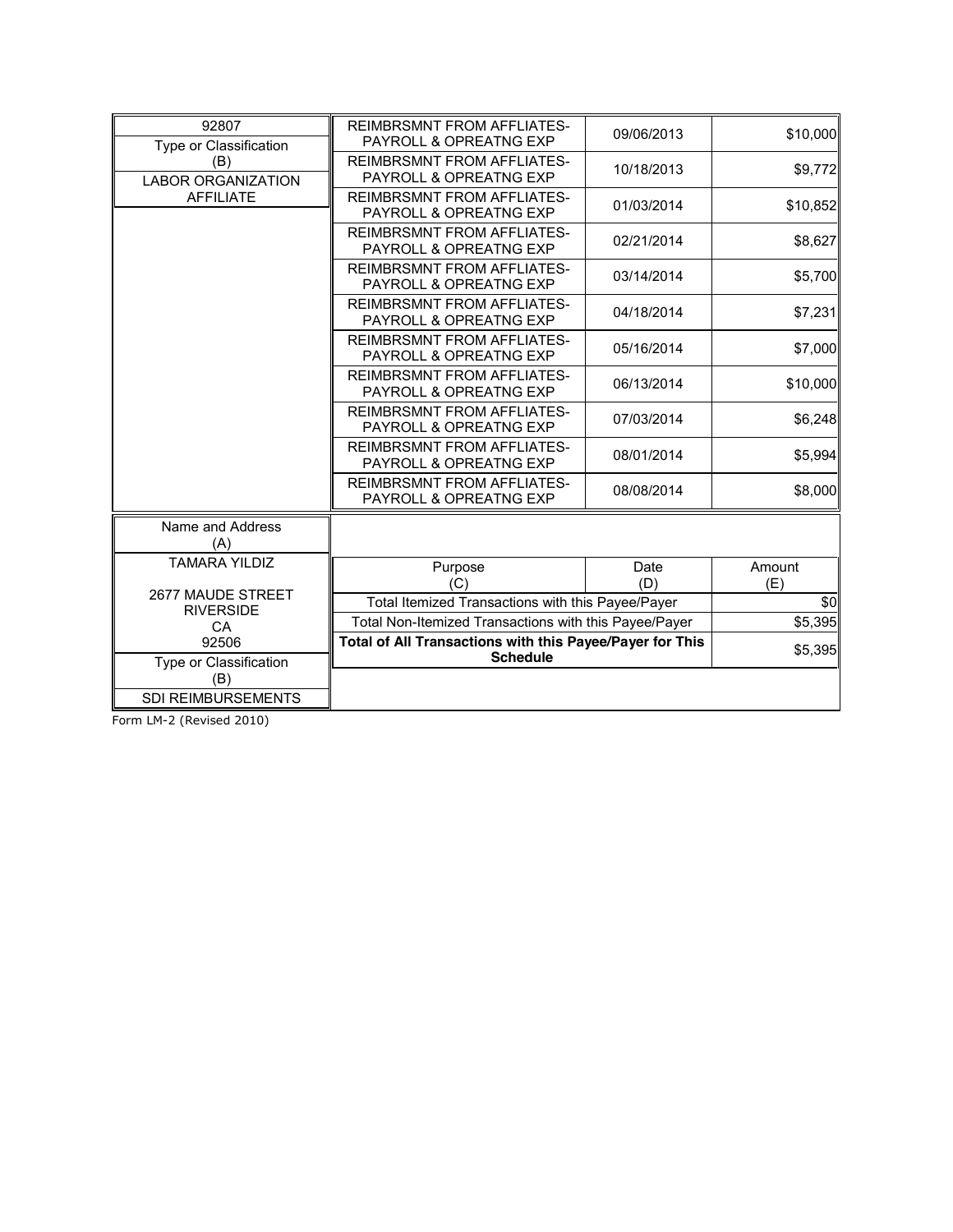| 92807 | Purpose (C) | Date (D) | Amount (E) |
|---|---|---|---|
| Type or Classification (B) | REIMBRSMNT FROM AFFLIATES-PAYROLL & OPREATNG EXP | 09/06/2013 | $10,000 |
| LABOR ORGANIZATION AFFILIATE | REIMBRSMNT FROM AFFLIATES-PAYROLL & OPREATNG EXP | 10/18/2013 | $9,772 |
| | REIMBRSMNT FROM AFFLIATES-PAYROLL & OPREATNG EXP | 01/03/2014 | $10,852 |
| | REIMBRSMNT FROM AFFLIATES-PAYROLL & OPREATNG EXP | 02/21/2014 | $8,627 |
| | REIMBRSMNT FROM AFFLIATES-PAYROLL & OPREATNG EXP | 03/14/2014 | $5,700 |
| | REIMBRSMNT FROM AFFLIATES-PAYROLL & OPREATNG EXP | 04/18/2014 | $7,231 |
| | REIMBRSMNT FROM AFFLIATES-PAYROLL & OPREATNG EXP | 05/16/2014 | $7,000 |
| | REIMBRSMNT FROM AFFLIATES-PAYROLL & OPREATNG EXP | 06/13/2014 | $10,000 |
| | REIMBRSMNT FROM AFFLIATES-PAYROLL & OPREATNG EXP | 07/03/2014 | $6,248 |
| | REIMBRSMNT FROM AFFLIATES-PAYROLL & OPREATNG EXP | 08/01/2014 | $5,994 |
| | REIMBRSMNT FROM AFFLIATES-PAYROLL & OPREATNG EXP | 08/08/2014 | $8,000 |

| Name and Address (A) | Purpose (C) | Date (D) | Amount (E) |
|---|---|---|---|
| TAMARA YILDIZ<br>2677 MAUDE STREET<br>RIVERSIDE<br>CA<br>92506 | Total Itemized Transactions with this Payee/Payer | | $0 |
| | Total Non-Itemized Transactions with this Payee/Payer | | $5,395 |
| | **Total of All Transactions with this Payee/Payer for This Schedule** | | $5,395 |
| Type or Classification (B) | | | |
| SDI REIMBURSEMENTS | | | |

Form LM-2 (Revised 2010)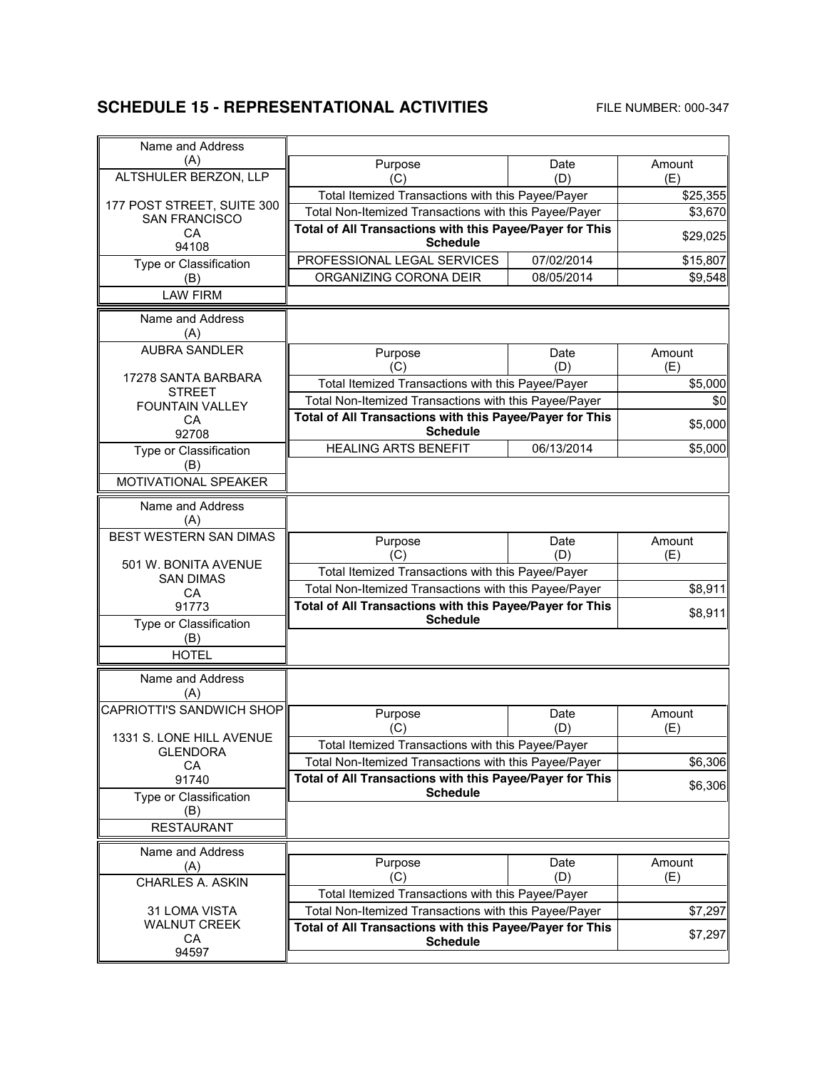## SCHEDULE 15 - REPRESENTATIONAL ACTIVITIES

FILE NUMBER: 000-347

| Name and Address (A) | Purpose (C) | Date (D) | Amount (E) |
|---|---|---|---|
| ALTSHULER BERZON, LLP<br><br>177 POST STREET, SUITE 300<br>SAN FRANCISCO<br>CA<br>94108 | Total Itemized Transactions with this Payee/Payer | | $25,355 |
| | Total Non-Itemized Transactions with this Payee/Payer | | $3,670 |
| | **Total of All Transactions with this Payee/Payer for This Schedule** | | $29,025 |
| Type or Classification (B): LAW FIRM | PROFESSIONAL LEGAL SERVICES | 07/02/2014 | $15,807 |
| | ORGANIZING CORONA DEIR | 08/05/2014 | $9,548 |

| Name and Address (A) | Purpose (C) | Date (D) | Amount (E) |
|---|---|---|---|
| AUBRA SANDLER<br><br>17278 SANTA BARBARA STREET<br>FOUNTAIN VALLEY<br>CA<br>92708 | Total Itemized Transactions with this Payee/Payer | | $5,000 |
| | Total Non-Itemized Transactions with this Payee/Payer | | $0 |
| | **Total of All Transactions with this Payee/Payer for This Schedule** | | $5,000 |
| Type or Classification (B): MOTIVATIONAL SPEAKER | HEALING ARTS BENEFIT | 06/13/2014 | $5,000 |

| Name and Address (A) | Purpose (C) | Date (D) | Amount (E) |
|---|---|---|---|
| BEST WESTERN SAN DIMAS<br><br>501 W. BONITA AVENUE<br>SAN DIMAS<br>CA<br>91773 | Total Itemized Transactions with this Payee/Payer | | |
| | Total Non-Itemized Transactions with this Payee/Payer | | $8,911 |
| | **Total of All Transactions with this Payee/Payer for This Schedule** | | $8,911 |
| Type or Classification (B): HOTEL | | | |

| Name and Address (A) | Purpose (C) | Date (D) | Amount (E) |
|---|---|---|---|
| CAPRIOTTI'S SANDWICH SHOP<br><br>1331 S. LONE HILL AVENUE<br>GLENDORA<br>CA<br>91740 | Total Itemized Transactions with this Payee/Payer | | |
| | Total Non-Itemized Transactions with this Payee/Payer | | $6,306 |
| | **Total of All Transactions with this Payee/Payer for This Schedule** | | $6,306 |
| Type or Classification (B): RESTAURANT | | | |

| Name and Address (A) | Purpose (C) | Date (D) | Amount (E) |
|---|---|---|---|
| CHARLES A. ASKIN<br><br>31 LOMA VISTA<br>WALNUT CREEK<br>CA<br>94597 | Total Itemized Transactions with this Payee/Payer | | |
| | Total Non-Itemized Transactions with this Payee/Payer | | $7,297 |
| | **Total of All Transactions with this Payee/Payer for This Schedule** | | $7,297 |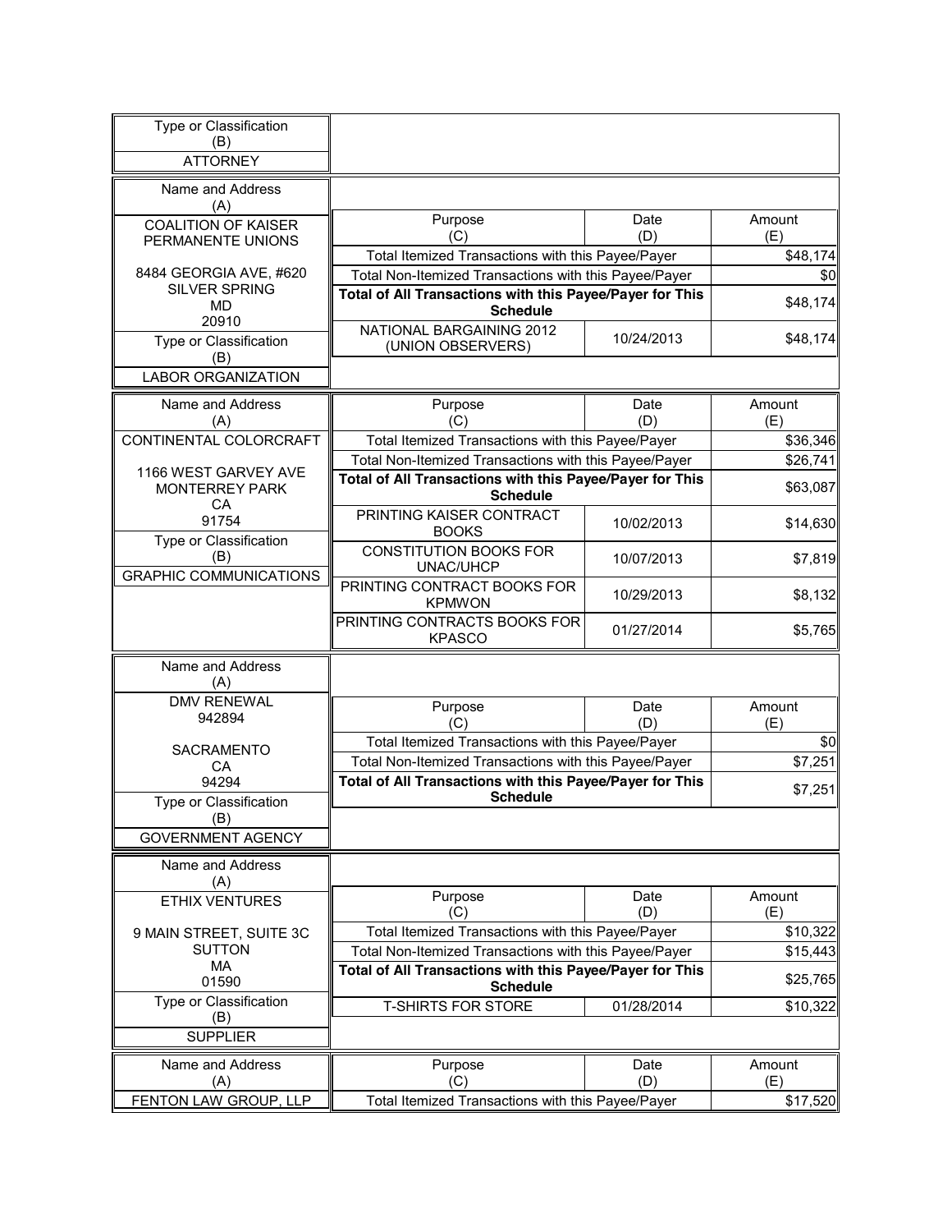| Type or Classification (B) | |
|---|---|
| ATTORNEY | |

| Name and Address (A) | Purpose (C) | Date (D) | Amount (E) |
|---|---|---|---|
| COALITION OF KAISER PERMANENTE UNIONS<br><br>8484 GEORGIA AVE, #620<br>SILVER SPRING<br>MD<br>20910 | Total Itemized Transactions with this Payee/Payer | | $48,174 |
| | Total Non-Itemized Transactions with this Payee/Payer | | $0 |
| | **Total of All Transactions with this Payee/Payer for This Schedule** | | $48,174 |
| Type or Classification (B)<br>LABOR ORGANIZATION | NATIONAL BARGAINING 2012 (UNION OBSERVERS) | 10/24/2013 | $48,174 |

| Name and Address (A) | Purpose (C) | Date (D) | Amount (E) |
|---|---|---|---|
| CONTINENTAL COLORCRAFT<br><br>1166 WEST GARVEY AVE<br>MONTERREY PARK<br>CA<br>91754 | Total Itemized Transactions with this Payee/Payer | | $36,346 |
| | Total Non-Itemized Transactions with this Payee/Payer | | $26,741 |
| | **Total of All Transactions with this Payee/Payer for This Schedule** | | $63,087 |
| | PRINTING KAISER CONTRACT BOOKS | 10/02/2013 | $14,630 |
| Type or Classification (B)<br>GRAPHIC COMMUNICATIONS | CONSTITUTION BOOKS FOR UNAC/UHCP | 10/07/2013 | $7,819 |
| | PRINTING CONTRACT BOOKS FOR KPMWON | 10/29/2013 | $8,132 |
| | PRINTING CONTRACTS BOOKS FOR KPASCO | 01/27/2014 | $5,765 |

| Name and Address (A) | Purpose (C) | Date (D) | Amount (E) |
|---|---|---|---|
| DMV RENEWAL<br>942894<br><br>SACRAMENTO<br>CA<br>94294 | Total Itemized Transactions with this Payee/Payer | | $0 |
| | Total Non-Itemized Transactions with this Payee/Payer | | $7,251 |
| | **Total of All Transactions with this Payee/Payer for This Schedule** | | $7,251 |
| Type or Classification (B)<br>GOVERNMENT AGENCY | | | |

| Name and Address (A) | Purpose (C) | Date (D) | Amount (E) |
|---|---|---|---|
| ETHIX VENTURES<br><br>9 MAIN STREET, SUITE 3C<br>SUTTON<br>MA<br>01590 | Total Itemized Transactions with this Payee/Payer | | $10,322 |
| | Total Non-Itemized Transactions with this Payee/Payer | | $15,443 |
| | **Total of All Transactions with this Payee/Payer for This Schedule** | | $25,765 |
| Type or Classification (B)<br>SUPPLIER | T-SHIRTS FOR STORE | 01/28/2014 | $10,322 |

| Name and Address (A) | Purpose (C) | Date (D) | Amount (E) |
|---|---|---|---|
| FENTON LAW GROUP, LLP | Total Itemized Transactions with this Payee/Payer | | $17,520 |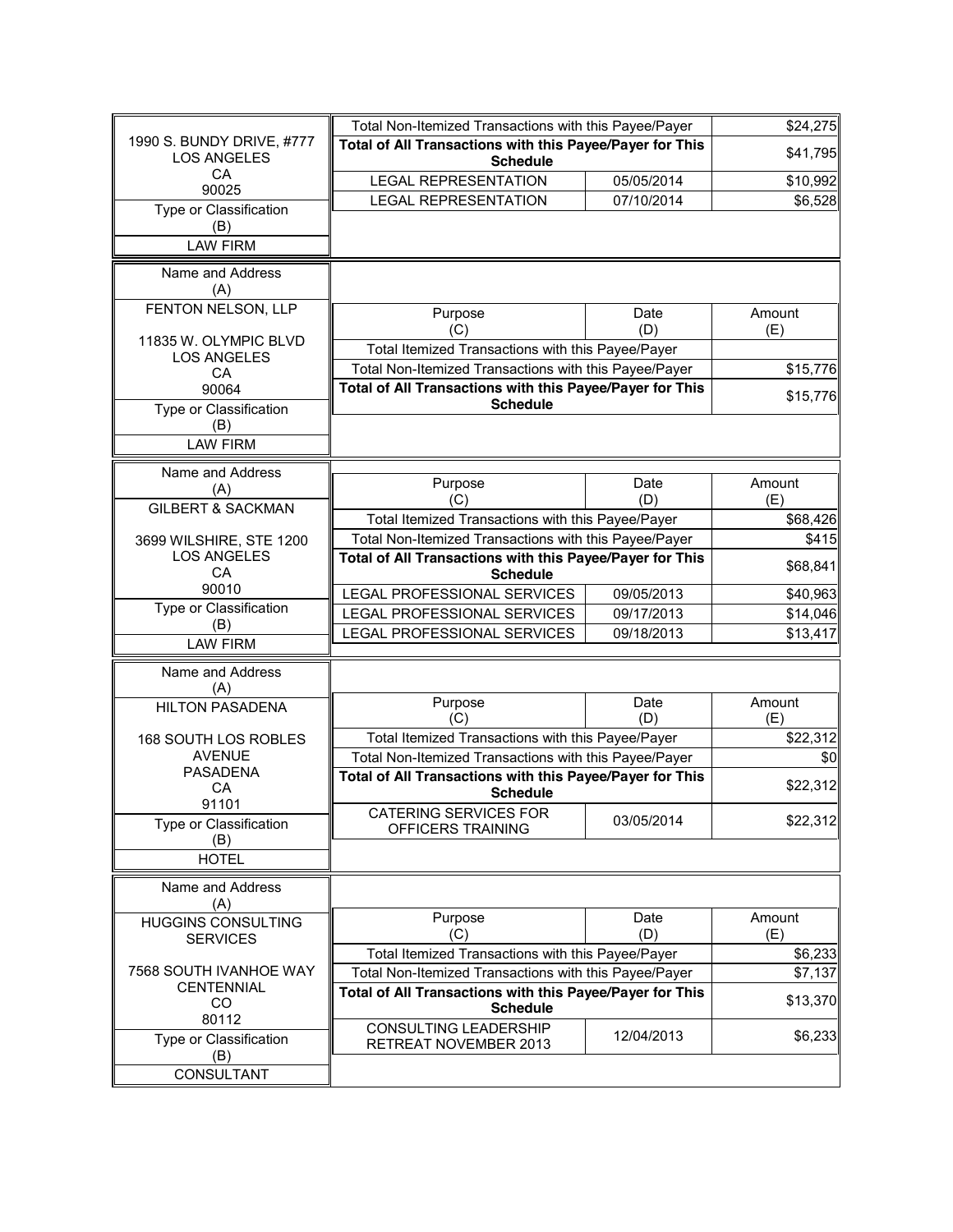| Name and Address (A) | Purpose (C) | Date (D) | Amount (E) |
|---|---|---|---|
| 1990 S. BUNDY DRIVE, #777<br>LOS ANGELES<br>CA<br>90025 | Total Non-Itemized Transactions with this Payee/Payer | | $24,275 |
| | **Total of All Transactions with this Payee/Payer for This Schedule** | | $41,795 |
| | LEGAL REPRESENTATION | 05/05/2014 | $10,992 |
| | LEGAL REPRESENTATION | 07/10/2014 | $6,528 |
| Type or Classification (B): LAW FIRM | | | |

| Name and Address (A) | Purpose (C) | Date (D) | Amount (E) |
|---|---|---|---|
| FENTON NELSON, LLP<br><br>11835 W. OLYMPIC BLVD<br>LOS ANGELES<br>CA<br>90064 | Total Itemized Transactions with this Payee/Payer | | |
| | Total Non-Itemized Transactions with this Payee/Payer | | $15,776 |
| | **Total of All Transactions with this Payee/Payer for This Schedule** | | $15,776 |
| Type or Classification (B): LAW FIRM | | | |

| Name and Address (A) | Purpose (C) | Date (D) | Amount (E) |
|---|---|---|---|
| GILBERT & SACKMAN<br><br>3699 WILSHIRE, STE 1200<br>LOS ANGELES<br>CA<br>90010 | Total Itemized Transactions with this Payee/Payer | | $68,426 |
| | Total Non-Itemized Transactions with this Payee/Payer | | $415 |
| | **Total of All Transactions with this Payee/Payer for This Schedule** | | $68,841 |
| | LEGAL PROFESSIONAL SERVICES | 09/05/2013 | $40,963 |
| | LEGAL PROFESSIONAL SERVICES | 09/17/2013 | $14,046 |
| | LEGAL PROFESSIONAL SERVICES | 09/18/2013 | $13,417 |
| Type or Classification (B): LAW FIRM | | | |

| Name and Address (A) | Purpose (C) | Date (D) | Amount (E) |
|---|---|---|---|
| HILTON PASADENA<br><br>168 SOUTH LOS ROBLES AVENUE<br>PASADENA<br>CA<br>91101 | Total Itemized Transactions with this Payee/Payer | | $22,312 |
| | Total Non-Itemized Transactions with this Payee/Payer | | $0 |
| | **Total of All Transactions with this Payee/Payer for This Schedule** | | $22,312 |
| | CATERING SERVICES FOR OFFICERS TRAINING | 03/05/2014 | $22,312 |
| Type or Classification (B): HOTEL | | | |

| Name and Address (A) | Purpose (C) | Date (D) | Amount (E) |
|---|---|---|---|
| HUGGINS CONSULTING SERVICES<br><br>7568 SOUTH IVANHOE WAY<br>CENTENNIAL<br>CO<br>80112 | Total Itemized Transactions with this Payee/Payer | | $6,233 |
| | Total Non-Itemized Transactions with this Payee/Payer | | $7,137 |
| | **Total of All Transactions with this Payee/Payer for This Schedule** | | $13,370 |
| | CONSULTING LEADERSHIP RETREAT NOVEMBER 2013 | 12/04/2013 | $6,233 |
| Type or Classification (B): CONSULTANT | | | |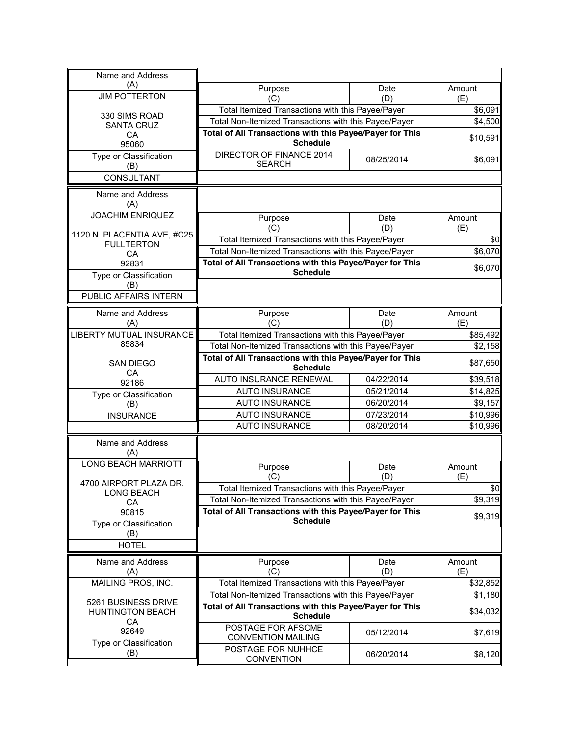| Name and Address (A) | Purpose (C) | Date (D) | Amount (E) |
|---|---|---|---|
| JIM POTTERTON<br>330 SIMS ROAD<br>SANTA CRUZ<br>CA<br>95060 | Total Itemized Transactions with this Payee/Payer | | $6,091 |
| | Total Non-Itemized Transactions with this Payee/Payer | | $4,500 |
| | **Total of All Transactions with this Payee/Payer for This Schedule** | | $10,591 |
| Type or Classification (B): CONSULTANT | DIRECTOR OF FINANCE 2014 SEARCH | 08/25/2014 | $6,091 |

| Name and Address (A) | Purpose (C) | Date (D) | Amount (E) |
|---|---|---|---|
| JOACHIM ENRIQUEZ<br>1120 N. PLACENTIA AVE, #C25<br>FULLTERTON<br>CA<br>92831 | Total Itemized Transactions with this Payee/Payer | | $0 |
| | Total Non-Itemized Transactions with this Payee/Payer | | $6,070 |
| | **Total of All Transactions with this Payee/Payer for This Schedule** | | $6,070 |
| Type or Classification (B): PUBLIC AFFAIRS INTERN | | | |

| Name and Address (A) | Purpose (C) | Date (D) | Amount (E) |
|---|---|---|---|
| LIBERTY MUTUAL INSURANCE<br>85834<br>SAN DIEGO<br>CA<br>92186 | Total Itemized Transactions with this Payee/Payer | | $85,492 |
| | Total Non-Itemized Transactions with this Payee/Payer | | $2,158 |
| | **Total of All Transactions with this Payee/Payer for This Schedule** | | $87,650 |
| | AUTO INSURANCE RENEWAL | 04/22/2014 | $39,518 |
| Type or Classification (B): INSURANCE | AUTO INSURANCE | 05/21/2014 | $14,825 |
| | AUTO INSURANCE | 06/20/2014 | $9,157 |
| | AUTO INSURANCE | 07/23/2014 | $10,996 |
| | AUTO INSURANCE | 08/20/2014 | $10,996 |

| Name and Address (A) | Purpose (C) | Date (D) | Amount (E) |
|---|---|---|---|
| LONG BEACH MARRIOTT<br>4700 AIRPORT PLAZA DR.<br>LONG BEACH<br>CA<br>90815 | Total Itemized Transactions with this Payee/Payer | | $0 |
| | Total Non-Itemized Transactions with this Payee/Payer | | $9,319 |
| | **Total of All Transactions with this Payee/Payer for This Schedule** | | $9,319 |
| Type or Classification (B): HOTEL | | | |

| Name and Address (A) | Purpose (C) | Date (D) | Amount (E) |
|---|---|---|---|
| MAILING PROS, INC.<br>5261 BUSINESS DRIVE<br>HUNTINGTON BEACH<br>CA<br>92649 | Total Itemized Transactions with this Payee/Payer | | $32,852 |
| | Total Non-Itemized Transactions with this Payee/Payer | | $1,180 |
| | **Total of All Transactions with this Payee/Payer for This Schedule** | | $34,032 |
| | POSTAGE FOR AFSCME CONVENTION MAILING | 05/12/2014 | $7,619 |
| Type or Classification (B) | POSTAGE FOR NUHHCE CONVENTION | 06/20/2014 | $8,120 |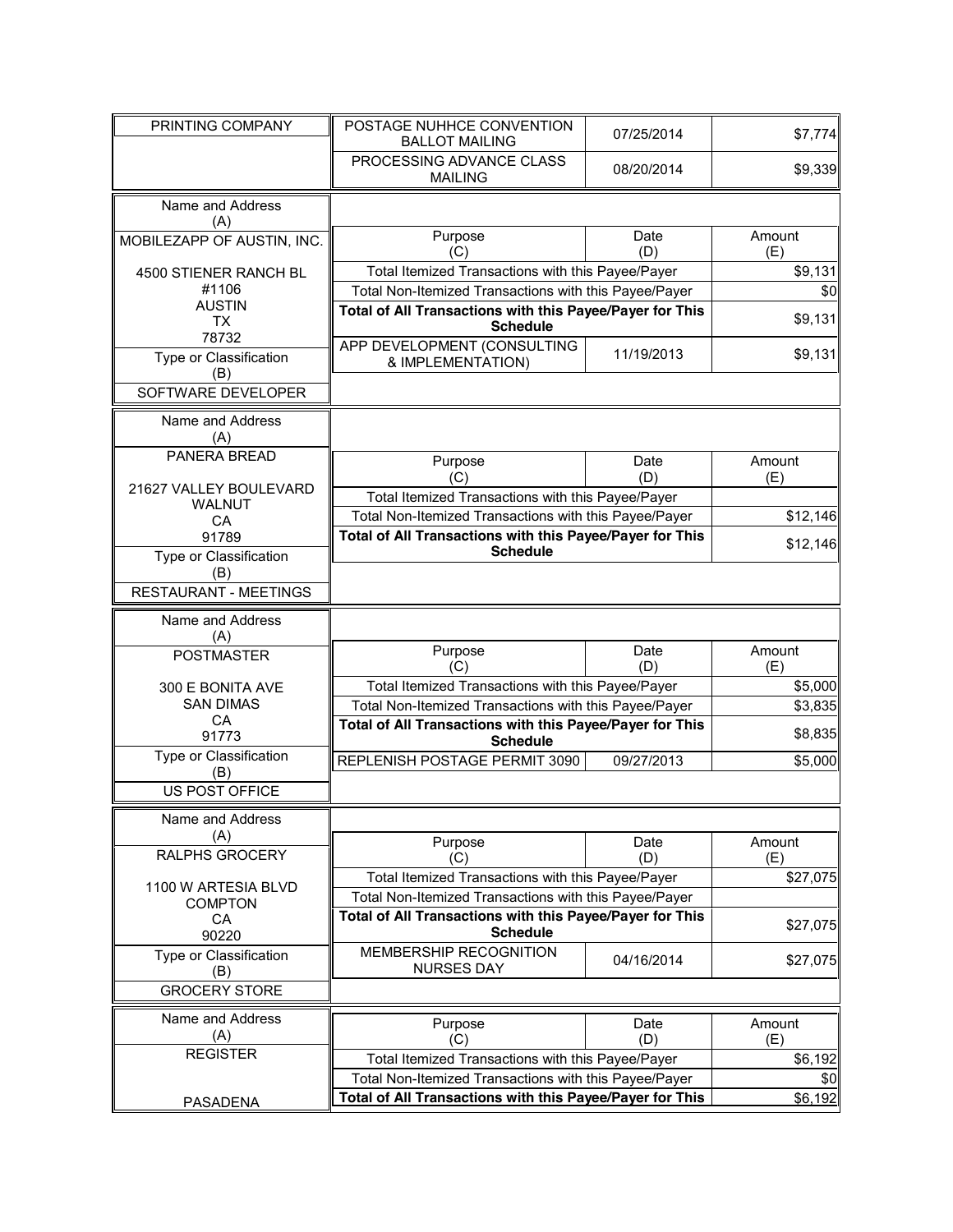| Name and Address (A) | Purpose (C) | Date (D) | Amount (E) |
|---|---|---|---|
| PRINTING COMPANY | POSTAGE NUHHCE CONVENTION BALLOT MAILING | 07/25/2014 | $7,774 |
| | PROCESSING ADVANCE CLASS MAILING | 08/20/2014 | $9,339 |

| Name and Address (A) | Purpose (C) | Date (D) | Amount (E) |
|---|---|---|---|
| MOBILEZAPP OF AUSTIN, INC.<br><br>4500 STIENER RANCH BL<br>#1106<br>AUSTIN<br>TX<br>78732 | Total Itemized Transactions with this Payee/Payer | | $9,131 |
| | Total Non-Itemized Transactions with this Payee/Payer | | $0 |
| | **Total of All Transactions with this Payee/Payer for This Schedule** | | $9,131 |
| **Type or Classification (B)**<br>SOFTWARE DEVELOPER | APP DEVELOPMENT (CONSULTING & IMPLEMENTATION) | 11/19/2013 | $9,131 |

| Name and Address (A) | Purpose (C) | Date (D) | Amount (E) |
|---|---|---|---|
| PANERA BREAD<br><br>21627 VALLEY BOULEVARD<br>WALNUT<br>CA<br>91789 | Total Itemized Transactions with this Payee/Payer | | |
| | Total Non-Itemized Transactions with this Payee/Payer | | $12,146 |
| | **Total of All Transactions with this Payee/Payer for This Schedule** | | $12,146 |
| **Type or Classification (B)**<br>RESTAURANT - MEETINGS | | | |

| Name and Address (A) | Purpose (C) | Date (D) | Amount (E) |
|---|---|---|---|
| POSTMASTER<br><br>300 E BONITA AVE<br>SAN DIMAS<br>CA<br>91773 | Total Itemized Transactions with this Payee/Payer | | $5,000 |
| | Total Non-Itemized Transactions with this Payee/Payer | | $3,835 |
| | **Total of All Transactions with this Payee/Payer for This Schedule** | | $8,835 |
| **Type or Classification (B)**<br>US POST OFFICE | REPLENISH POSTAGE PERMIT 3090 | 09/27/2013 | $5,000 |

| Name and Address (A) | Purpose (C) | Date (D) | Amount (E) |
|---|---|---|---|
| RALPHS GROCERY<br><br>1100 W ARTESIA BLVD<br>COMPTON<br>CA<br>90220 | Total Itemized Transactions with this Payee/Payer | | $27,075 |
| | Total Non-Itemized Transactions with this Payee/Payer | | |
| | **Total of All Transactions with this Payee/Payer for This Schedule** | | $27,075 |
| **Type or Classification (B)**<br>GROCERY STORE | MEMBERSHIP RECOGNITION NURSES DAY | 04/16/2014 | $27,075 |

| Name and Address (A) | Purpose (C) | Date (D) | Amount (E) |
|---|---|---|---|
| REGISTER<br><br>PASADENA | Total Itemized Transactions with this Payee/Payer | | $6,192 |
| | Total Non-Itemized Transactions with this Payee/Payer | | $0 |
| | **Total of All Transactions with this Payee/Payer for This** | | $6,192 |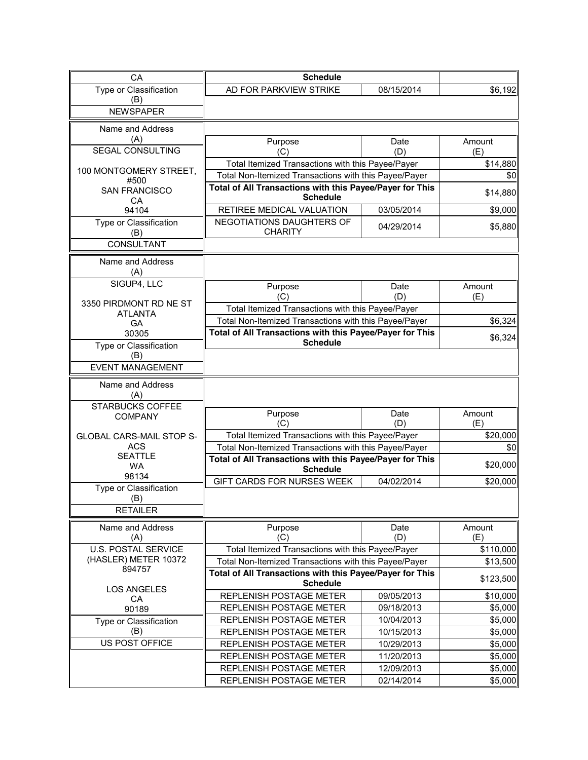| Name and Address (A) | Purpose (C) | Date (D) | Amount (E) |
|---|---|---|---|
| CA | **Schedule** | | |
| Type or Classification (B) | AD FOR PARKVIEW STRIKE | 08/15/2014 | $6,192 |
| NEWSPAPER | | | |

| Name and Address (A) | Purpose (C) | Date (D) | Amount (E) |
|---|---|---|---|
| SEGAL CONSULTING | Total Itemized Transactions with this Payee/Payer | | $14,880 |
| 100 MONTGOMERY STREET, #500 | Total Non-Itemized Transactions with this Payee/Payer | | $0 |
| SAN FRANCISCO CA 94104 | **Total of All Transactions with this Payee/Payer for This Schedule** | | $14,880 |
| | RETIREE MEDICAL VALUATION | 03/05/2014 | $9,000 |
| Type or Classification (B) | NEGOTIATIONS DAUGHTERS OF CHARITY | 04/29/2014 | $5,880 |
| CONSULTANT | | | |

| Name and Address (A) | Purpose (C) | Date (D) | Amount (E) |
|---|---|---|---|
| SIGUP4, LLC | Total Itemized Transactions with this Payee/Payer | | |
| 3350 PIRDMONT RD NE ST ATLANTA GA 30305 | Total Non-Itemized Transactions with this Payee/Payer | | $6,324 |
| | **Total of All Transactions with this Payee/Payer for This Schedule** | | $6,324 |
| Type or Classification (B) | | | |
| EVENT MANAGEMENT | | | |

| Name and Address (A) | Purpose (C) | Date (D) | Amount (E) |
|---|---|---|---|
| STARBUCKS COFFEE COMPANY | Total Itemized Transactions with this Payee/Payer | | $20,000 |
| GLOBAL CARS-MAIL STOP S-ACS | Total Non-Itemized Transactions with this Payee/Payer | | $0 |
| SEATTLE WA 98134 | **Total of All Transactions with this Payee/Payer for This Schedule** | | $20,000 |
| | GIFT CARDS FOR NURSES WEEK | 04/02/2014 | $20,000 |
| Type or Classification (B) | | | |
| RETAILER | | | |

| Name and Address (A) | Purpose (C) | Date (D) | Amount (E) |
|---|---|---|---|
| U.S. POSTAL SERVICE (HASLER) METER 10372 894757 | Total Itemized Transactions with this Payee/Payer | | $110,000 |
| | Total Non-Itemized Transactions with this Payee/Payer | | $13,500 |
| LOS ANGELES CA 90189 | **Total of All Transactions with this Payee/Payer for This Schedule** | | $123,500 |
| | REPLENISH POSTAGE METER | 09/05/2013 | $10,000 |
| | REPLENISH POSTAGE METER | 09/18/2013 | $5,000 |
| Type or Classification (B) | REPLENISH POSTAGE METER | 10/04/2013 | $5,000 |
| | REPLENISH POSTAGE METER | 10/15/2013 | $5,000 |
| US POST OFFICE | REPLENISH POSTAGE METER | 10/29/2013 | $5,000 |
| | REPLENISH POSTAGE METER | 11/20/2013 | $5,000 |
| | REPLENISH POSTAGE METER | 12/09/2013 | $5,000 |
| | REPLENISH POSTAGE METER | 02/14/2014 | $5,000 |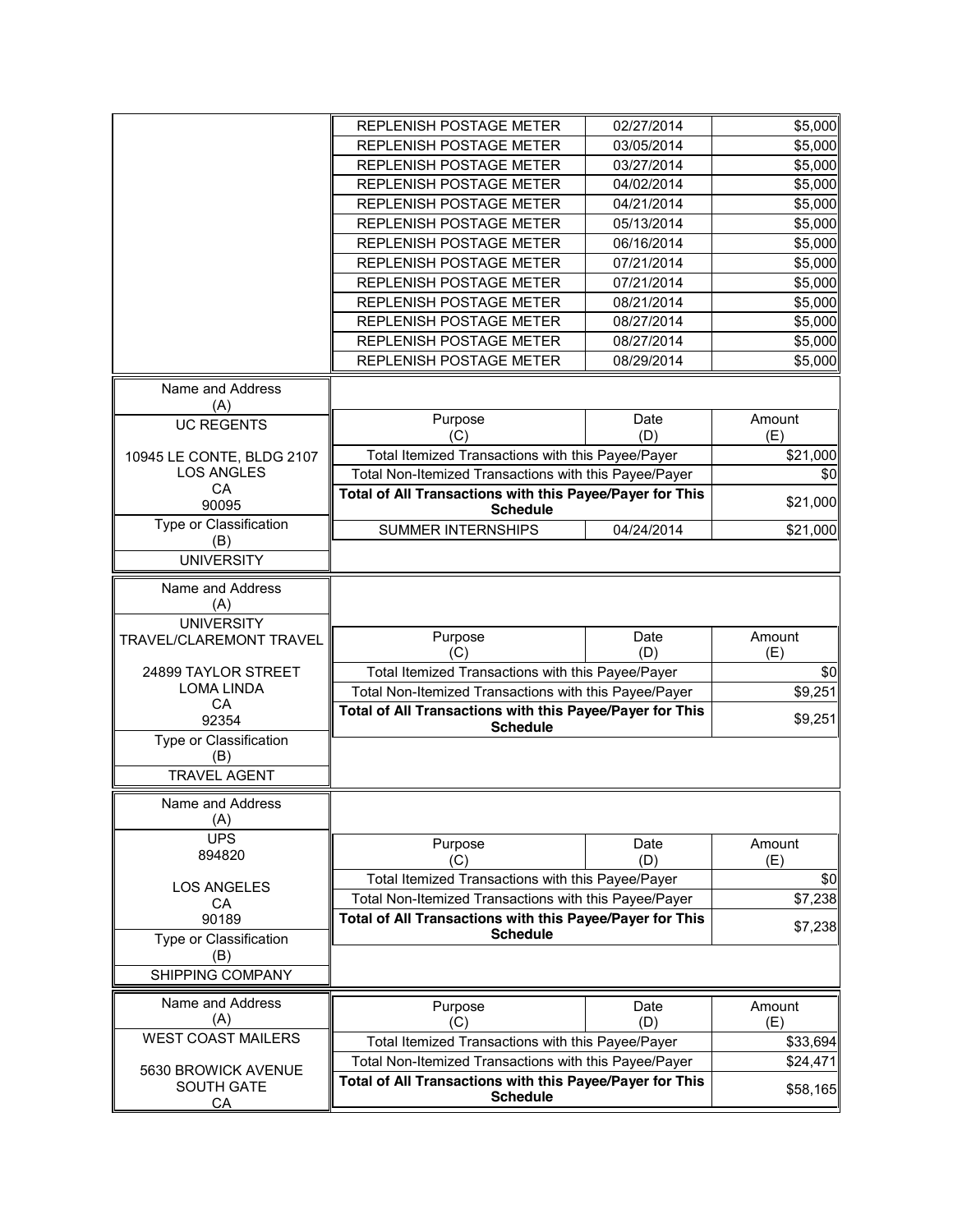| Purpose | Date | Amount |
|---|---|---|
| REPLENISH POSTAGE METER | 02/27/2014 | $5,000 |
| REPLENISH POSTAGE METER | 03/05/2014 | $5,000 |
| REPLENISH POSTAGE METER | 03/27/2014 | $5,000 |
| REPLENISH POSTAGE METER | 04/02/2014 | $5,000 |
| REPLENISH POSTAGE METER | 04/21/2014 | $5,000 |
| REPLENISH POSTAGE METER | 05/13/2014 | $5,000 |
| REPLENISH POSTAGE METER | 06/16/2014 | $5,000 |
| REPLENISH POSTAGE METER | 07/21/2014 | $5,000 |
| REPLENISH POSTAGE METER | 07/21/2014 | $5,000 |
| REPLENISH POSTAGE METER | 08/21/2014 | $5,000 |
| REPLENISH POSTAGE METER | 08/27/2014 | $5,000 |
| REPLENISH POSTAGE METER | 08/27/2014 | $5,000 |
| REPLENISH POSTAGE METER | 08/29/2014 | $5,000 |

| Name and Address (A) | Purpose (C) | Date (D) | Amount (E) |
|---|---|---|---|
| UC REGENTS<br>10945 LE CONTE, BLDG 2107<br>LOS ANGLES<br>CA<br>90095 | Total Itemized Transactions with this Payee/Payer | | $21,000 |
| | Total Non-Itemized Transactions with this Payee/Payer | | $0 |
| | **Total of All Transactions with this Payee/Payer for This Schedule** | | $21,000 |
| **Type or Classification (B)** | SUMMER INTERNSHIPS | 04/24/2014 | $21,000 |
| UNIVERSITY | | | |

| Name and Address (A) | Purpose (C) | Date (D) | Amount (E) |
|---|---|---|---|
| UNIVERSITY TRAVEL/CLAREMONT TRAVEL<br>24899 TAYLOR STREET<br>LOMA LINDA<br>CA<br>92354 | Total Itemized Transactions with this Payee/Payer | | $0 |
| | Total Non-Itemized Transactions with this Payee/Payer | | $9,251 |
| | **Total of All Transactions with this Payee/Payer for This Schedule** | | $9,251 |
| **Type or Classification (B)** | | | |
| TRAVEL AGENT | | | |

| Name and Address (A) | Purpose (C) | Date (D) | Amount (E) |
|---|---|---|---|
| UPS<br>894820<br>LOS ANGELES<br>CA<br>90189 | Total Itemized Transactions with this Payee/Payer | | $0 |
| | Total Non-Itemized Transactions with this Payee/Payer | | $7,238 |
| | **Total of All Transactions with this Payee/Payer for This Schedule** | | $7,238 |
| **Type or Classification (B)** | | | |
| SHIPPING COMPANY | | | |

| Name and Address (A) | Purpose (C) | Date (D) | Amount (E) |
|---|---|---|---|
| WEST COAST MAILERS<br>5630 BROWICK AVENUE<br>SOUTH GATE<br>CA | Total Itemized Transactions with this Payee/Payer | | $33,694 |
| | Total Non-Itemized Transactions with this Payee/Payer | | $24,471 |
| | **Total of All Transactions with this Payee/Payer for This Schedule** | | $58,165 |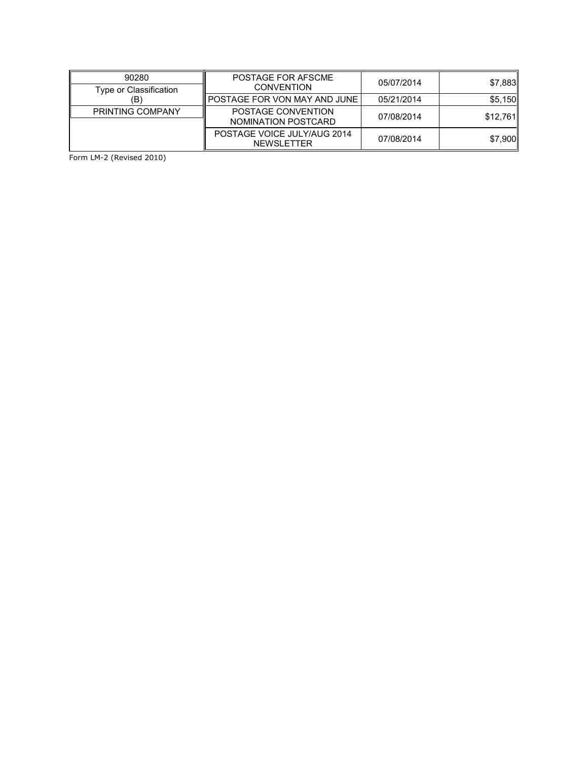| 90280 | POSTAGE FOR AFSCME CONVENTION | 05/07/2014 | $7,883 |
|---|---|---|---|
| Type or Classification (B) | POSTAGE FOR VON MAY AND JUNE | 05/21/2014 | $5,150 |
| PRINTING COMPANY | POSTAGE CONVENTION NOMINATION POSTCARD | 07/08/2014 | $12,761 |
| | POSTAGE VOICE JULY/AUG 2014 NEWSLETTER | 07/08/2014 | $7,900 |

Form LM-2 (Revised 2010)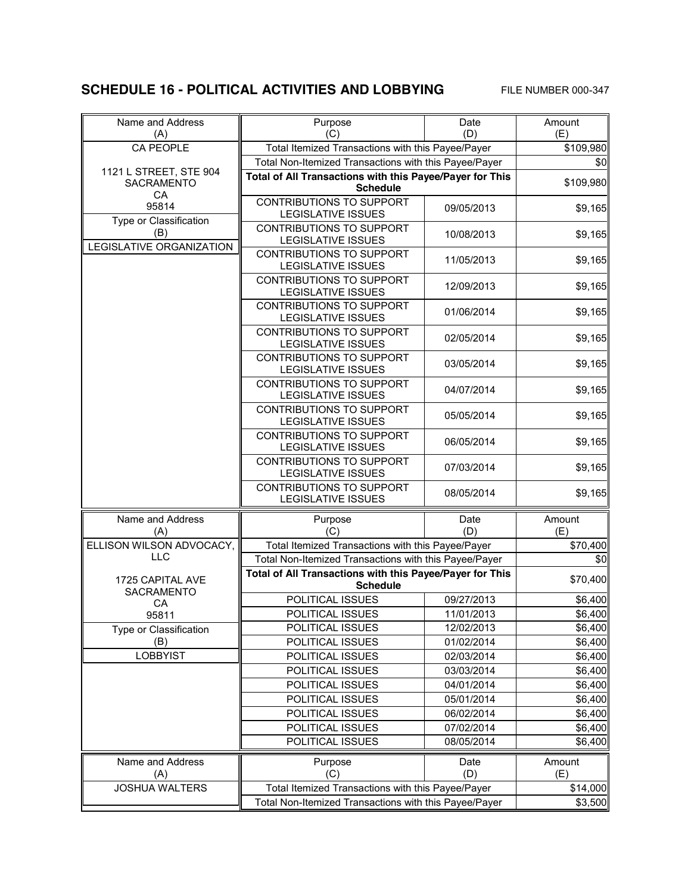## SCHEDULE 16 - POLITICAL ACTIVITIES AND LOBBYING

FILE NUMBER 000-347

| Name and Address (A) | Purpose (C) | Date (D) | Amount (E) |
|---|---|---|---|
| CA PEOPLE | Total Itemized Transactions with this Payee/Payer | | $109,980 |
| 1121 L STREET, STE 904 SACRAMENTO CA 95814 | Total Non-Itemized Transactions with this Payee/Payer | | $0 |
| | **Total of All Transactions with this Payee/Payer for This Schedule** | | $109,980 |
| | CONTRIBUTIONS TO SUPPORT LEGISLATIVE ISSUES | 09/05/2013 | $9,165 |
| Type or Classification (B) | CONTRIBUTIONS TO SUPPORT LEGISLATIVE ISSUES | 10/08/2013 | $9,165 |
| LEGISLATIVE ORGANIZATION | CONTRIBUTIONS TO SUPPORT LEGISLATIVE ISSUES | 11/05/2013 | $9,165 |
| | CONTRIBUTIONS TO SUPPORT LEGISLATIVE ISSUES | 12/09/2013 | $9,165 |
| | CONTRIBUTIONS TO SUPPORT LEGISLATIVE ISSUES | 01/06/2014 | $9,165 |
| | CONTRIBUTIONS TO SUPPORT LEGISLATIVE ISSUES | 02/05/2014 | $9,165 |
| | CONTRIBUTIONS TO SUPPORT LEGISLATIVE ISSUES | 03/05/2014 | $9,165 |
| | CONTRIBUTIONS TO SUPPORT LEGISLATIVE ISSUES | 04/07/2014 | $9,165 |
| | CONTRIBUTIONS TO SUPPORT LEGISLATIVE ISSUES | 05/05/2014 | $9,165 |
| | CONTRIBUTIONS TO SUPPORT LEGISLATIVE ISSUES | 06/05/2014 | $9,165 |
| | CONTRIBUTIONS TO SUPPORT LEGISLATIVE ISSUES | 07/03/2014 | $9,165 |
| | CONTRIBUTIONS TO SUPPORT LEGISLATIVE ISSUES | 08/05/2014 | $9,165 |

| Name and Address (A) | Purpose (C) | Date (D) | Amount (E) |
|---|---|---|---|
| ELLISON WILSON ADVOCACY, LLC | Total Itemized Transactions with this Payee/Payer | | $70,400 |
| | Total Non-Itemized Transactions with this Payee/Payer | | $0 |
| 1725 CAPITAL AVE SACRAMENTO CA 95811 | **Total of All Transactions with this Payee/Payer for This Schedule** | | $70,400 |
| | POLITICAL ISSUES | 09/27/2013 | $6,400 |
| | POLITICAL ISSUES | 11/01/2013 | $6,400 |
| Type or Classification (B) | POLITICAL ISSUES | 12/02/2013 | $6,400 |
| LOBBYIST | POLITICAL ISSUES | 01/02/2014 | $6,400 |
| | POLITICAL ISSUES | 02/03/2014 | $6,400 |
| | POLITICAL ISSUES | 03/03/2014 | $6,400 |
| | POLITICAL ISSUES | 04/01/2014 | $6,400 |
| | POLITICAL ISSUES | 05/01/2014 | $6,400 |
| | POLITICAL ISSUES | 06/02/2014 | $6,400 |
| | POLITICAL ISSUES | 07/02/2014 | $6,400 |
| | POLITICAL ISSUES | 08/05/2014 | $6,400 |

| Name and Address (A) | Purpose (C) | Date (D) | Amount (E) |
|---|---|---|---|
| JOSHUA WALTERS | Total Itemized Transactions with this Payee/Payer | | $14,000 |
| | Total Non-Itemized Transactions with this Payee/Payer | | $3,500 |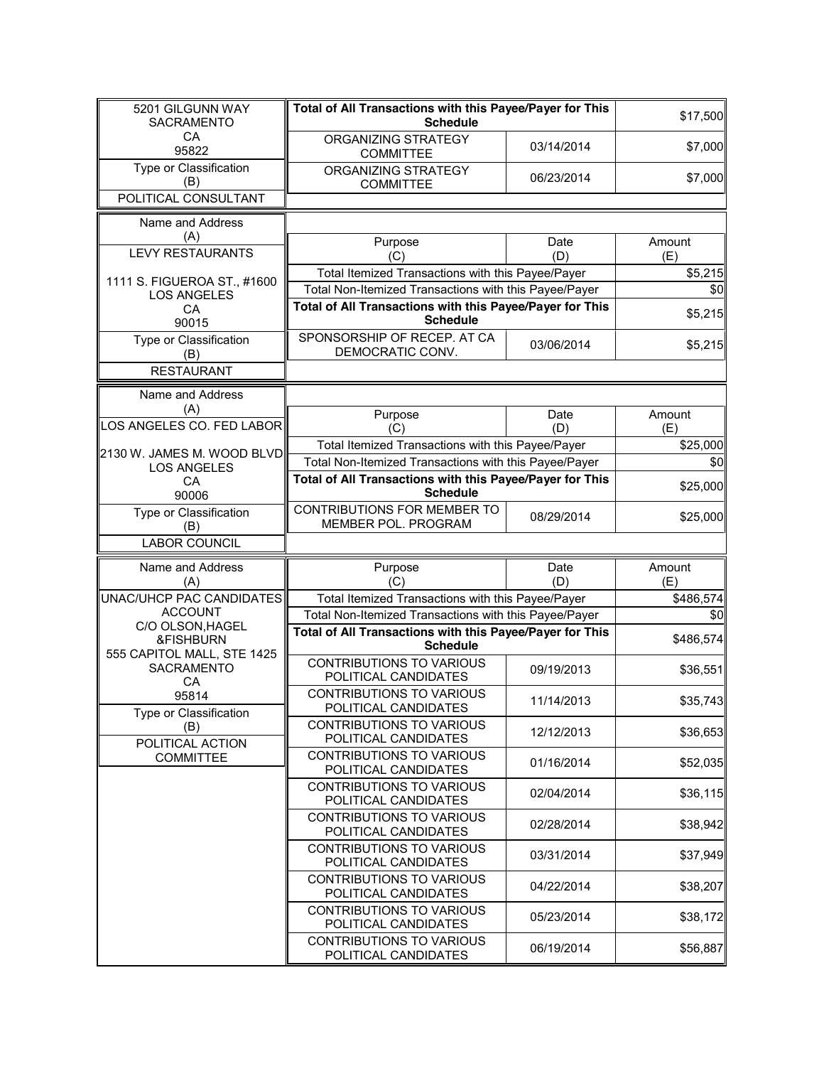| Name and Address (A) | Purpose (C) | Date (D) | Amount (E) |
|---|---|---|---|
| 5201 GILGUNN WAY SACRAMENTO CA 95822 | **Total of All Transactions with this Payee/Payer for This Schedule** | | $17,500 |
| | ORGANIZING STRATEGY COMMITTEE | 03/14/2014 | $7,000 |
| Type or Classification (B) | ORGANIZING STRATEGY COMMITTEE | 06/23/2014 | $7,000 |
| POLITICAL CONSULTANT | | | |

| Name and Address (A) | Purpose (C) | Date (D) | Amount (E) |
|---|---|---|---|
| LEVY RESTAURANTS | | | |
| 1111 S. FIGUEROA ST., #1600 LOS ANGELES CA 90015 | Total Itemized Transactions with this Payee/Payer | | $5,215 |
| | Total Non-Itemized Transactions with this Payee/Payer | | $0 |
| | **Total of All Transactions with this Payee/Payer for This Schedule** | | $5,215 |
| Type or Classification (B) | SPONSORSHIP OF RECEP. AT CA DEMOCRATIC CONV. | 03/06/2014 | $5,215 |
| RESTAURANT | | | |

| Name and Address (A) | Purpose (C) | Date (D) | Amount (E) |
|---|---|---|---|
| LOS ANGELES CO. FED LABOR | | | |
| 2130 W. JAMES M. WOOD BLVD LOS ANGELES CA 90006 | Total Itemized Transactions with this Payee/Payer | | $25,000 |
| | Total Non-Itemized Transactions with this Payee/Payer | | $0 |
| | **Total of All Transactions with this Payee/Payer for This Schedule** | | $25,000 |
| Type or Classification (B) | CONTRIBUTIONS FOR MEMBER TO MEMBER POL. PROGRAM | 08/29/2014 | $25,000 |
| LABOR COUNCIL | | | |

| Name and Address (A) | Purpose (C) | Date (D) | Amount (E) |
|---|---|---|---|
| UNAC/UHCP PAC CANDIDATES ACCOUNT | Total Itemized Transactions with this Payee/Payer | | $486,574 |
| C/O OLSON,HAGEL &FISHBURN | Total Non-Itemized Transactions with this Payee/Payer | | $0 |
| 555 CAPITOL MALL, STE 1425 | **Total of All Transactions with this Payee/Payer for This Schedule** | | $486,574 |
| SACRAMENTO CA 95814 | CONTRIBUTIONS TO VARIOUS POLITICAL CANDIDATES | 09/19/2013 | $36,551 |
| | CONTRIBUTIONS TO VARIOUS POLITICAL CANDIDATES | 11/14/2013 | $35,743 |
| Type or Classification (B) | CONTRIBUTIONS TO VARIOUS POLITICAL CANDIDATES | 12/12/2013 | $36,653 |
| POLITICAL ACTION COMMITTEE | CONTRIBUTIONS TO VARIOUS POLITICAL CANDIDATES | 01/16/2014 | $52,035 |
| | CONTRIBUTIONS TO VARIOUS POLITICAL CANDIDATES | 02/04/2014 | $36,115 |
| | CONTRIBUTIONS TO VARIOUS POLITICAL CANDIDATES | 02/28/2014 | $38,942 |
| | CONTRIBUTIONS TO VARIOUS POLITICAL CANDIDATES | 03/31/2014 | $37,949 |
| | CONTRIBUTIONS TO VARIOUS POLITICAL CANDIDATES | 04/22/2014 | $38,207 |
| | CONTRIBUTIONS TO VARIOUS POLITICAL CANDIDATES | 05/23/2014 | $38,172 |
| | CONTRIBUTIONS TO VARIOUS POLITICAL CANDIDATES | 06/19/2014 | $56,887 |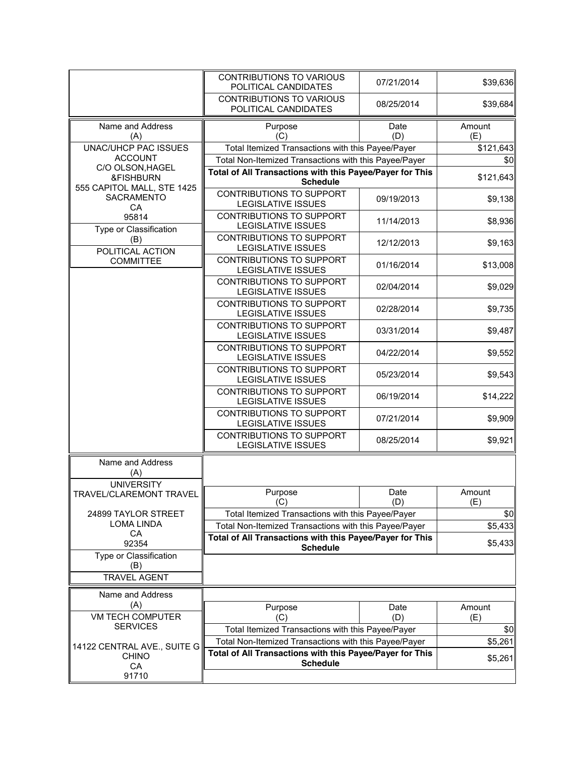| Name and Address (A) | Purpose (C) | Date (D) | Amount (E) |
|---|---|---|---|
| | CONTRIBUTIONS TO VARIOUS POLITICAL CANDIDATES | 07/21/2014 | $39,636 |
| | CONTRIBUTIONS TO VARIOUS POLITICAL CANDIDATES | 08/25/2014 | $39,684 |

| Name and Address (A) | Purpose (C) | Date (D) | Amount (E) |
|---|---|---|---|
| UNAC/UHCP PAC ISSUES ACCOUNT<br>C/O OLSON,HAGEL &FISHBURN<br>555 CAPITOL MALL, STE 1425<br>SACRAMENTO<br>CA<br>95814 | Total Itemized Transactions with this Payee/Payer | | $121,643 |
| | Total Non-Itemized Transactions with this Payee/Payer | | $0 |
| | **Total of All Transactions with this Payee/Payer for This Schedule** | | $121,643 |
| Type or Classification (B) | CONTRIBUTIONS TO SUPPORT LEGISLATIVE ISSUES | 09/19/2013 | $9,138 |
| POLITICAL ACTION COMMITTEE | CONTRIBUTIONS TO SUPPORT LEGISLATIVE ISSUES | 11/14/2013 | $8,936 |
| | CONTRIBUTIONS TO SUPPORT LEGISLATIVE ISSUES | 12/12/2013 | $9,163 |
| | CONTRIBUTIONS TO SUPPORT LEGISLATIVE ISSUES | 01/16/2014 | $13,008 |
| | CONTRIBUTIONS TO SUPPORT LEGISLATIVE ISSUES | 02/04/2014 | $9,029 |
| | CONTRIBUTIONS TO SUPPORT LEGISLATIVE ISSUES | 02/28/2014 | $9,735 |
| | CONTRIBUTIONS TO SUPPORT LEGISLATIVE ISSUES | 03/31/2014 | $9,487 |
| | CONTRIBUTIONS TO SUPPORT LEGISLATIVE ISSUES | 04/22/2014 | $9,552 |
| | CONTRIBUTIONS TO SUPPORT LEGISLATIVE ISSUES | 05/23/2014 | $9,543 |
| | CONTRIBUTIONS TO SUPPORT LEGISLATIVE ISSUES | 06/19/2014 | $14,222 |
| | CONTRIBUTIONS TO SUPPORT LEGISLATIVE ISSUES | 07/21/2014 | $9,909 |
| | CONTRIBUTIONS TO SUPPORT LEGISLATIVE ISSUES | 08/25/2014 | $9,921 |

| Name and Address (A) | Purpose (C) | Date (D) | Amount (E) |
|---|---|---|---|
| UNIVERSITY TRAVEL/CLAREMONT TRAVEL<br>24899 TAYLOR STREET<br>LOMA LINDA<br>CA<br>92354 | Total Itemized Transactions with this Payee/Payer | | $0 |
| | Total Non-Itemized Transactions with this Payee/Payer | | $5,433 |
| | **Total of All Transactions with this Payee/Payer for This Schedule** | | $5,433 |
| Type or Classification (B)<br>TRAVEL AGENT | | | |

| Name and Address (A) | Purpose (C) | Date (D) | Amount (E) |
|---|---|---|---|
| VM TECH COMPUTER SERVICES<br>14122 CENTRAL AVE., SUITE G<br>CHINO<br>CA<br>91710 | Total Itemized Transactions with this Payee/Payer | | $0 |
| | Total Non-Itemized Transactions with this Payee/Payer | | $5,261 |
| | **Total of All Transactions with this Payee/Payer for This Schedule** | | $5,261 |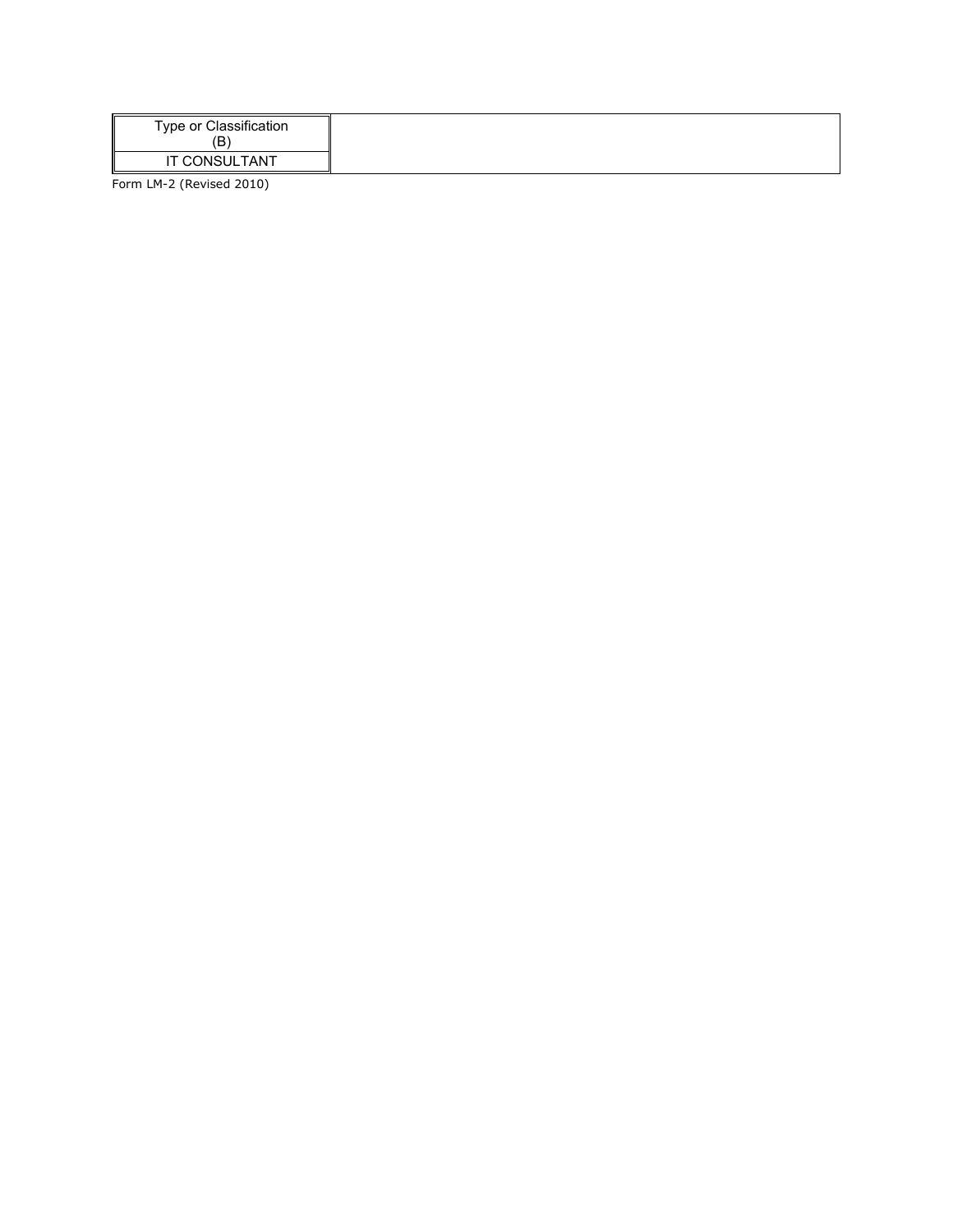| Type or Classification (B) |
| --- |
| IT CONSULTANT |

Form LM-2 (Revised 2010)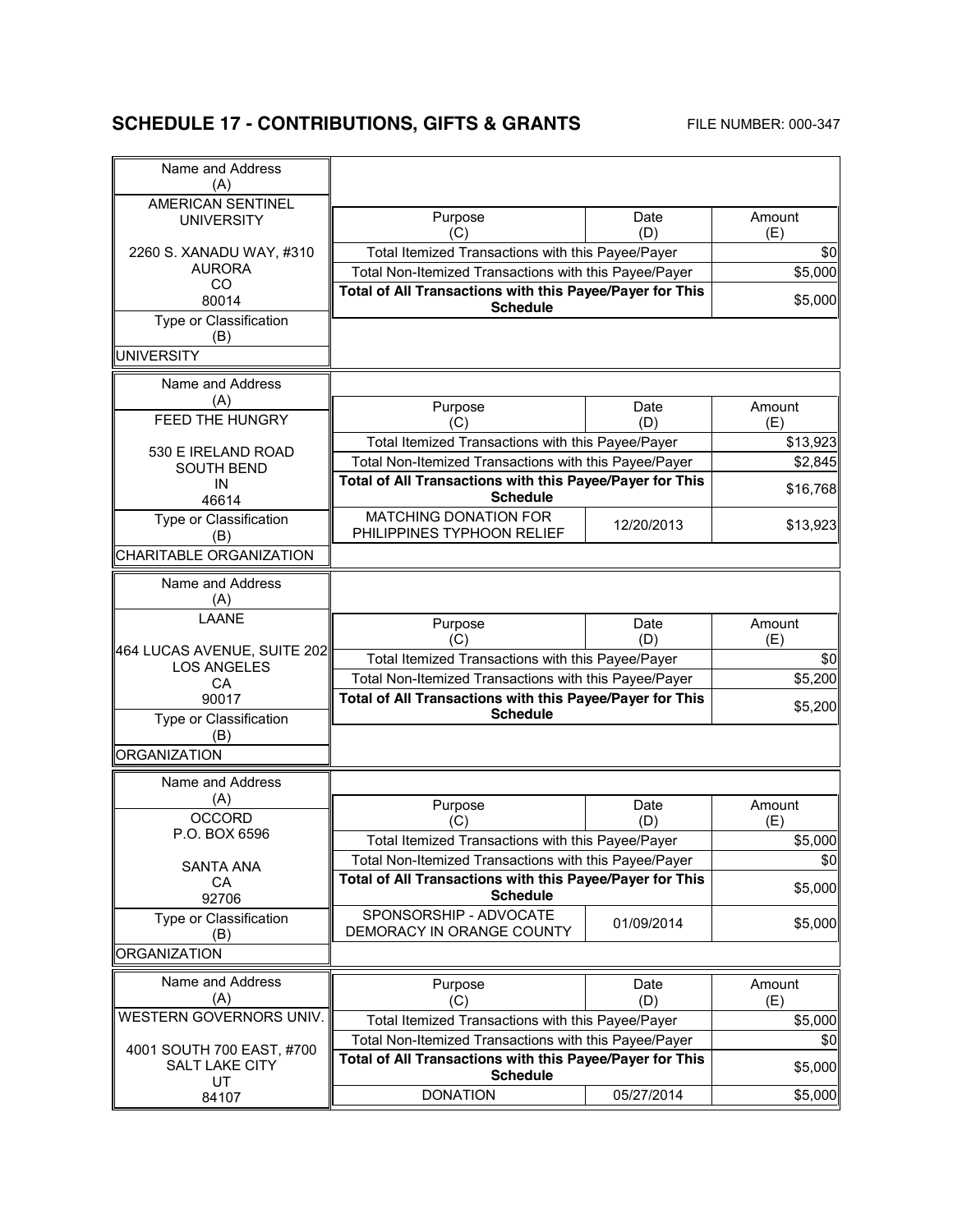## SCHEDULE 17 - CONTRIBUTIONS, GIFTS & GRANTS

FILE NUMBER: 000-347

| Name and Address (A) | Purpose (C) | Date (D) | Amount (E) |
|---|---|---|---|
| AMERICAN SENTINEL UNIVERSITY<br>2260 S. XANADU WAY, #310<br>AURORA<br>CO<br>80014 | Total Itemized Transactions with this Payee/Payer | | $0 |
| | Total Non-Itemized Transactions with this Payee/Payer | | $5,000 |
| | **Total of All Transactions with this Payee/Payer for This Schedule** | | $5,000 |
| Type or Classification (B): UNIVERSITY | | | |

| Name and Address (A) | Purpose (C) | Date (D) | Amount (E) |
|---|---|---|---|
| FEED THE HUNGRY<br>530 E IRELAND ROAD<br>SOUTH BEND<br>IN<br>46614 | Total Itemized Transactions with this Payee/Payer | | $13,923 |
| | Total Non-Itemized Transactions with this Payee/Payer | | $2,845 |
| | **Total of All Transactions with this Payee/Payer for This Schedule** | | $16,768 |
| Type or Classification (B): CHARITABLE ORGANIZATION | MATCHING DONATION FOR PHILIPPINES TYPHOON RELIEF | 12/20/2013 | $13,923 |

| Name and Address (A) | Purpose (C) | Date (D) | Amount (E) |
|---|---|---|---|
| LAANE<br>464 LUCAS AVENUE, SUITE 202<br>LOS ANGELES<br>CA<br>90017 | Total Itemized Transactions with this Payee/Payer | | $0 |
| | Total Non-Itemized Transactions with this Payee/Payer | | $5,200 |
| | **Total of All Transactions with this Payee/Payer for This Schedule** | | $5,200 |
| Type or Classification (B): ORGANIZATION | | | |

| Name and Address (A) | Purpose (C) | Date (D) | Amount (E) |
|---|---|---|---|
| OCCORD<br>P.O. BOX 6596<br>SANTA ANA<br>CA<br>92706 | Total Itemized Transactions with this Payee/Payer | | $5,000 |
| | Total Non-Itemized Transactions with this Payee/Payer | | $0 |
| | **Total of All Transactions with this Payee/Payer for This Schedule** | | $5,000 |
| Type or Classification (B): ORGANIZATION | SPONSORSHIP - ADVOCATE DEMORACY IN ORANGE COUNTY | 01/09/2014 | $5,000 |

| Name and Address (A) | Purpose (C) | Date (D) | Amount (E) |
|---|---|---|---|
| WESTERN GOVERNORS UNIV.<br>4001 SOUTH 700 EAST, #700<br>SALT LAKE CITY<br>UT<br>84107 | Total Itemized Transactions with this Payee/Payer | | $5,000 |
| | Total Non-Itemized Transactions with this Payee/Payer | | $0 |
| | **Total of All Transactions with this Payee/Payer for This Schedule** | | $5,000 |
| | DONATION | 05/27/2014 | $5,000 |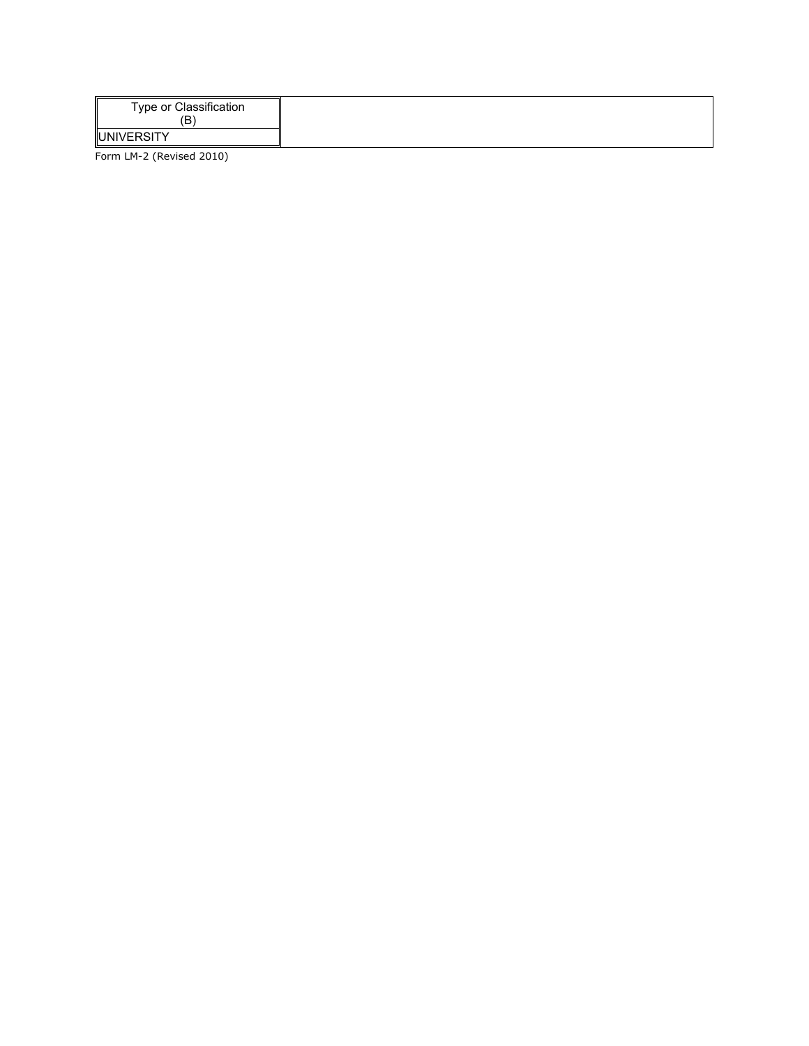| Type or Classification (B) | |
| --- | --- |
| UNIVERSITY | |

Form LM-2 (Revised 2010)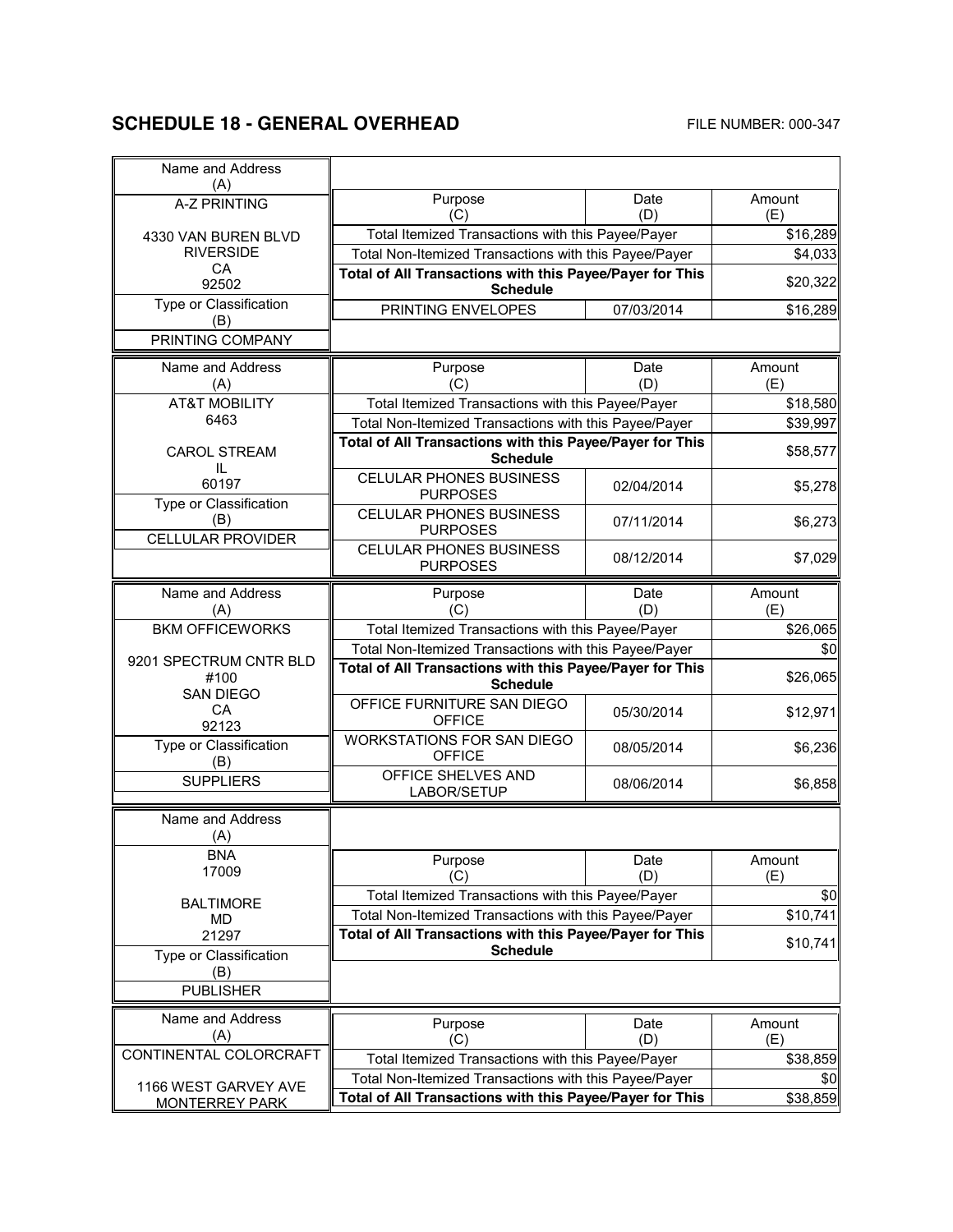## SCHEDULE 18 - GENERAL OVERHEAD

FILE NUMBER: 000-347

| Name and Address (A) | Purpose (C) | Date (D) | Amount (E) |
|---|---|---|---|
| A-Z PRINTING<br><br>4330 VAN BUREN BLVD<br>RIVERSIDE<br>CA<br>92502 | Total Itemized Transactions with this Payee/Payer | | $16,289 |
| | Total Non-Itemized Transactions with this Payee/Payer | | $4,033 |
| | **Total of All Transactions with this Payee/Payer for This Schedule** | | $20,322 |
| **Type or Classification (B)**<br>PRINTING COMPANY | PRINTING ENVELOPES | 07/03/2014 | $16,289 |

| Name and Address (A) | Purpose (C) | Date (D) | Amount (E) |
|---|---|---|---|
| AT&T MOBILITY<br>6463<br><br>CAROL STREAM<br>IL<br>60197 | Total Itemized Transactions with this Payee/Payer | | $18,580 |
| | Total Non-Itemized Transactions with this Payee/Payer | | $39,997 |
| | **Total of All Transactions with this Payee/Payer for This Schedule** | | $58,577 |
| | CELULAR PHONES BUSINESS PURPOSES | 02/04/2014 | $5,278 |
| **Type or Classification (B)**<br>CELLULAR PROVIDER | CELULAR PHONES BUSINESS PURPOSES | 07/11/2014 | $6,273 |
| | CELULAR PHONES BUSINESS PURPOSES | 08/12/2014 | $7,029 |

| Name and Address (A) | Purpose (C) | Date (D) | Amount (E) |
|---|---|---|---|
| BKM OFFICEWORKS<br><br>9201 SPECTRUM CNTR BLD<br>#100<br>SAN DIEGO<br>CA<br>92123 | Total Itemized Transactions with this Payee/Payer | | $26,065 |
| | Total Non-Itemized Transactions with this Payee/Payer | | $0 |
| | **Total of All Transactions with this Payee/Payer for This Schedule** | | $26,065 |
| | OFFICE FURNITURE SAN DIEGO OFFICE | 05/30/2014 | $12,971 |
| **Type or Classification (B)**<br>SUPPLIERS | WORKSTATIONS FOR SAN DIEGO OFFICE | 08/05/2014 | $6,236 |
| | OFFICE SHELVES AND LABOR/SETUP | 08/06/2014 | $6,858 |

| Name and Address (A) | Purpose (C) | Date (D) | Amount (E) |
|---|---|---|---|
| BNA<br>17009<br><br>BALTIMORE<br>MD<br>21297 | Total Itemized Transactions with this Payee/Payer | | $0 |
| | Total Non-Itemized Transactions with this Payee/Payer | | $10,741 |
| | **Total of All Transactions with this Payee/Payer for This Schedule** | | $10,741 |
| **Type or Classification (B)**<br>PUBLISHER | | | |

| Name and Address (A) | Purpose (C) | Date (D) | Amount (E) |
|---|---|---|---|
| CONTINENTAL COLORCRAFT<br><br>1166 WEST GARVEY AVE<br>MONTERREY PARK | Total Itemized Transactions with this Payee/Payer | | $38,859 |
| | Total Non-Itemized Transactions with this Payee/Payer | | $0 |
| | **Total of All Transactions with this Payee/Payer for This** | | $38,859 |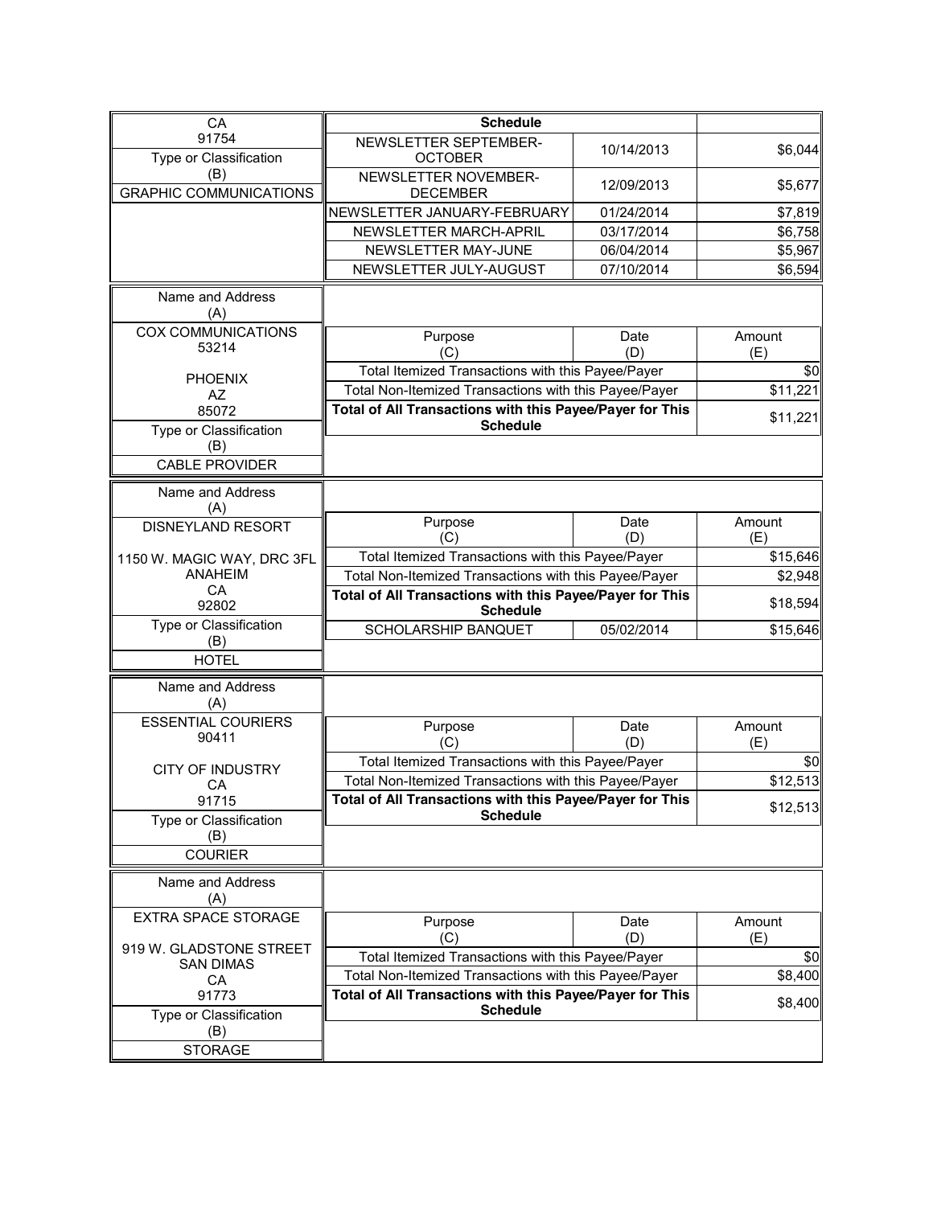| CA 91754 | Schedule | | |
|---|---|---|---|
| Type or Classification (B) | NEWSLETTER SEPTEMBER-OCTOBER | 10/14/2013 | $6,044 |
| GRAPHIC COMMUNICATIONS | NEWSLETTER NOVEMBER-DECEMBER | 12/09/2013 | $5,677 |
| | NEWSLETTER JANUARY-FEBRUARY | 01/24/2014 | $7,819 |
| | NEWSLETTER MARCH-APRIL | 03/17/2014 | $6,758 |
| | NEWSLETTER MAY-JUNE | 06/04/2014 | $5,967 |
| | NEWSLETTER JULY-AUGUST | 07/10/2014 | $6,594 |

| Name and Address (A) | Purpose (C) | Date (D) | Amount (E) |
|---|---|---|---|
| COX COMMUNICATIONS 53214 PHOENIX AZ 85072 | Total Itemized Transactions with this Payee/Payer | | $0 |
| | Total Non-Itemized Transactions with this Payee/Payer | | $11,221 |
| | **Total of All Transactions with this Payee/Payer for This Schedule** | | $11,221 |
| Type or Classification (B) | | | |
| CABLE PROVIDER | | | |

| Name and Address (A) | Purpose (C) | Date (D) | Amount (E) |
|---|---|---|---|
| DISNEYLAND RESORT 1150 W. MAGIC WAY, DRC 3FL ANAHEIM CA 92802 | Total Itemized Transactions with this Payee/Payer | | $15,646 |
| | Total Non-Itemized Transactions with this Payee/Payer | | $2,948 |
| | **Total of All Transactions with this Payee/Payer for This Schedule** | | $18,594 |
| Type or Classification (B) | SCHOLARSHIP BANQUET | 05/02/2014 | $15,646 |
| HOTEL | | | |

| Name and Address (A) | Purpose (C) | Date (D) | Amount (E) |
|---|---|---|---|
| ESSENTIAL COURIERS 90411 CITY OF INDUSTRY CA 91715 | Total Itemized Transactions with this Payee/Payer | | $0 |
| | Total Non-Itemized Transactions with this Payee/Payer | | $12,513 |
| | **Total of All Transactions with this Payee/Payer for This Schedule** | | $12,513 |
| Type or Classification (B) | | | |
| COURIER | | | |

| Name and Address (A) | Purpose (C) | Date (D) | Amount (E) |
|---|---|---|---|
| EXTRA SPACE STORAGE 919 W. GLADSTONE STREET SAN DIMAS CA 91773 | Total Itemized Transactions with this Payee/Payer | | $0 |
| | Total Non-Itemized Transactions with this Payee/Payer | | $8,400 |
| | **Total of All Transactions with this Payee/Payer for This Schedule** | | $8,400 |
| Type or Classification (B) | | | |
| STORAGE | | | |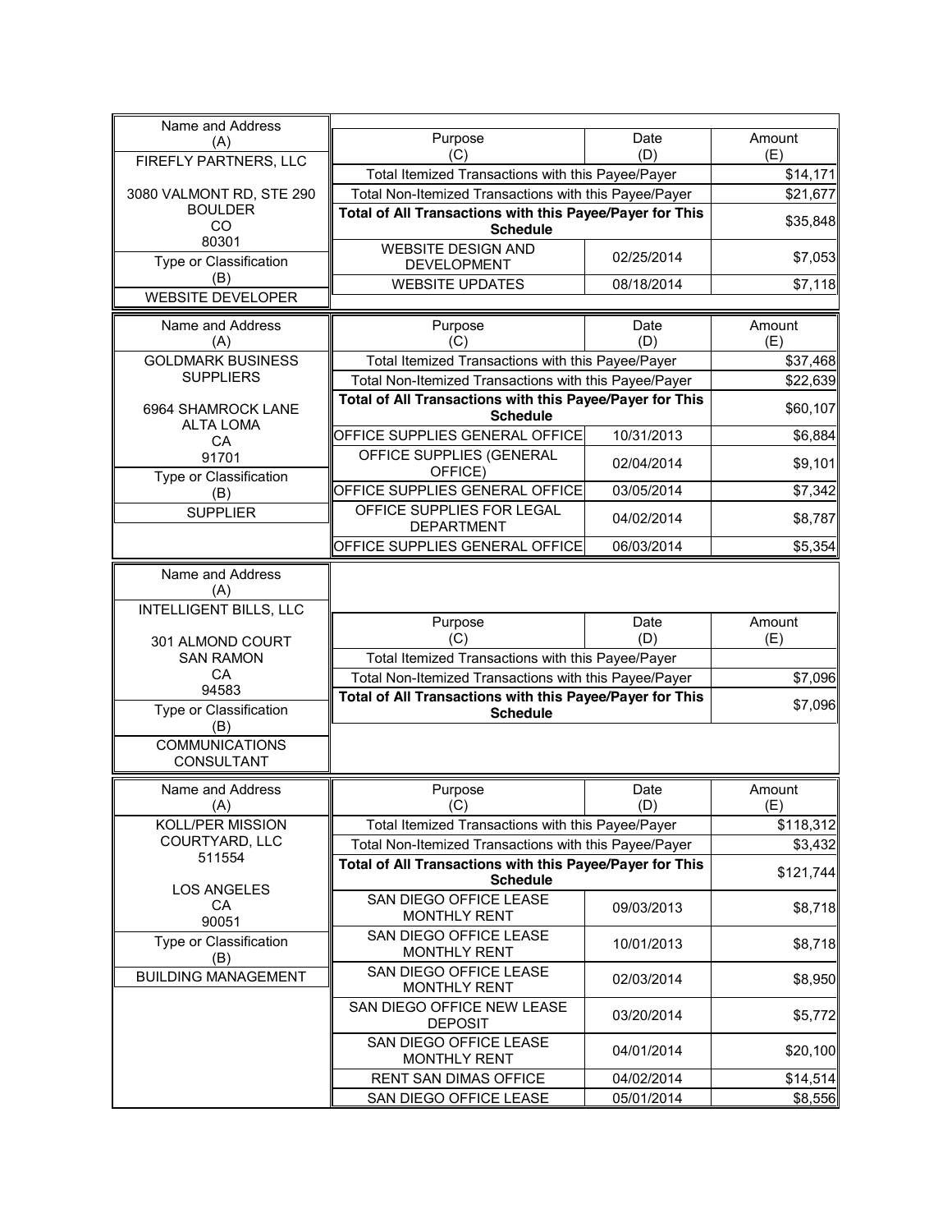| Name and Address (A) | Purpose (C) | Date (D) | Amount (E) |
|---|---|---|---|
| FIREFLY PARTNERS, LLC | Total Itemized Transactions with this Payee/Payer | | $14,171 |
| 3080 VALMONT RD, STE 290 BOULDER CO 80301 | Total Non-Itemized Transactions with this Payee/Payer | | $21,677 |
| | **Total of All Transactions with this Payee/Payer for This Schedule** | | $35,848 |
| Type or Classification (B) | WEBSITE DESIGN AND DEVELOPMENT | 02/25/2014 | $7,053 |
| WEBSITE DEVELOPER | WEBSITE UPDATES | 08/18/2014 | $7,118 |

| Name and Address (A) | Purpose (C) | Date (D) | Amount (E) |
|---|---|---|---|
| GOLDMARK BUSINESS SUPPLIERS | Total Itemized Transactions with this Payee/Payer | | $37,468 |
| 6964 SHAMROCK LANE ALTA LOMA CA 91701 | Total Non-Itemized Transactions with this Payee/Payer | | $22,639 |
| | **Total of All Transactions with this Payee/Payer for This Schedule** | | $60,107 |
| | OFFICE SUPPLIES GENERAL OFFICE | 10/31/2013 | $6,884 |
| Type or Classification (B) | OFFICE SUPPLIES (GENERAL OFFICE) | 02/04/2014 | $9,101 |
| SUPPLIER | OFFICE SUPPLIES GENERAL OFFICE | 03/05/2014 | $7,342 |
| | OFFICE SUPPLIES FOR LEGAL DEPARTMENT | 04/02/2014 | $8,787 |
| | OFFICE SUPPLIES GENERAL OFFICE | 06/03/2014 | $5,354 |

| Name and Address (A) | Purpose (C) | Date (D) | Amount (E) |
|---|---|---|---|
| INTELLIGENT BILLS, LLC | Total Itemized Transactions with this Payee/Payer | | |
| 301 ALMOND COURT SAN RAMON CA 94583 | Total Non-Itemized Transactions with this Payee/Payer | | $7,096 |
| | **Total of All Transactions with this Payee/Payer for This Schedule** | | $7,096 |
| Type or Classification (B) | | | |
| COMMUNICATIONS CONSULTANT | | | |

| Name and Address (A) | Purpose (C) | Date (D) | Amount (E) |
|---|---|---|---|
| KOLL/PER MISSION COURTYARD, LLC | Total Itemized Transactions with this Payee/Payer | | $118,312 |
| 511554 LOS ANGELES CA 90051 | Total Non-Itemized Transactions with this Payee/Payer | | $3,432 |
| | **Total of All Transactions with this Payee/Payer for This Schedule** | | $121,744 |
| | SAN DIEGO OFFICE LEASE MONTHLY RENT | 09/03/2013 | $8,718 |
| Type or Classification (B) | SAN DIEGO OFFICE LEASE MONTHLY RENT | 10/01/2013 | $8,718 |
| BUILDING MANAGEMENT | SAN DIEGO OFFICE LEASE MONTHLY RENT | 02/03/2014 | $8,950 |
| | SAN DIEGO OFFICE NEW LEASE DEPOSIT | 03/20/2014 | $5,772 |
| | SAN DIEGO OFFICE LEASE MONTHLY RENT | 04/01/2014 | $20,100 |
| | RENT SAN DIMAS OFFICE | 04/02/2014 | $14,514 |
| | SAN DIEGO OFFICE LEASE | 05/01/2014 | $8,556 |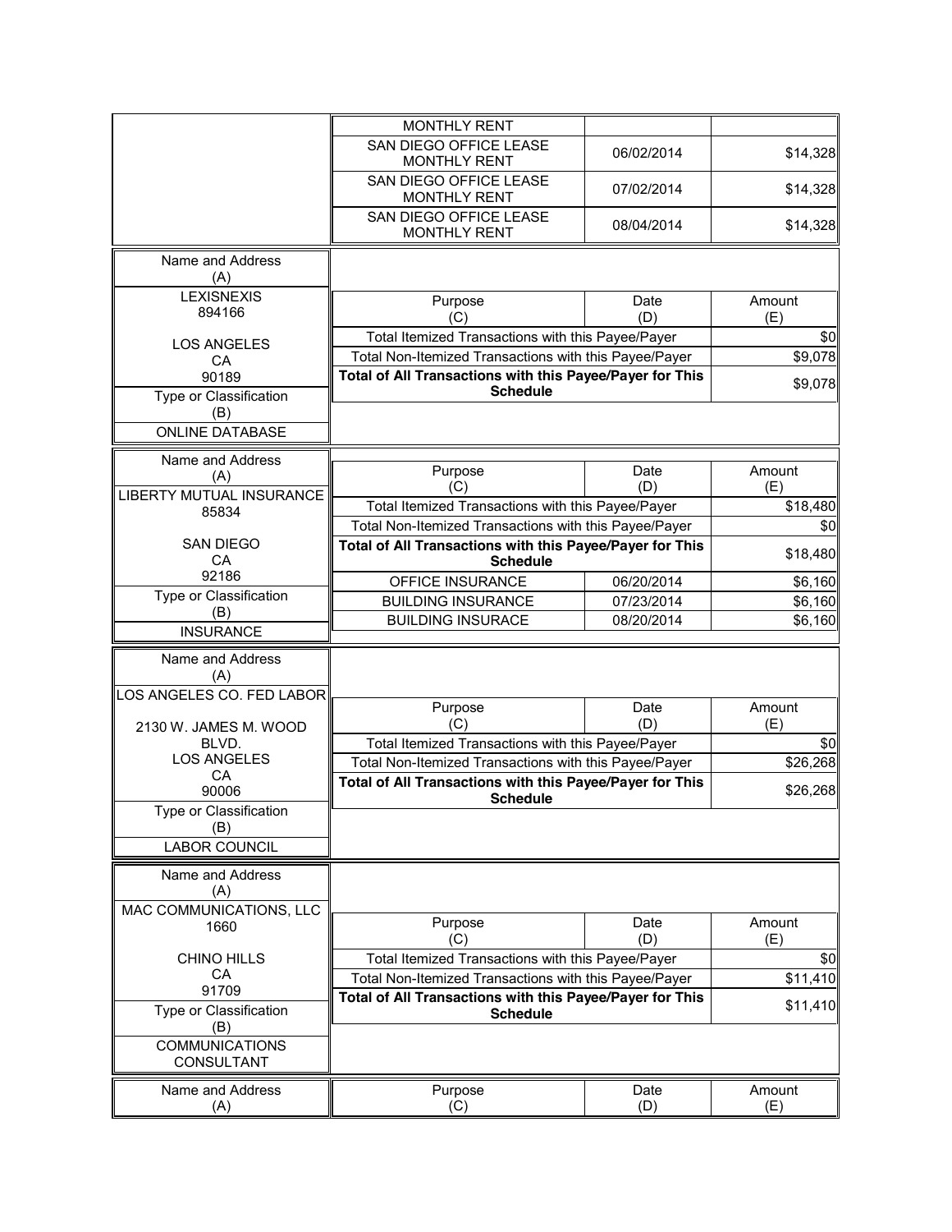| | Purpose (C) | Date (D) | Amount (E) |
|---|---|---|---|
| | MONTHLY RENT | | |
| | SAN DIEGO OFFICE LEASE MONTHLY RENT | 06/02/2014 | $14,328 |
| | SAN DIEGO OFFICE LEASE MONTHLY RENT | 07/02/2014 | $14,328 |
| | SAN DIEGO OFFICE LEASE MONTHLY RENT | 08/04/2014 | $14,328 |

| Name and Address (A) | Purpose (C) | Date (D) | Amount (E) |
|---|---|---|---|
| LEXISNEXIS<br>894166<br><br>LOS ANGELES<br>CA<br>90189 | Total Itemized Transactions with this Payee/Payer | | $0 |
| | Total Non-Itemized Transactions with this Payee/Payer | | $9,078 |
| | **Total of All Transactions with this Payee/Payer for This Schedule** | | $9,078 |
| Type or Classification (B) | | | |
| ONLINE DATABASE | | | |

| Name and Address (A) | Purpose (C) | Date (D) | Amount (E) |
|---|---|---|---|
| LIBERTY MUTUAL INSURANCE<br>85834<br><br>SAN DIEGO<br>CA<br>92186 | Total Itemized Transactions with this Payee/Payer | | $18,480 |
| | Total Non-Itemized Transactions with this Payee/Payer | | $0 |
| | **Total of All Transactions with this Payee/Payer for This Schedule** | | $18,480 |
| | OFFICE INSURANCE | 06/20/2014 | $6,160 |
| Type or Classification (B) | BUILDING INSURANCE | 07/23/2014 | $6,160 |
| INSURANCE | BUILDING INSURACE | 08/20/2014 | $6,160 |

| Name and Address (A) | Purpose (C) | Date (D) | Amount (E) |
|---|---|---|---|
| LOS ANGELES CO. FED LABOR<br><br>2130 W. JAMES M. WOOD BLVD.<br>LOS ANGELES<br>CA<br>90006 | Total Itemized Transactions with this Payee/Payer | | $0 |
| | Total Non-Itemized Transactions with this Payee/Payer | | $26,268 |
| | **Total of All Transactions with this Payee/Payer for This Schedule** | | $26,268 |
| Type or Classification (B) | | | |
| LABOR COUNCIL | | | |

| Name and Address (A) | Purpose (C) | Date (D) | Amount (E) |
|---|---|---|---|
| MAC COMMUNICATIONS, LLC<br>1660<br><br>CHINO HILLS<br>CA<br>91709 | Total Itemized Transactions with this Payee/Payer | | $0 |
| | Total Non-Itemized Transactions with this Payee/Payer | | $11,410 |
| | **Total of All Transactions with this Payee/Payer for This Schedule** | | $11,410 |
| Type or Classification (B) | | | |
| COMMUNICATIONS CONSULTANT | | | |

| Name and Address (A) | Purpose (C) | Date (D) | Amount (E) |
|---|---|---|---|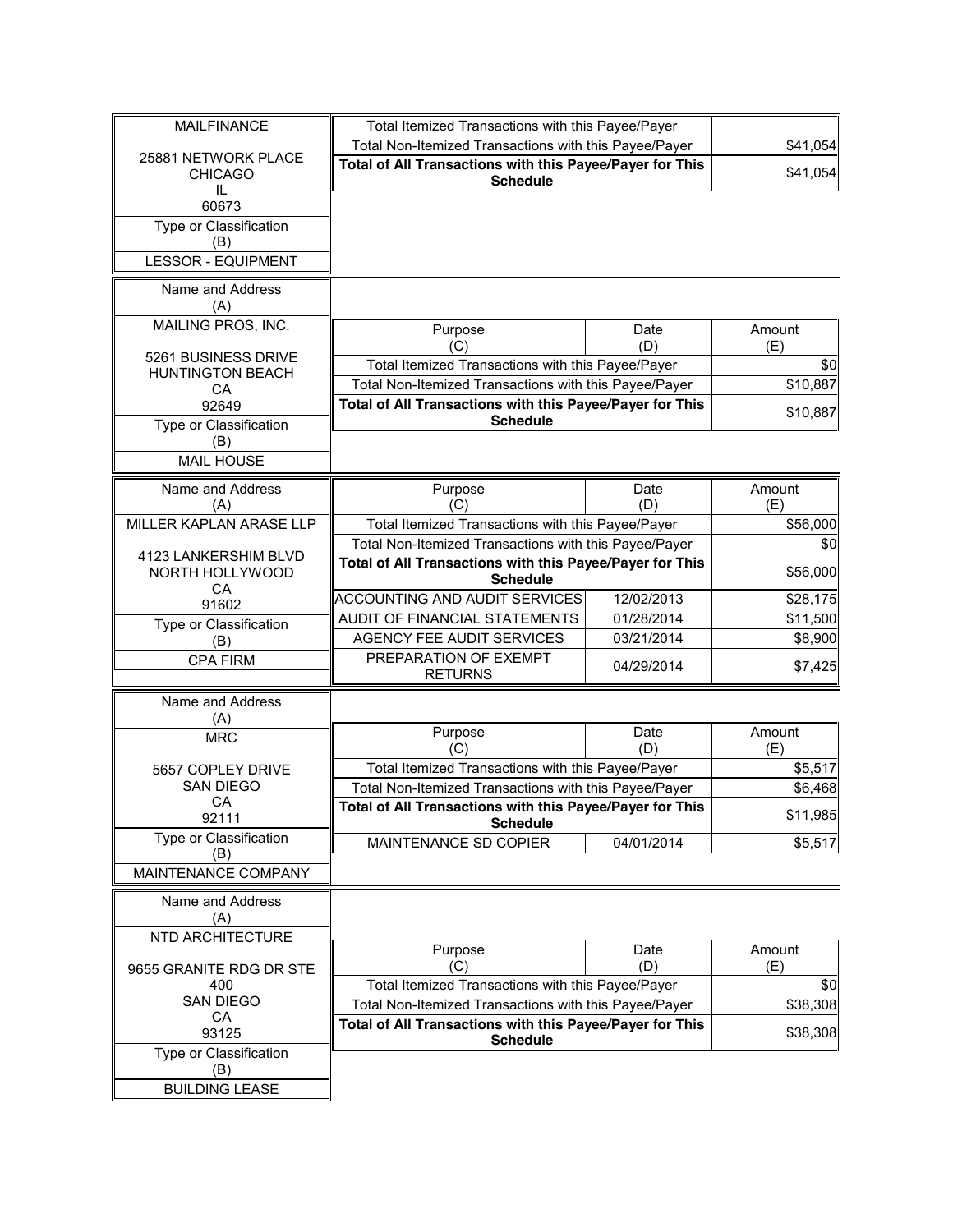| Name and Address (A) | Purpose (C) | Date (D) | Amount (E) |
|---|---|---|---|
| MAILFINANCE<br><br>25881 NETWORK PLACE<br>CHICAGO<br>IL<br>60673 | Total Itemized Transactions with this Payee/Payer | | |
| | Total Non-Itemized Transactions with this Payee/Payer | | $41,054 |
| | **Total of All Transactions with this Payee/Payer for This Schedule** | | $41,054 |
| Type or Classification (B) | | | |
| LESSOR - EQUIPMENT | | | |

| Name and Address (A) | Purpose (C) | Date (D) | Amount (E) |
|---|---|---|---|
| MAILING PROS, INC.<br><br>5261 BUSINESS DRIVE<br>HUNTINGTON BEACH<br>CA<br>92649 | Total Itemized Transactions with this Payee/Payer | | $0 |
| | Total Non-Itemized Transactions with this Payee/Payer | | $10,887 |
| | **Total of All Transactions with this Payee/Payer for This Schedule** | | $10,887 |
| Type or Classification (B) | | | |
| MAIL HOUSE | | | |

| Name and Address (A) | Purpose (C) | Date (D) | Amount (E) |
|---|---|---|---|
| MILLER KAPLAN ARASE LLP<br><br>4123 LANKERSHIM BLVD<br>NORTH HOLLYWOOD<br>CA<br>91602 | Total Itemized Transactions with this Payee/Payer | | $56,000 |
| | Total Non-Itemized Transactions with this Payee/Payer | | $0 |
| | **Total of All Transactions with this Payee/Payer for This Schedule** | | $56,000 |
| | ACCOUNTING AND AUDIT SERVICES | 12/02/2013 | $28,175 |
| Type or Classification (B) | AUDIT OF FINANCIAL STATEMENTS | 01/28/2014 | $11,500 |
| | AGENCY FEE AUDIT SERVICES | 03/21/2014 | $8,900 |
| CPA FIRM | PREPARATION OF EXEMPT RETURNS | 04/29/2014 | $7,425 |

| Name and Address (A) | Purpose (C) | Date (D) | Amount (E) |
|---|---|---|---|
| MRC<br><br>5657 COPLEY DRIVE<br>SAN DIEGO<br>CA<br>92111 | Total Itemized Transactions with this Payee/Payer | | $5,517 |
| | Total Non-Itemized Transactions with this Payee/Payer | | $6,468 |
| | **Total of All Transactions with this Payee/Payer for This Schedule** | | $11,985 |
| Type or Classification (B) | MAINTENANCE SD COPIER | 04/01/2014 | $5,517 |
| MAINTENANCE COMPANY | | | |

| Name and Address (A) | Purpose (C) | Date (D) | Amount (E) |
|---|---|---|---|
| NTD ARCHITECTURE<br><br>9655 GRANITE RDG DR STE 400<br>SAN DIEGO<br>CA<br>93125 | Total Itemized Transactions with this Payee/Payer | | $0 |
| | Total Non-Itemized Transactions with this Payee/Payer | | $38,308 |
| | **Total of All Transactions with this Payee/Payer for This Schedule** | | $38,308 |
| Type or Classification (B) | | | |
| BUILDING LEASE | | | |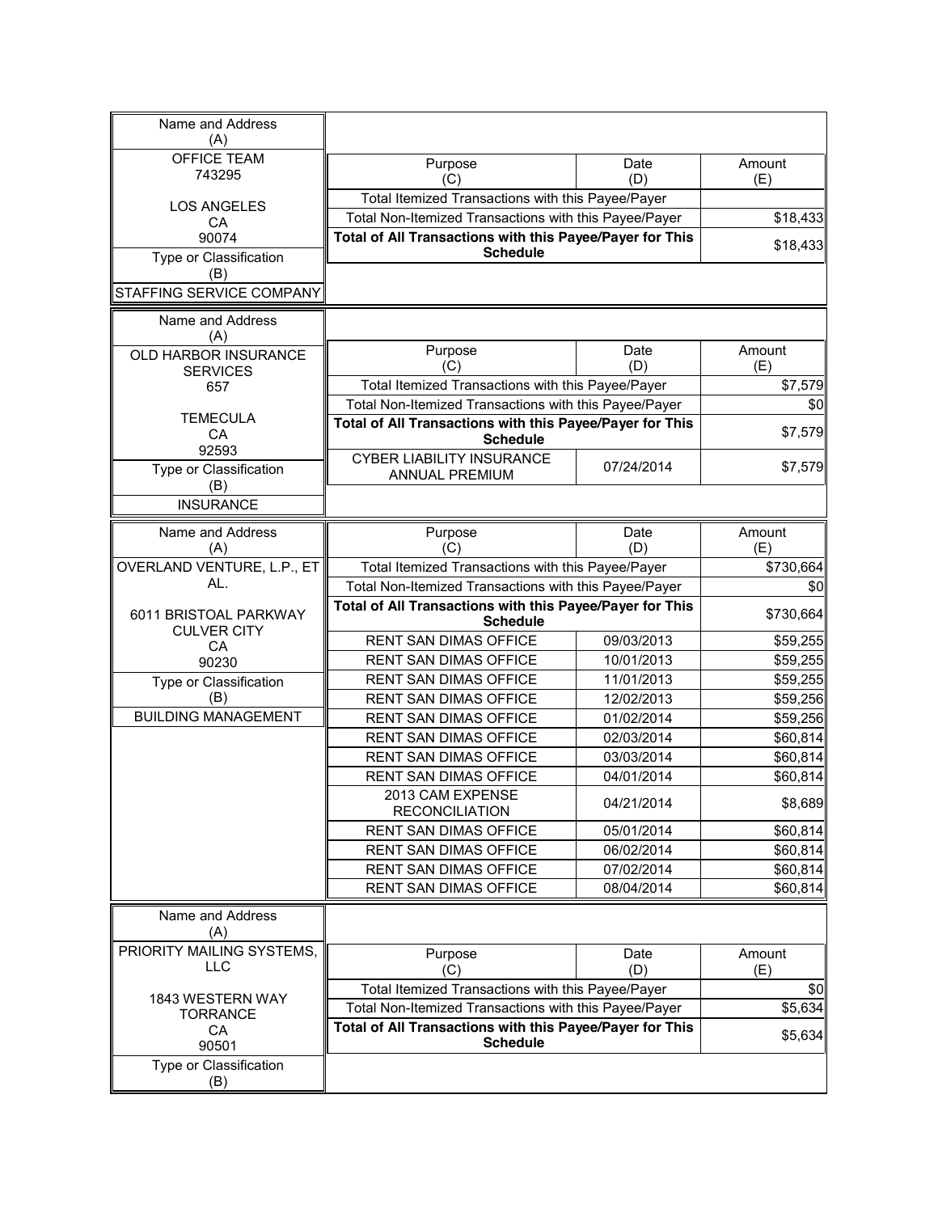| Name and Address (A) | Purpose (C) | Date (D) | Amount (E) |
|---|---|---|---|
| OFFICE TEAM<br>743295<br><br>LOS ANGELES<br>CA<br>90074 | Total Itemized Transactions with this Payee/Payer | | |
| | Total Non-Itemized Transactions with this Payee/Payer | | $18,433 |
| | **Total of All Transactions with this Payee/Payer for This Schedule** | | $18,433 |
| **Type or Classification (B)** | | | |
| STAFFING SERVICE COMPANY | | | |

| Name and Address (A) | Purpose (C) | Date (D) | Amount (E) |
|---|---|---|---|
| OLD HARBOR INSURANCE SERVICES<br>657<br><br>TEMECULA<br>CA<br>92593 | Total Itemized Transactions with this Payee/Payer | | $7,579 |
| | Total Non-Itemized Transactions with this Payee/Payer | | $0 |
| | **Total of All Transactions with this Payee/Payer for This Schedule** | | $7,579 |
| **Type or Classification (B)** | CYBER LIABILITY INSURANCE ANNUAL PREMIUM | 07/24/2014 | $7,579 |
| INSURANCE | | | |

| Name and Address (A) | Purpose (C) | Date (D) | Amount (E) |
|---|---|---|---|
| OVERLAND VENTURE, L.P., ET AL.<br><br>6011 BRISTOAL PARKWAY<br>CULVER CITY<br>CA<br>90230 | Total Itemized Transactions with this Payee/Payer | | $730,664 |
| | Total Non-Itemized Transactions with this Payee/Payer | | $0 |
| | **Total of All Transactions with this Payee/Payer for This Schedule** | | $730,664 |
| | RENT SAN DIMAS OFFICE | 09/03/2013 | $59,255 |
| | RENT SAN DIMAS OFFICE | 10/01/2013 | $59,255 |
| | RENT SAN DIMAS OFFICE | 11/01/2013 | $59,255 |
| **Type or Classification (B)** | RENT SAN DIMAS OFFICE | 12/02/2013 | $59,256 |
| BUILDING MANAGEMENT | RENT SAN DIMAS OFFICE | 01/02/2014 | $59,256 |
| | RENT SAN DIMAS OFFICE | 02/03/2014 | $60,814 |
| | RENT SAN DIMAS OFFICE | 03/03/2014 | $60,814 |
| | RENT SAN DIMAS OFFICE | 04/01/2014 | $60,814 |
| | 2013 CAM EXPENSE RECONCILIATION | 04/21/2014 | $8,689 |
| | RENT SAN DIMAS OFFICE | 05/01/2014 | $60,814 |
| | RENT SAN DIMAS OFFICE | 06/02/2014 | $60,814 |
| | RENT SAN DIMAS OFFICE | 07/02/2014 | $60,814 |
| | RENT SAN DIMAS OFFICE | 08/04/2014 | $60,814 |

| Name and Address (A) | Purpose (C) | Date (D) | Amount (E) |
|---|---|---|---|
| PRIORITY MAILING SYSTEMS, LLC<br><br>1843 WESTERN WAY<br>TORRANCE<br>CA<br>90501 | Total Itemized Transactions with this Payee/Payer | | $0 |
| | Total Non-Itemized Transactions with this Payee/Payer | | $5,634 |
| | **Total of All Transactions with this Payee/Payer for This Schedule** | | $5,634 |
| **Type or Classification (B)** | | | |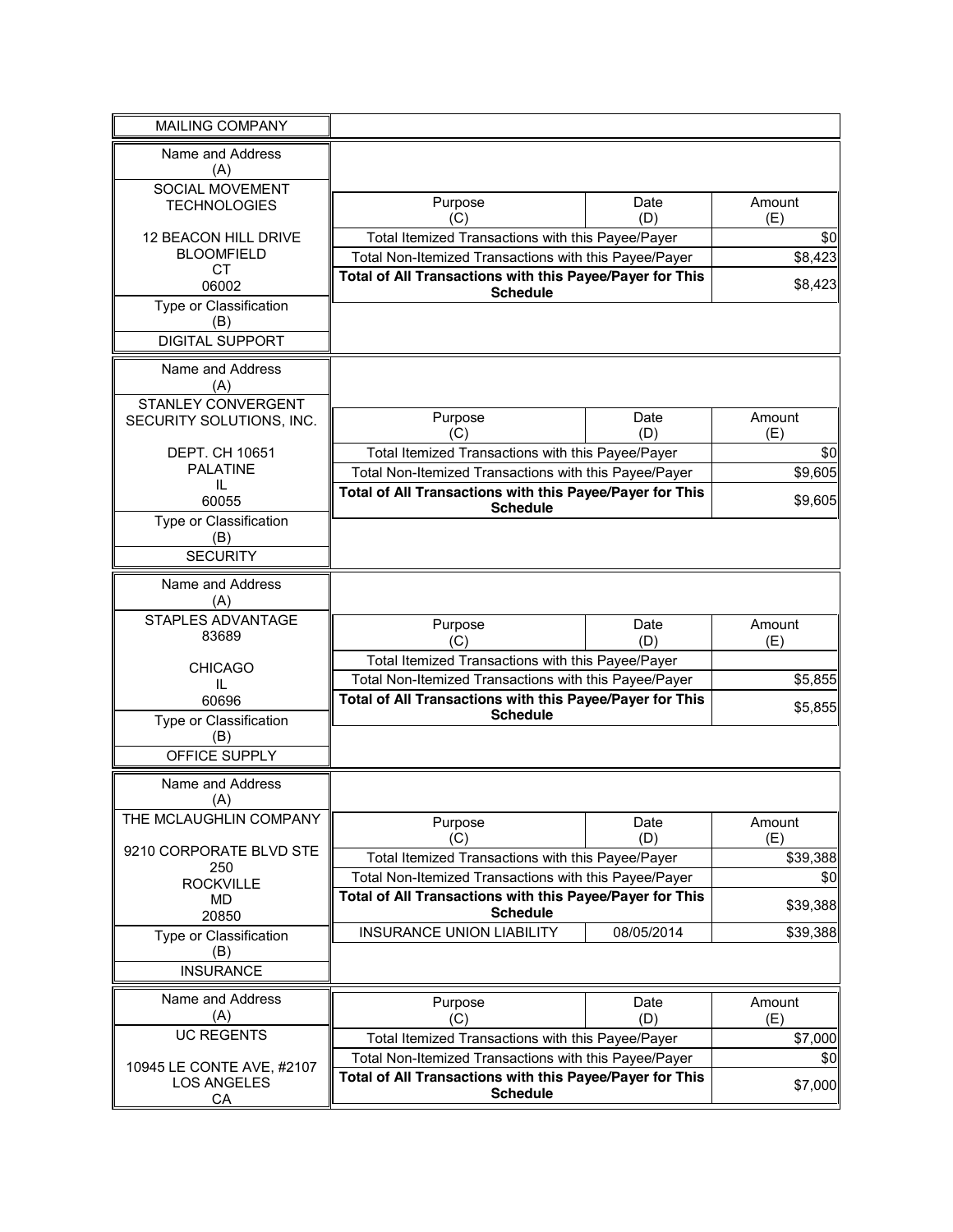| MAILING COMPANY | | | |
|---|---|---|---|

| Name and Address (A) | Purpose (C) | Date (D) | Amount (E) |
|---|---|---|---|
| SOCIAL MOVEMENT TECHNOLOGIES<br><br>12 BEACON HILL DRIVE<br>BLOOMFIELD<br>CT<br>06002 | Total Itemized Transactions with this Payee/Payer | | $0 |
| | Total Non-Itemized Transactions with this Payee/Payer | | $8,423 |
| | **Total of All Transactions with this Payee/Payer for This Schedule** | | $8,423 |
| Type or Classification (B) | | | |
| DIGITAL SUPPORT | | | |

| Name and Address (A) | Purpose (C) | Date (D) | Amount (E) |
|---|---|---|---|
| STANLEY CONVERGENT SECURITY SOLUTIONS, INC.<br><br>DEPT. CH 10651<br>PALATINE<br>IL<br>60055 | Total Itemized Transactions with this Payee/Payer | | $0 |
| | Total Non-Itemized Transactions with this Payee/Payer | | $9,605 |
| | **Total of All Transactions with this Payee/Payer for This Schedule** | | $9,605 |
| Type or Classification (B) | | | |
| SECURITY | | | |

| Name and Address (A) | Purpose (C) | Date (D) | Amount (E) |
|---|---|---|---|
| STAPLES ADVANTAGE<br>83689<br><br>CHICAGO<br>IL<br>60696 | Total Itemized Transactions with this Payee/Payer | | |
| | Total Non-Itemized Transactions with this Payee/Payer | | $5,855 |
| | **Total of All Transactions with this Payee/Payer for This Schedule** | | $5,855 |
| Type or Classification (B) | | | |
| OFFICE SUPPLY | | | |

| Name and Address (A) | Purpose (C) | Date (D) | Amount (E) |
|---|---|---|---|
| THE MCLAUGHLIN COMPANY<br><br>9210 CORPORATE BLVD STE 250<br>ROCKVILLE<br>MD<br>20850 | Total Itemized Transactions with this Payee/Payer | | $39,388 |
| | Total Non-Itemized Transactions with this Payee/Payer | | $0 |
| | **Total of All Transactions with this Payee/Payer for This Schedule** | | $39,388 |
| | INSURANCE UNION LIABILITY | 08/05/2014 | $39,388 |
| Type or Classification (B) | | | |
| INSURANCE | | | |

| Name and Address (A) | Purpose (C) | Date (D) | Amount (E) |
|---|---|---|---|
| UC REGENTS<br><br>10945 LE CONTE AVE, #2107<br>LOS ANGELES<br>CA | Total Itemized Transactions with this Payee/Payer | | $7,000 |
| | Total Non-Itemized Transactions with this Payee/Payer | | $0 |
| | **Total of All Transactions with this Payee/Payer for This Schedule** | | $7,000 |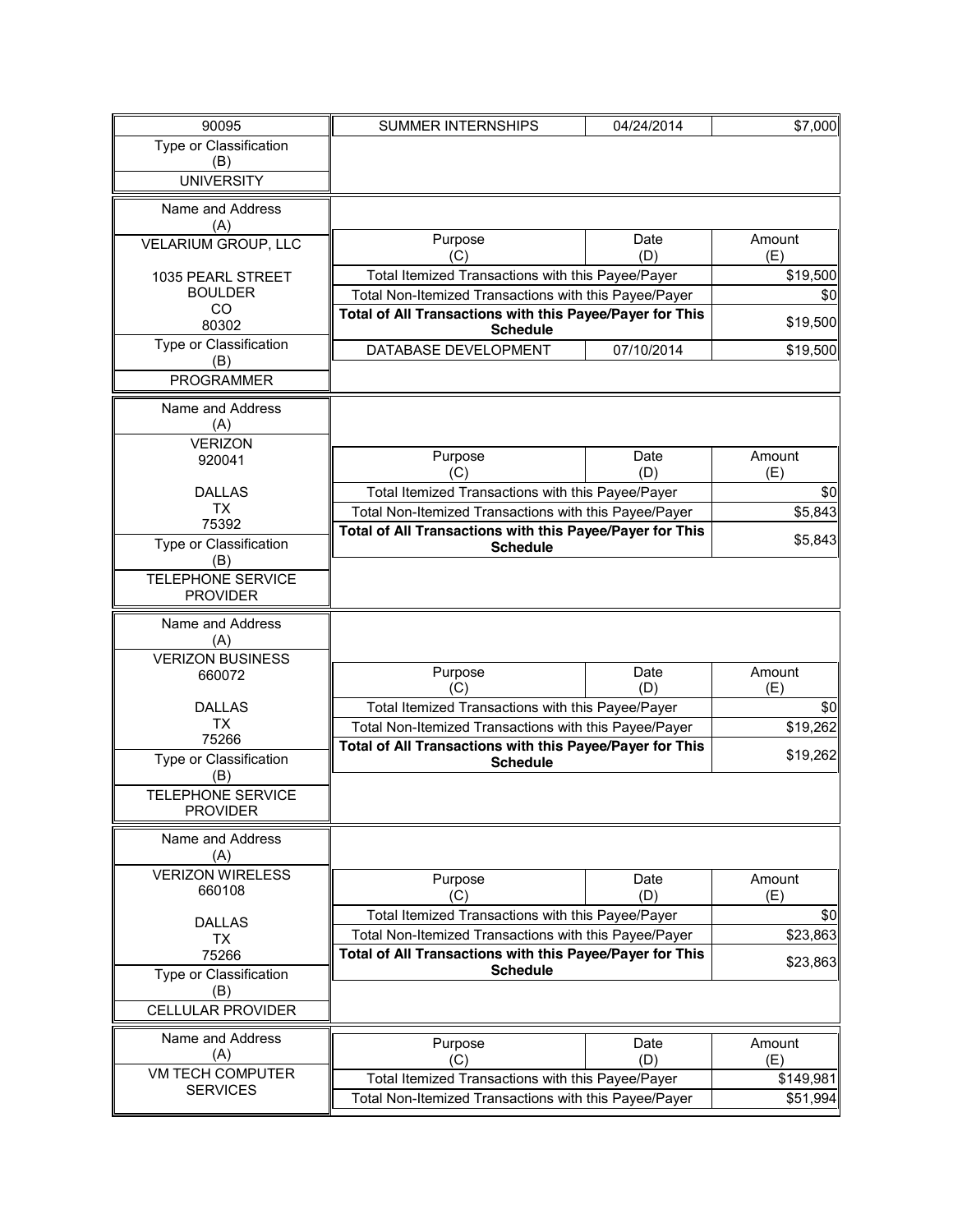| | | | |
|---|---|---|---|
| 90095 | SUMMER INTERNSHIPS | 04/24/2014 | $7,000 |
| **Type or Classification (B)** | | | |
| UNIVERSITY | | | |

| Name and Address (A) | Purpose (C) | Date (D) | Amount (E) |
|---|---|---|---|
| VELARIUM GROUP, LLC<br><br>1035 PEARL STREET<br>BOULDER<br>CO<br>80302 | Total Itemized Transactions with this Payee/Payer | | $19,500 |
| | Total Non-Itemized Transactions with this Payee/Payer | | $0 |
| | **Total of All Transactions with this Payee/Payer for This Schedule** | | $19,500 |
| **Type or Classification (B)** | DATABASE DEVELOPMENT | 07/10/2014 | $19,500 |
| PROGRAMMER | | | |

| Name and Address (A) | Purpose (C) | Date (D) | Amount (E) |
|---|---|---|---|
| VERIZON<br>920041<br><br>DALLAS<br>TX<br>75392 | Total Itemized Transactions with this Payee/Payer | | $0 |
| | Total Non-Itemized Transactions with this Payee/Payer | | $5,843 |
| | **Total of All Transactions with this Payee/Payer for This Schedule** | | $5,843 |
| **Type or Classification (B)** | | | |
| TELEPHONE SERVICE PROVIDER | | | |

| Name and Address (A) | Purpose (C) | Date (D) | Amount (E) |
|---|---|---|---|
| VERIZON BUSINESS<br>660072<br><br>DALLAS<br>TX<br>75266 | Total Itemized Transactions with this Payee/Payer | | $0 |
| | Total Non-Itemized Transactions with this Payee/Payer | | $19,262 |
| | **Total of All Transactions with this Payee/Payer for This Schedule** | | $19,262 |
| **Type or Classification (B)** | | | |
| TELEPHONE SERVICE PROVIDER | | | |

| Name and Address (A) | Purpose (C) | Date (D) | Amount (E) |
|---|---|---|---|
| VERIZON WIRELESS<br>660108<br><br>DALLAS<br>TX<br>75266 | Total Itemized Transactions with this Payee/Payer | | $0 |
| | Total Non-Itemized Transactions with this Payee/Payer | | $23,863 |
| | **Total of All Transactions with this Payee/Payer for This Schedule** | | $23,863 |
| **Type or Classification (B)** | | | |
| CELLULAR PROVIDER | | | |

| Name and Address (A) | Purpose (C) | Date (D) | Amount (E) |
|---|---|---|---|
| VM TECH COMPUTER SERVICES | Total Itemized Transactions with this Payee/Payer | | $149,981 |
| | Total Non-Itemized Transactions with this Payee/Payer | | $51,994 |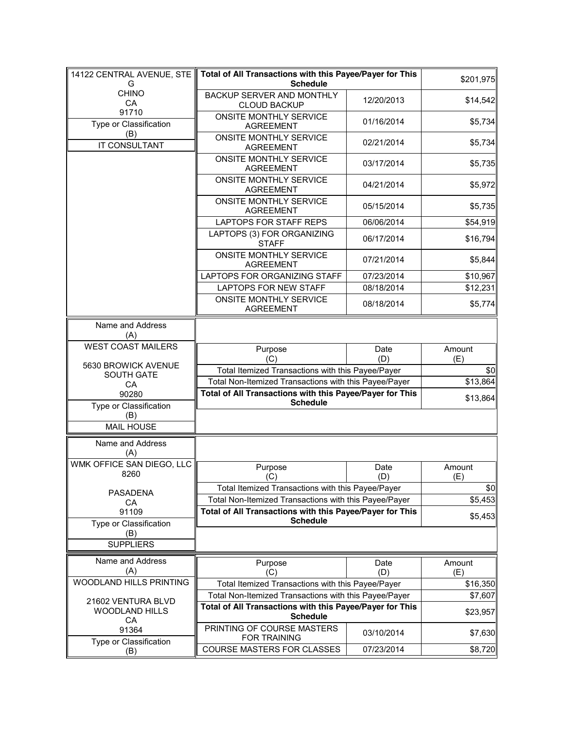| Name and Address (A) | Purpose (C) | Date (D) | Amount (E) |
|---|---|---|---|
| 14122 CENTRAL AVENUE, STE G CHINO CA 91710 | Total of All Transactions with this Payee/Payer for This Schedule | | $201,975 |
| Type or Classification (B) | BACKUP SERVER AND MONTHLY CLOUD BACKUP | 12/20/2013 | $14,542 |
| IT CONSULTANT | ONSITE MONTHLY SERVICE AGREEMENT | 01/16/2014 | $5,734 |
| | ONSITE MONTHLY SERVICE AGREEMENT | 02/21/2014 | $5,734 |
| | ONSITE MONTHLY SERVICE AGREEMENT | 03/17/2014 | $5,735 |
| | ONSITE MONTHLY SERVICE AGREEMENT | 04/21/2014 | $5,972 |
| | ONSITE MONTHLY SERVICE AGREEMENT | 05/15/2014 | $5,735 |
| | LAPTOPS FOR STAFF REPS | 06/06/2014 | $54,919 |
| | LAPTOPS (3) FOR ORGANIZING STAFF | 06/17/2014 | $16,794 |
| | ONSITE MONTHLY SERVICE AGREEMENT | 07/21/2014 | $5,844 |
| | LAPTOPS FOR ORGANIZING STAFF | 07/23/2014 | $10,967 |
| | LAPTOPS FOR NEW STAFF | 08/18/2014 | $12,231 |
| | ONSITE MONTHLY SERVICE AGREEMENT | 08/18/2014 | $5,774 |

| Name and Address (A) | Purpose (C) | Date (D) | Amount (E) |
|---|---|---|---|
| WEST COAST MAILERS 5630 BROWICK AVENUE SOUTH GATE CA 90280 | Total Itemized Transactions with this Payee/Payer | | $0 |
| Type or Classification (B) | Total Non-Itemized Transactions with this Payee/Payer | | $13,864 |
| MAIL HOUSE | **Total of All Transactions with this Payee/Payer for This Schedule** | | $13,864 |

| Name and Address (A) | Purpose (C) | Date (D) | Amount (E) |
|---|---|---|---|
| WMK OFFICE SAN DIEGO, LLC 8260 PASADENA CA 91109 | Total Itemized Transactions with this Payee/Payer | | $0 |
| Type or Classification (B) | Total Non-Itemized Transactions with this Payee/Payer | | $5,453 |
| SUPPLIERS | **Total of All Transactions with this Payee/Payer for This Schedule** | | $5,453 |

| Name and Address (A) | Purpose (C) | Date (D) | Amount (E) |
|---|---|---|---|
| WOODLAND HILLS PRINTING 21602 VENTURA BLVD WOODLAND HILLS CA 91364 | Total Itemized Transactions with this Payee/Payer | | $16,350 |
| | Total Non-Itemized Transactions with this Payee/Payer | | $7,607 |
| | **Total of All Transactions with this Payee/Payer for This Schedule** | | $23,957 |
| | PRINTING OF COURSE MASTERS FOR TRAINING | 03/10/2014 | $7,630 |
| Type or Classification (B) | COURSE MASTERS FOR CLASSES | 07/23/2014 | $8,720 |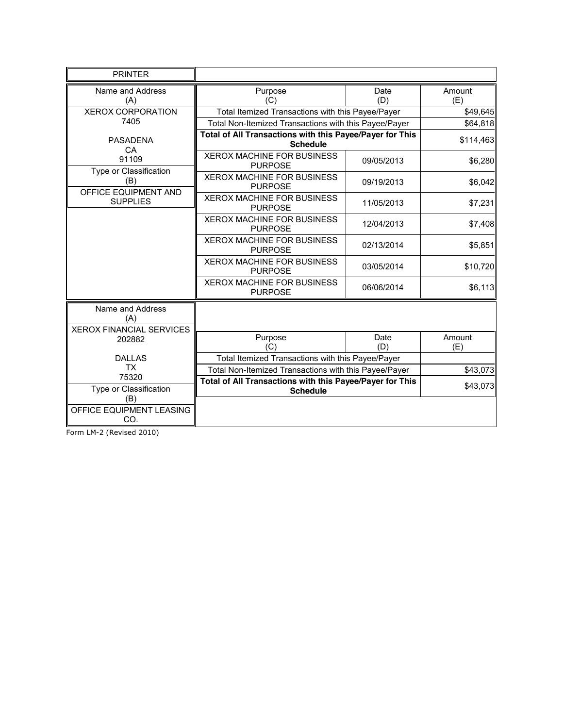**PRINTER**

| Name and Address (A) | Purpose (C) | Date (D) | Amount (E) |
|---|---|---|---|
| XEROX CORPORATION<br>7405<br><br>PASADENA<br>CA<br>91109 | Total Itemized Transactions with this Payee/Payer | | $49,645 |
| | Total Non-Itemized Transactions with this Payee/Payer | | $64,818 |
| | **Total of All Transactions with this Payee/Payer for This Schedule** | | $114,463 |
| | XEROX MACHINE FOR BUSINESS PURPOSE | 09/05/2013 | $6,280 |
| **Type or Classification (B)** | XEROX MACHINE FOR BUSINESS PURPOSE | 09/19/2013 | $6,042 |
| OFFICE EQUIPMENT AND SUPPLIES | XEROX MACHINE FOR BUSINESS PURPOSE | 11/05/2013 | $7,231 |
| | XEROX MACHINE FOR BUSINESS PURPOSE | 12/04/2013 | $7,408 |
| | XEROX MACHINE FOR BUSINESS PURPOSE | 02/13/2014 | $5,851 |
| | XEROX MACHINE FOR BUSINESS PURPOSE | 03/05/2014 | $10,720 |
| | XEROX MACHINE FOR BUSINESS PURPOSE | 06/06/2014 | $6,113 |

| Name and Address (A) | Purpose (C) | Date (D) | Amount (E) |
|---|---|---|---|
| XEROX FINANCIAL SERVICES<br>202882<br><br>DALLAS<br>TX<br>75320 | Total Itemized Transactions with this Payee/Payer | | |
| | Total Non-Itemized Transactions with this Payee/Payer | | $43,073 |
| | **Total of All Transactions with this Payee/Payer for This Schedule** | | $43,073 |
| **Type or Classification (B)** | | | |
| OFFICE EQUIPMENT LEASING CO. | | | |

Form LM-2 (Revised 2010)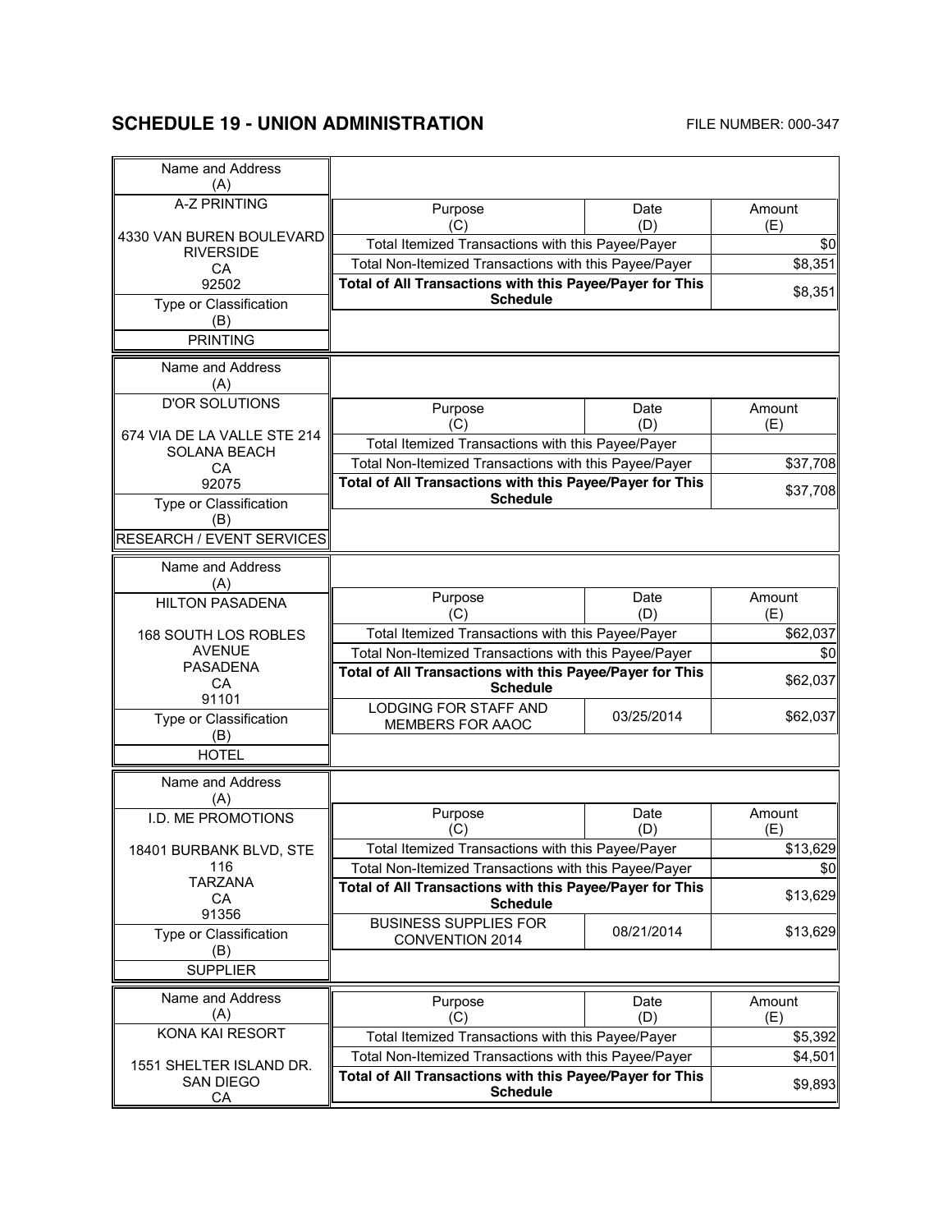## SCHEDULE 19 - UNION ADMINISTRATION

FILE NUMBER: 000-347

| Name and Address (A) | Purpose (C) | Date (D) | Amount (E) |
|---|---|---|---|
| A-Z PRINTING<br><br>4330 VAN BUREN BOULEVARD<br>RIVERSIDE<br>CA<br>92502 | Total Itemized Transactions with this Payee/Payer | | $0 |
| | Total Non-Itemized Transactions with this Payee/Payer | | $8,351 |
| | **Total of All Transactions with this Payee/Payer for This Schedule** | | $8,351 |
| Type or Classification (B): PRINTING | | | |

| Name and Address (A) | Purpose (C) | Date (D) | Amount (E) |
|---|---|---|---|
| D'OR SOLUTIONS<br><br>674 VIA DE LA VALLE STE 214<br>SOLANA BEACH<br>CA<br>92075 | Total Itemized Transactions with this Payee/Payer | | |
| | Total Non-Itemized Transactions with this Payee/Payer | | $37,708 |
| | **Total of All Transactions with this Payee/Payer for This Schedule** | | $37,708 |
| Type or Classification (B): RESEARCH / EVENT SERVICES | | | |

| Name and Address (A) | Purpose (C) | Date (D) | Amount (E) |
|---|---|---|---|
| HILTON PASADENA<br><br>168 SOUTH LOS ROBLES AVENUE<br>PASADENA<br>CA<br>91101 | Total Itemized Transactions with this Payee/Payer | | $62,037 |
| | Total Non-Itemized Transactions with this Payee/Payer | | $0 |
| | **Total of All Transactions with this Payee/Payer for This Schedule** | | $62,037 |
| | LODGING FOR STAFF AND MEMBERS FOR AAOC | 03/25/2014 | $62,037 |
| Type or Classification (B): HOTEL | | | |

| Name and Address (A) | Purpose (C) | Date (D) | Amount (E) |
|---|---|---|---|
| I.D. ME PROMOTIONS<br><br>18401 BURBANK BLVD, STE 116<br>TARZANA<br>CA<br>91356 | Total Itemized Transactions with this Payee/Payer | | $13,629 |
| | Total Non-Itemized Transactions with this Payee/Payer | | $0 |
| | **Total of All Transactions with this Payee/Payer for This Schedule** | | $13,629 |
| | BUSINESS SUPPLIES FOR CONVENTION 2014 | 08/21/2014 | $13,629 |
| Type or Classification (B): SUPPLIER | | | |

| Name and Address (A) | Purpose (C) | Date (D) | Amount (E) |
|---|---|---|---|
| KONA KAI RESORT<br><br>1551 SHELTER ISLAND DR.<br>SAN DIEGO<br>CA | Total Itemized Transactions with this Payee/Payer | | $5,392 |
| | Total Non-Itemized Transactions with this Payee/Payer | | $4,501 |
| | **Total of All Transactions with this Payee/Payer for This Schedule** | | $9,893 |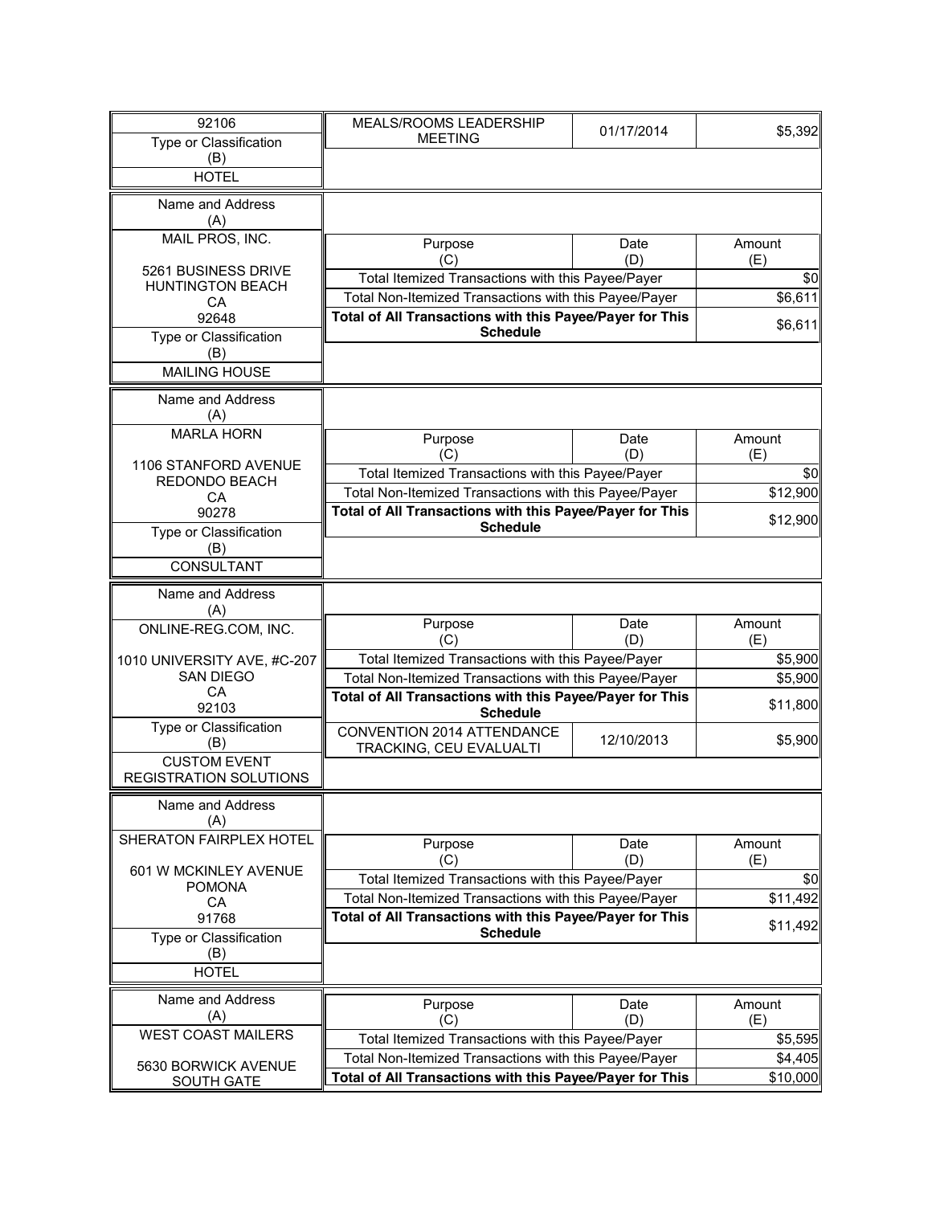| 92106 | MEALS/ROOMS LEADERSHIP MEETING | 01/17/2014 | $5,392 |
|---|---|---|---|
| Type or Classification (B) | | | |
| HOTEL | | | |

| Name and Address (A) | Purpose (C) | Date (D) | Amount (E) |
|---|---|---|---|
| MAIL PROS, INC.<br><br>5261 BUSINESS DRIVE<br>HUNTINGTON BEACH<br>CA<br>92648 | Total Itemized Transactions with this Payee/Payer | | $0 |
| | Total Non-Itemized Transactions with this Payee/Payer | | $6,611 |
| | **Total of All Transactions with this Payee/Payer for This Schedule** | | $6,611 |
| Type or Classification (B) | | | |
| MAILING HOUSE | | | |

| Name and Address (A) | Purpose (C) | Date (D) | Amount (E) |
|---|---|---|---|
| MARLA HORN<br><br>1106 STANFORD AVENUE<br>REDONDO BEACH<br>CA<br>90278 | Total Itemized Transactions with this Payee/Payer | | $0 |
| | Total Non-Itemized Transactions with this Payee/Payer | | $12,900 |
| | **Total of All Transactions with this Payee/Payer for This Schedule** | | $12,900 |
| Type or Classification (B) | | | |
| CONSULTANT | | | |

| Name and Address (A) | Purpose (C) | Date (D) | Amount (E) |
|---|---|---|---|
| ONLINE-REG.COM, INC.<br><br>1010 UNIVERSITY AVE, #C-207<br>SAN DIEGO<br>CA<br>92103 | Total Itemized Transactions with this Payee/Payer | | $5,900 |
| | Total Non-Itemized Transactions with this Payee/Payer | | $5,900 |
| | **Total of All Transactions with this Payee/Payer for This Schedule** | | $11,800 |
| Type or Classification (B) | CONVENTION 2014 ATTENDANCE TRACKING, CEU EVALUALTI | 12/10/2013 | $5,900 |
| CUSTOM EVENT REGISTRATION SOLUTIONS | | | |

| Name and Address (A) | Purpose (C) | Date (D) | Amount (E) |
|---|---|---|---|
| SHERATON FAIRPLEX HOTEL<br><br>601 W MCKINLEY AVENUE<br>POMONA<br>CA<br>91768 | Total Itemized Transactions with this Payee/Payer | | $0 |
| | Total Non-Itemized Transactions with this Payee/Payer | | $11,492 |
| | **Total of All Transactions with this Payee/Payer for This Schedule** | | $11,492 |
| Type or Classification (B) | | | |
| HOTEL | | | |

| Name and Address (A) | Purpose (C) | Date (D) | Amount (E) |
|---|---|---|---|
| WEST COAST MAILERS<br><br>5630 BORWICK AVENUE<br>SOUTH GATE | Total Itemized Transactions with this Payee/Payer | | $5,595 |
| | Total Non-Itemized Transactions with this Payee/Payer | | $4,405 |
| | **Total of All Transactions with this Payee/Payer for This** | | $10,000 |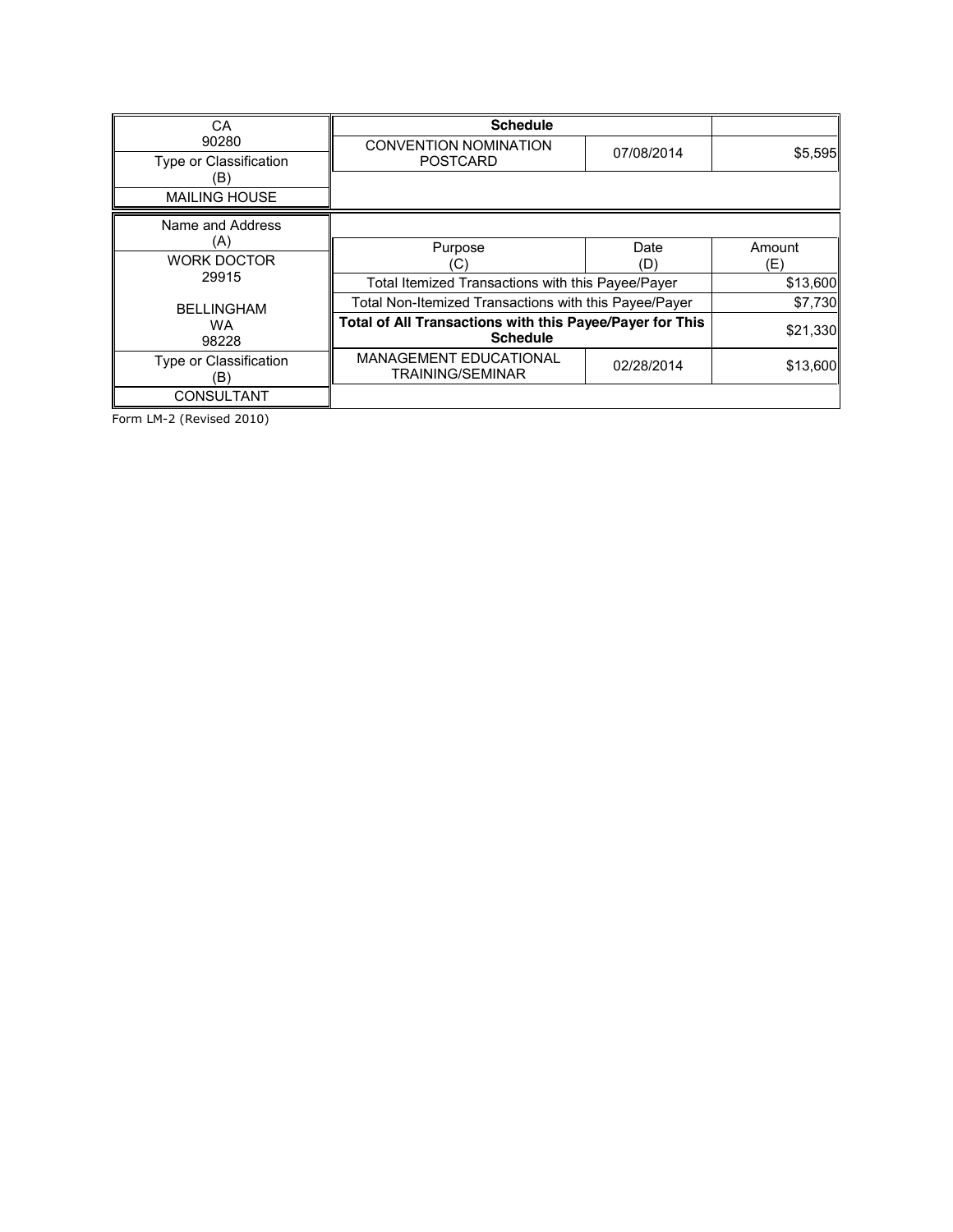| CA<br>90280 | Schedule | | |
|---|---|---|---|
| Type or Classification<br>(B) | CONVENTION NOMINATION POSTCARD | 07/08/2014 | $5,595 |
| MAILING HOUSE | | | |

| Name and Address<br>(A) | | | |
|---|---|---|---|
| WORK DOCTOR<br>29915<br><br>BELLINGHAM<br>WA<br>98228 | Purpose<br>(C) | Date<br>(D) | Amount<br>(E) |
| | Total Itemized Transactions with this Payee/Payer | | $13,600 |
| | Total Non-Itemized Transactions with this Payee/Payer | | $7,730 |
| | **Total of All Transactions with this Payee/Payer for This Schedule** | | $21,330 |
| Type or Classification<br>(B) | MANAGEMENT EDUCATIONAL TRAINING/SEMINAR | 02/28/2014 | $13,600 |
| CONSULTANT | | | |

Form LM-2 (Revised 2010)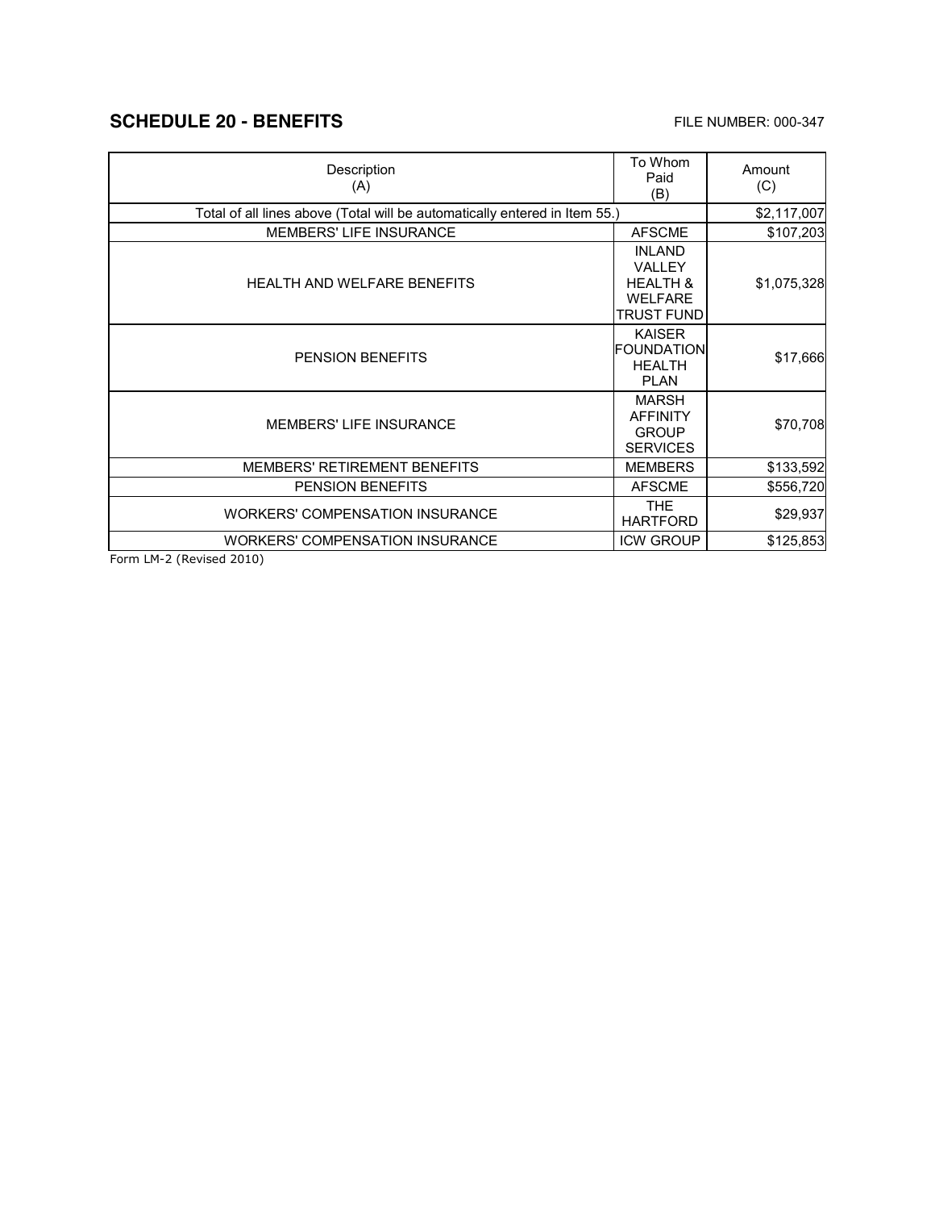## SCHEDULE 20 - BENEFITS

FILE NUMBER: 000-347

| Description (A) | To Whom Paid (B) | Amount (C) |
|---|---|---|
| Total of all lines above (Total will be automatically entered in Item 55.) | | $2,117,007 |
| MEMBERS' LIFE INSURANCE | AFSCME | $107,203 |
| HEALTH AND WELFARE BENEFITS | INLAND VALLEY HEALTH & WELFARE TRUST FUND | $1,075,328 |
| PENSION BENEFITS | KAISER FOUNDATION HEALTH PLAN | $17,666 |
| MEMBERS' LIFE INSURANCE | MARSH AFFINITY GROUP SERVICES | $70,708 |
| MEMBERS' RETIREMENT BENEFITS | MEMBERS | $133,592 |
| PENSION BENEFITS | AFSCME | $556,720 |
| WORKERS' COMPENSATION INSURANCE | THE HARTFORD | $29,937 |
| WORKERS' COMPENSATION INSURANCE | ICW GROUP | $125,853 |

Form LM-2 (Revised 2010)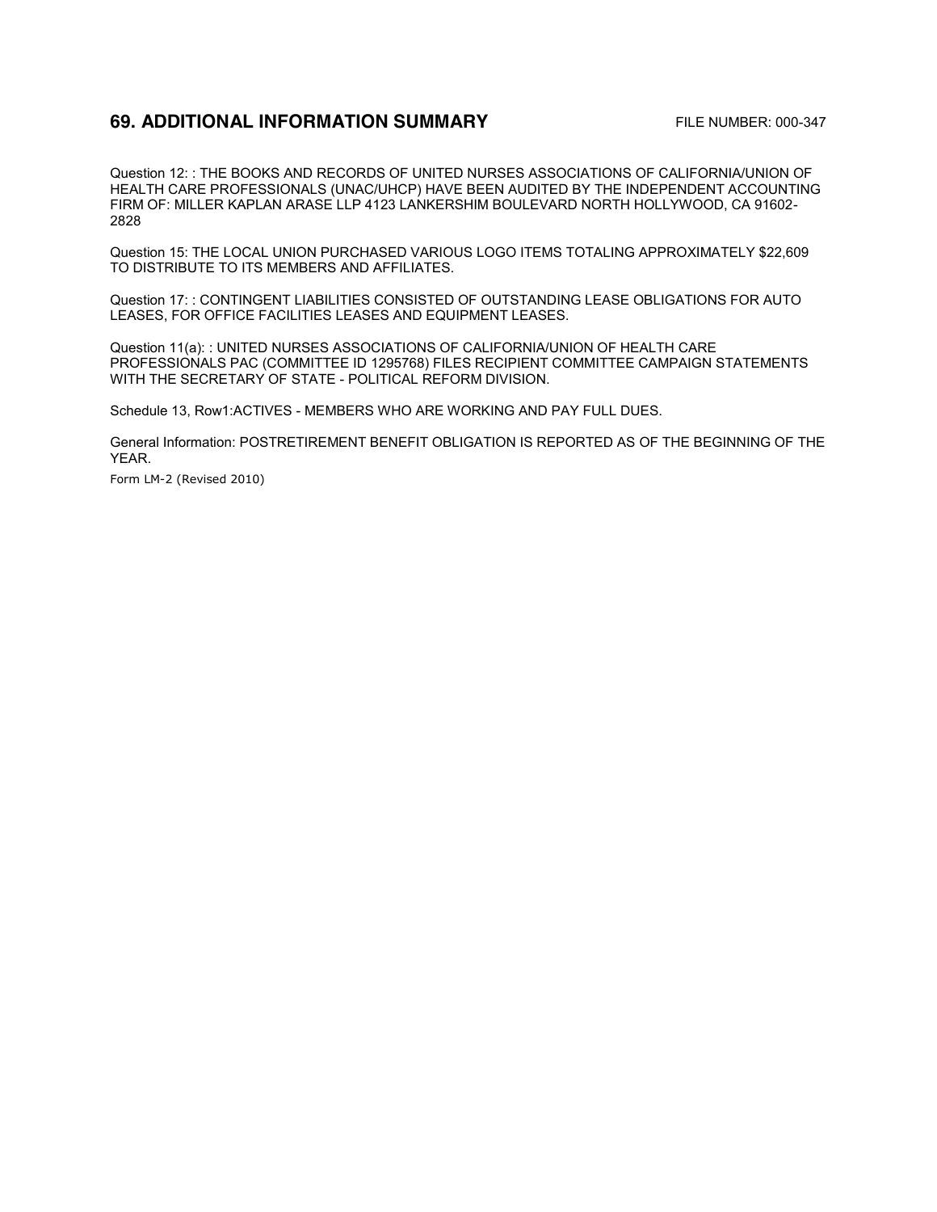## 69. ADDITIONAL INFORMATION SUMMARY

FILE NUMBER: 000-347

Question 12: : THE BOOKS AND RECORDS OF UNITED NURSES ASSOCIATIONS OF CALIFORNIA/UNION OF HEALTH CARE PROFESSIONALS (UNAC/UHCP) HAVE BEEN AUDITED BY THE INDEPENDENT ACCOUNTING FIRM OF: MILLER KAPLAN ARASE LLP 4123 LANKERSHIM BOULEVARD NORTH HOLLYWOOD, CA 91602-2828

Question 15: THE LOCAL UNION PURCHASED VARIOUS LOGO ITEMS TOTALING APPROXIMATELY $22,609 TO DISTRIBUTE TO ITS MEMBERS AND AFFILIATES.

Question 17: : CONTINGENT LIABILITIES CONSISTED OF OUTSTANDING LEASE OBLIGATIONS FOR AUTO LEASES, FOR OFFICE FACILITIES LEASES AND EQUIPMENT LEASES.

Question 11(a): : UNITED NURSES ASSOCIATIONS OF CALIFORNIA/UNION OF HEALTH CARE PROFESSIONALS PAC (COMMITTEE ID 1295768) FILES RECIPIENT COMMITTEE CAMPAIGN STATEMENTS WITH THE SECRETARY OF STATE - POLITICAL REFORM DIVISION.

Schedule 13, Row1:ACTIVES - MEMBERS WHO ARE WORKING AND PAY FULL DUES.

General Information: POSTRETIREMENT BENEFIT OBLIGATION IS REPORTED AS OF THE BEGINNING OF THE YEAR.

Form LM-2 (Revised 2010)